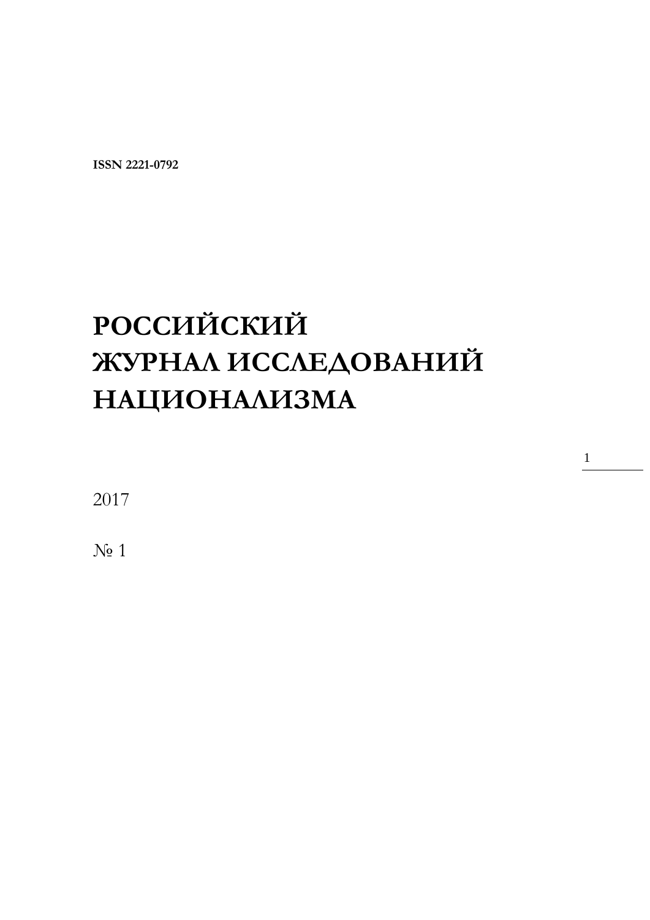**ISSN 2221-0792**

# РОССИЙСКИЙ ЖУРНАЛ ИССЛЕДОВАНИЙ НАЦИОНАЛИЗМА

2017

№ 1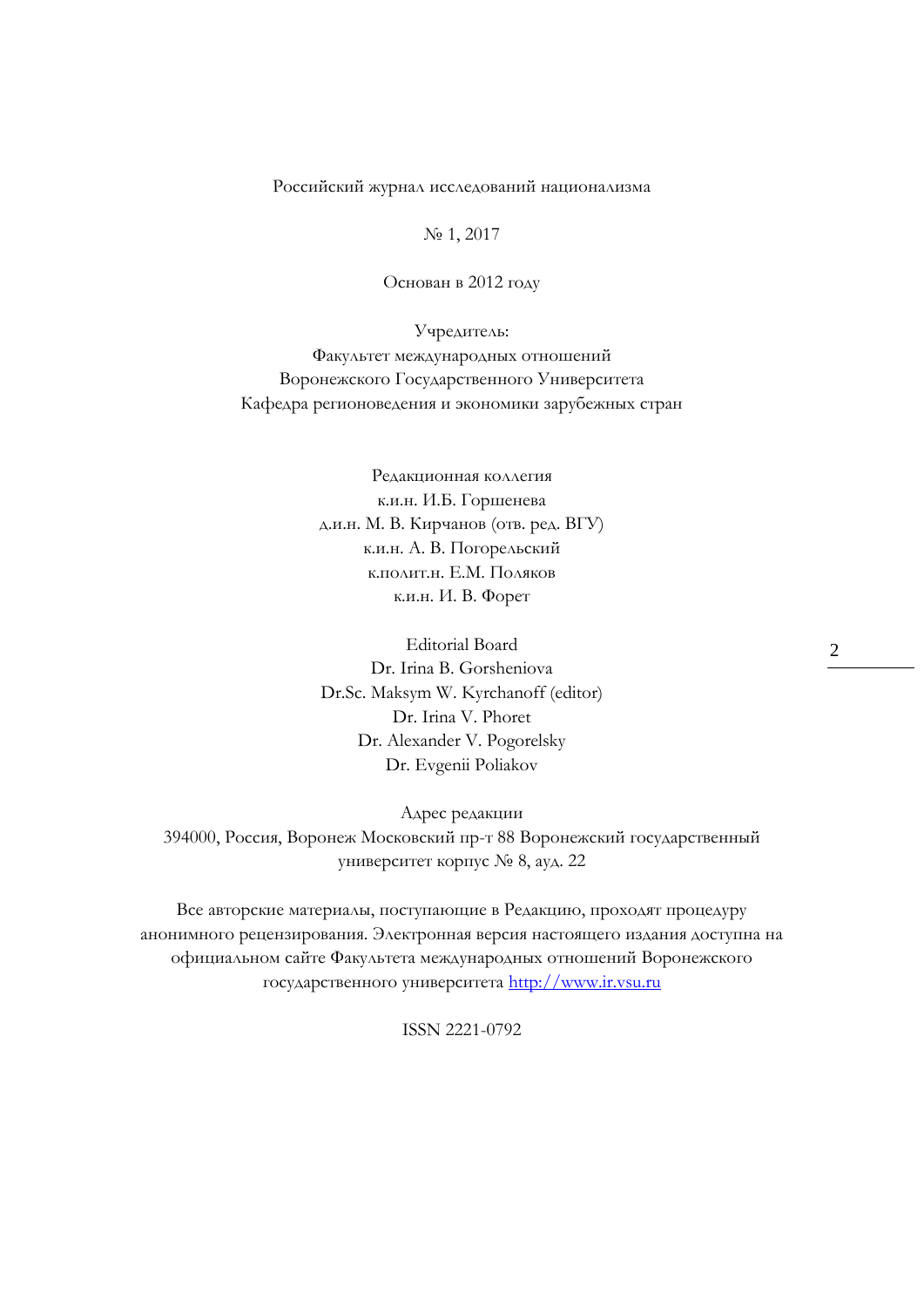Российский журнал исследований национализма

№ 1, 2017

Основан в 2012 году

Учредитель:
Факультет международных отношений
Воронежского Государственного Университета
Кафедра регионоведения и экономики зарубежных стран

Редакционная коллегия
к.и.н. И.Б. Горшенева
д.и.н. М. В. Кирчанов (отв. ред. ВГУ)
к.и.н. А. В. Погорельский
к.полит.н. Е.М. Поляков
к.и.н. И. В. Форет

Editorial Board
Dr. Irina B. Gorsheniova
Dr.Sc. Maksym W. Kyrchanoff (editor)
Dr. Irina V. Phoret
Dr. Alexander V. Pogorelsky
Dr. Evgenii Poliakov

Адрес редакции
394000, Россия, Воронеж Московский пр-т 88 Воронежский государственный университет корпус № 8, ауд. 22

Все авторские материалы, поступающие в Редакцию, проходят процедуру анонимного рецензирования. Электронная версия настоящего издания доступна на официальном сайте Факультета международных отношений Воронежского государственного университета http://www.ir.vsu.ru

ISSN 2221-0792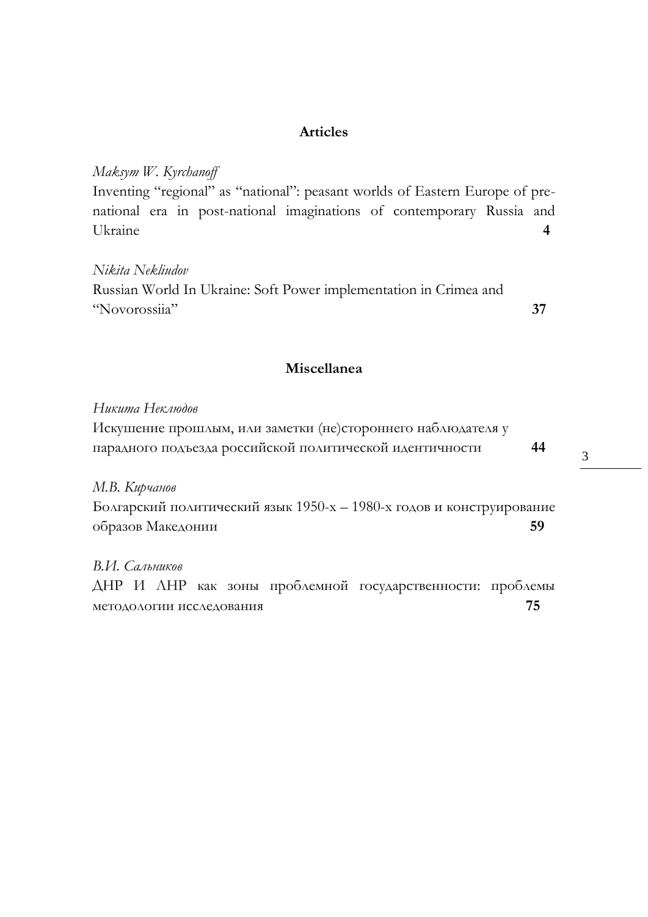## Articles

*Maksym W. Kyrchanoff*
Inventing "regional" as "national": peasant worlds of Eastern Europe of pre-national era in post-national imaginations of contemporary Russia and Ukraine **4**

*Nikita Nekliudov*
Russian World In Ukraine: Soft Power implementation in Crimea and "Novorossiia" **37**

## Miscellanea

*Никита Неклюдов*
Искушение прошлым, или заметки (не)стороннего наблюдателя у парадного подъезда российской политической идентичности **44**

*М.В. Кирчанов*
Болгарский политический язык 1950-х – 1980-х годов и конструирование образов Македонии **59**

*В.И. Сальников*
ДНР И ЛНР как зоны проблемной государственности: проблемы методологии исследования **75**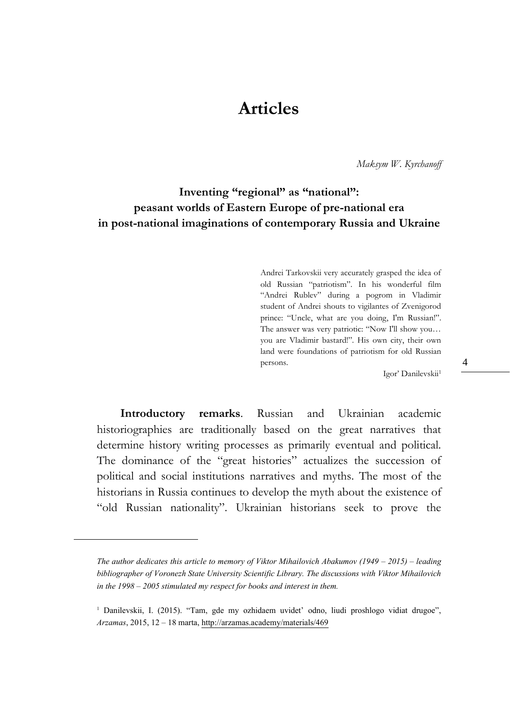# Articles

*Maksym W. Kyrchanoff*

## Inventing "regional" as "national": peasant worlds of Eastern Europe of pre-national era in post-national imaginations of contemporary Russia and Ukraine

> Andrei Tarkovskii very accurately grasped the idea of old Russian "patriotism". In his wonderful film "Andrei Rublev" during a pogrom in Vladimir student of Andrei shouts to vigilantes of Zvenigorod prince: "Uncle, what are you doing, I'm Russian!". The answer was very patriotic: "Now I'll show you… you are Vladimir bastard!". His own city, their own land were foundations of patriotism for old Russian persons.
>
> Igor' Danilevskii[1]

**Introductory remarks**. Russian and Ukrainian academic historiographies are traditionally based on the great narratives that determine history writing processes as primarily eventual and political. The dominance of the "great histories" actualizes the succession of political and social institutions narratives and myths. The most of the historians in Russia continues to develop the myth about the existence of "old Russian nationality". Ukrainian historians seek to prove the

---

*The author dedicates this article to memory of Viktor Mihailovich Abakumov (1949 – 2015) – leading bibliographer of Voronezh State University Scientific Library. The discussions with Viktor Mihailovich in the 1998 – 2005 stimulated my respect for books and interest in them.*

[1] Danilevskii, I. (2015). "Tam, gde my ozhidaem uvidet' odno, liudi proshlogo vidiat drugoe", *Arzamas*, 2015, 12 – 18 marta, http://arzamas.academy/materials/469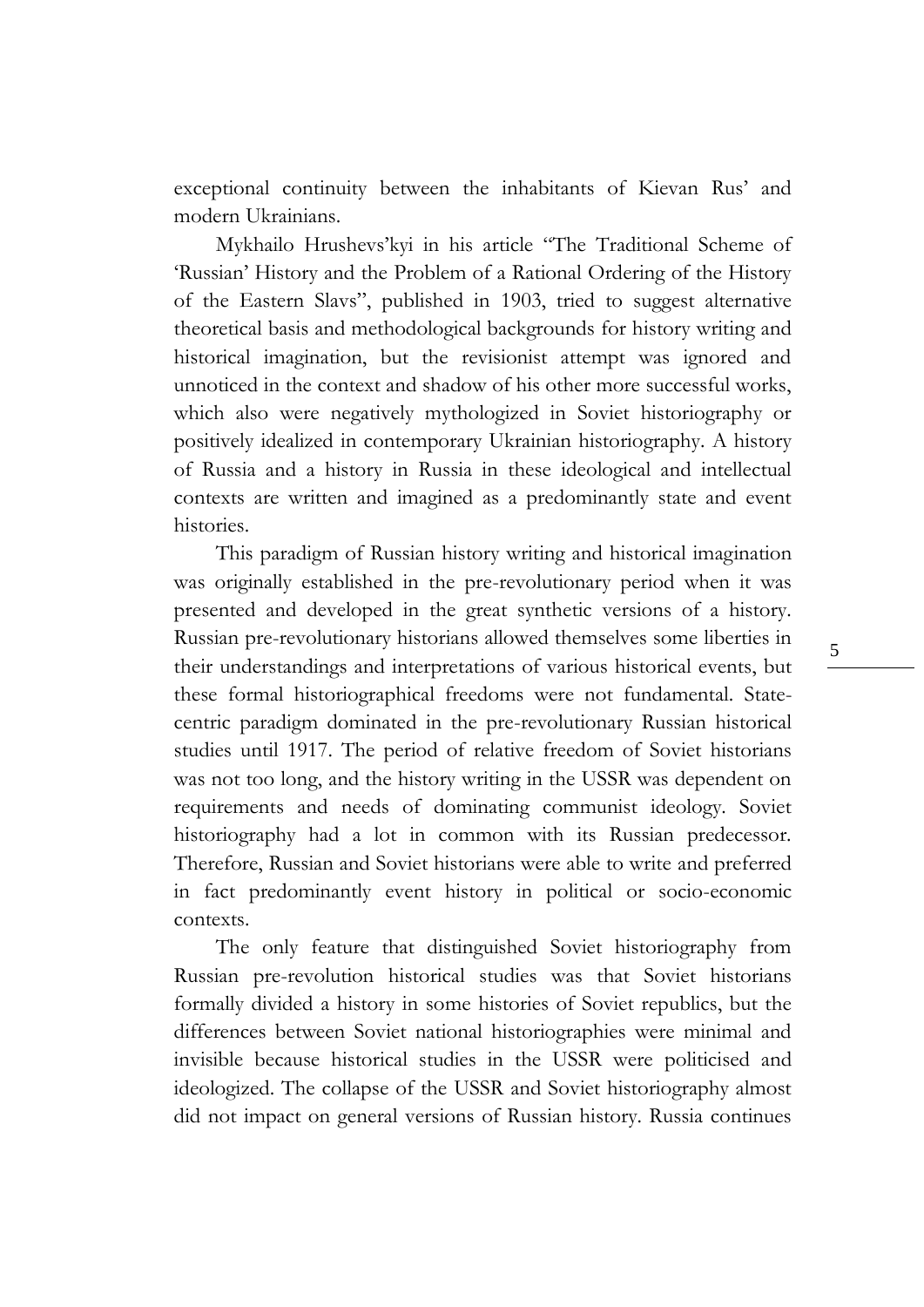exceptional continuity between the inhabitants of Kievan Rus' and modern Ukrainians.

Mykhailo Hrushevs'kyi in his article "The Traditional Scheme of 'Russian' History and the Problem of a Rational Ordering of the History of the Eastern Slavs", published in 1903, tried to suggest alternative theoretical basis and methodological backgrounds for history writing and historical imagination, but the revisionist attempt was ignored and unnoticed in the context and shadow of his other more successful works, which also were negatively mythologized in Soviet historiography or positively idealized in contemporary Ukrainian historiography. A history of Russia and a history in Russia in these ideological and intellectual contexts are written and imagined as a predominantly state and event histories.

This paradigm of Russian history writing and historical imagination was originally established in the pre-revolutionary period when it was presented and developed in the great synthetic versions of a history. Russian pre-revolutionary historians allowed themselves some liberties in their understandings and interpretations of various historical events, but these formal historiographical freedoms were not fundamental. State-centric paradigm dominated in the pre-revolutionary Russian historical studies until 1917. The period of relative freedom of Soviet historians was not too long, and the history writing in the USSR was dependent on requirements and needs of dominating communist ideology. Soviet historiography had a lot in common with its Russian predecessor. Therefore, Russian and Soviet historians were able to write and preferred in fact predominantly event history in political or socio-economic contexts.

The only feature that distinguished Soviet historiography from Russian pre-revolution historical studies was that Soviet historians formally divided a history in some histories of Soviet republics, but the differences between Soviet national historiographies were minimal and invisible because historical studies in the USSR were politicised and ideologized. The collapse of the USSR and Soviet historiography almost did not impact on general versions of Russian history. Russia continues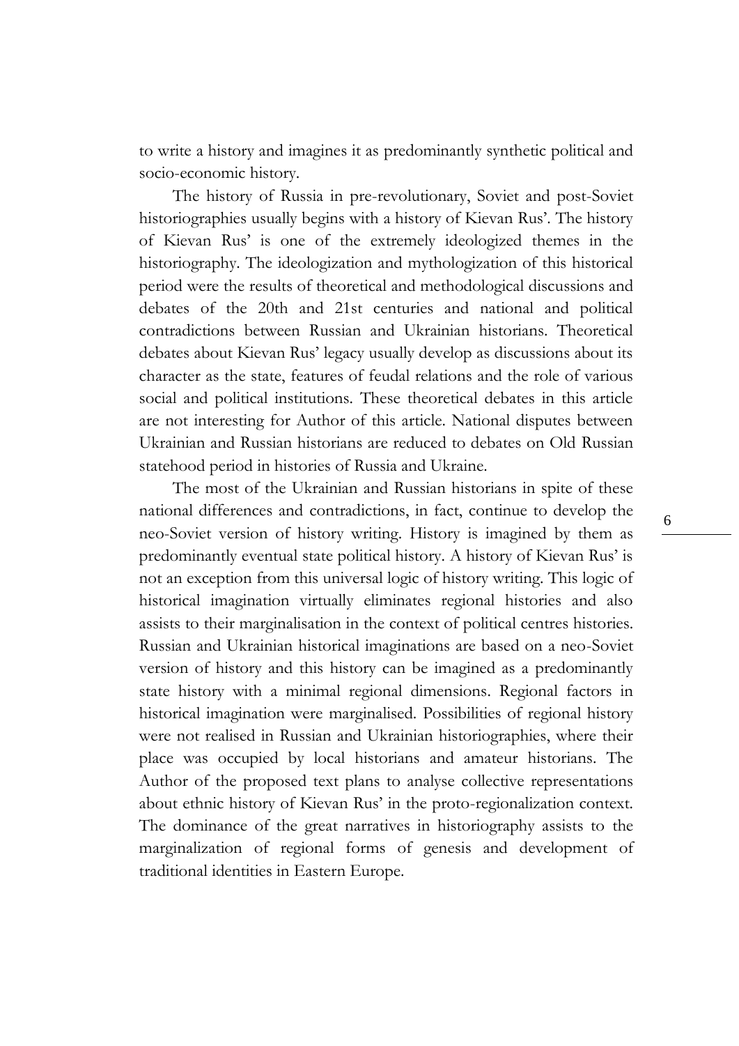to write a history and imagines it as predominantly synthetic political and socio-economic history.

The history of Russia in pre-revolutionary, Soviet and post-Soviet historiographies usually begins with a history of Kievan Rus'. The history of Kievan Rus' is one of the extremely ideologized themes in the historiography. The ideologization and mythologization of this historical period were the results of theoretical and methodological discussions and debates of the 20th and 21st centuries and national and political contradictions between Russian and Ukrainian historians. Theoretical debates about Kievan Rus' legacy usually develop as discussions about its character as the state, features of feudal relations and the role of various social and political institutions. These theoretical debates in this article are not interesting for Author of this article. National disputes between Ukrainian and Russian historians are reduced to debates on Old Russian statehood period in histories of Russia and Ukraine.

The most of the Ukrainian and Russian historians in spite of these national differences and contradictions, in fact, continue to develop the neo-Soviet version of history writing. History is imagined by them as predominantly eventual state political history. A history of Kievan Rus' is not an exception from this universal logic of history writing. This logic of historical imagination virtually eliminates regional histories and also assists to their marginalisation in the context of political centres histories. Russian and Ukrainian historical imaginations are based on a neo-Soviet version of history and this history can be imagined as a predominantly state history with a minimal regional dimensions. Regional factors in historical imagination were marginalised. Possibilities of regional history were not realised in Russian and Ukrainian historiographies, where their place was occupied by local historians and amateur historians. The Author of the proposed text plans to analyse collective representations about ethnic history of Kievan Rus' in the proto-regionalization context. The dominance of the great narratives in historiography assists to the marginalization of regional forms of genesis and development of traditional identities in Eastern Europe.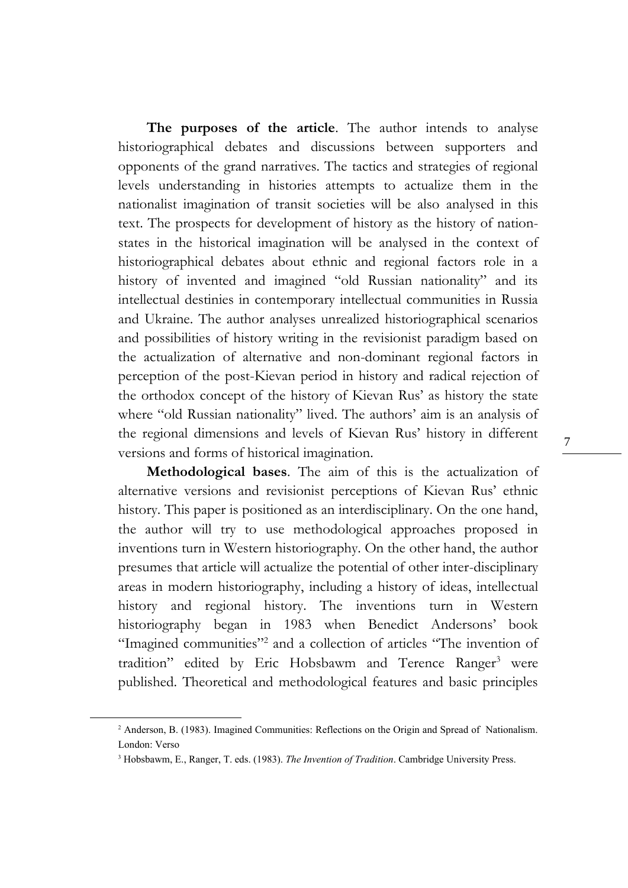**The purposes of the article**. The author intends to analyse historiographical debates and discussions between supporters and opponents of the grand narratives. The tactics and strategies of regional levels understanding in histories attempts to actualize them in the nationalist imagination of transit societies will be also analysed in this text. The prospects for development of history as the history of nation-states in the historical imagination will be analysed in the context of historiographical debates about ethnic and regional factors role in a history of invented and imagined "old Russian nationality" and its intellectual destinies in contemporary intellectual communities in Russia and Ukraine. The author analyses unrealized historiographical scenarios and possibilities of history writing in the revisionist paradigm based on the actualization of alternative and non-dominant regional factors in perception of the post-Kievan period in history and radical rejection of the orthodox concept of the history of Kievan Rus' as history the state where "old Russian nationality" lived. The authors' aim is an analysis of the regional dimensions and levels of Kievan Rus' history in different versions and forms of historical imagination.

**Methodological bases**. The aim of this is the actualization of alternative versions and revisionist perceptions of Kievan Rus' ethnic history. This paper is positioned as an interdisciplinary. On the one hand, the author will try to use methodological approaches proposed in inventions turn in Western historiography. On the other hand, the author presumes that article will actualize the potential of other inter-disciplinary areas in modern historiography, including a history of ideas, intellectual history and regional history. The inventions turn in Western historiography began in 1983 when Benedict Andersons' book "Imagined communities"[2] and a collection of articles "The invention of tradition" edited by Eric Hobsbawm and Terence Ranger[3] were published. Theoretical and methodological features and basic principles

---

[2] Anderson, B. (1983). Imagined Communities: Reflections on the Origin and Spread of Nationalism. London: Verso

[3] Hobsbawm, E., Ranger, T. eds. (1983). *The Invention of Tradition*. Cambridge University Press.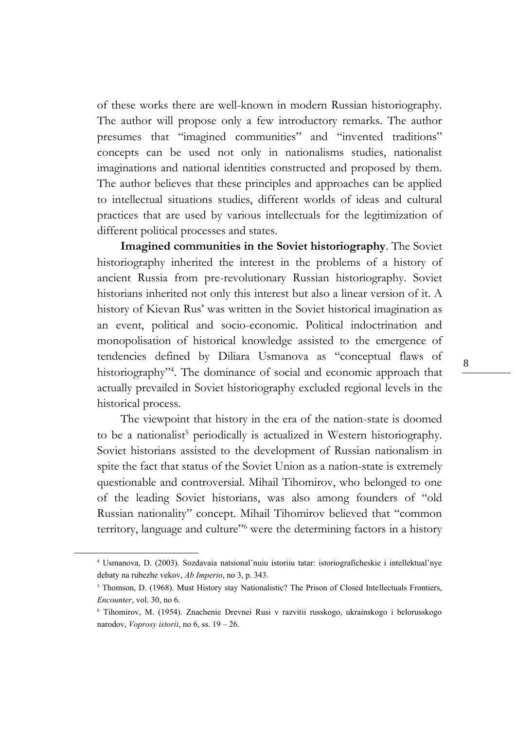of these works there are well-known in modern Russian historiography. The author will propose only a few introductory remarks. The author presumes that "imagined communities" and "invented traditions" concepts can be used not only in nationalisms studies, nationalist imaginations and national identities constructed and proposed by them. The author believes that these principles and approaches can be applied to intellectual situations studies, different worlds of ideas and cultural practices that are used by various intellectuals for the legitimization of different political processes and states.

**Imagined communities in the Soviet historiography**. The Soviet historiography inherited the interest in the problems of a history of ancient Russia from pre-revolutionary Russian historiography. Soviet historians inherited not only this interest but also a linear version of it. A history of Kievan Rus' was written in the Soviet historical imagination as an event, political and socio-economic. Political indoctrination and monopolisation of historical knowledge assisted to the emergence of tendencies defined by Diliara Usmanova as "conceptual flaws of historiography"[4]. The dominance of social and economic approach that actually prevailed in Soviet historiography excluded regional levels in the historical process.

The viewpoint that history in the era of the nation-state is doomed to be a nationalist[5] periodically is actualized in Western historiography. Soviet historians assisted to the development of Russian nationalism in spite the fact that status of the Soviet Union as a nation-state is extremely questionable and controversial. Mihail Tihomirov, who belonged to one of the leading Soviet historians, was also among founders of "old Russian nationality" concept. Mihail Tihomirov believed that "common territory, language and culture"[6] were the determining factors in a history

---

[4] Usmanova, D. (2003). Sozdavaia natsional'nuiu istoriiu tatar: istoriograficheskie i intellektual'nye debaty na rubezhe vekov, *Ab Imperio*, no 3, p. 343.

[5] Thomson, D. (1968). Must History stay Nationalistic? The Prison of Closed Intellectuals Frontiers, *Encounter*, vol. 30, no 6.

[6] Tihomirov, M. (1954). Znachenie Drevnei Rusi v razvitii russkogo, ukrainskogo i belorusskogo narodov, *Voprosy istorii*, no 6, ss. 19 – 26.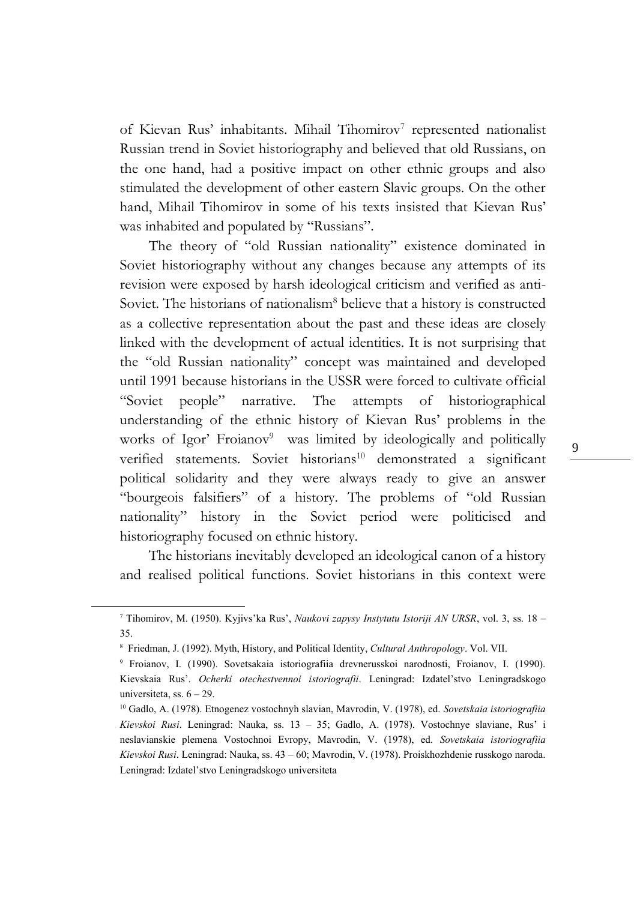of Kievan Rus' inhabitants. Mihail Tihomirov[7] represented nationalist Russian trend in Soviet historiography and believed that old Russians, on the one hand, had a positive impact on other ethnic groups and also stimulated the development of other eastern Slavic groups. On the other hand, Mihail Tihomirov in some of his texts insisted that Kievan Rus' was inhabited and populated by "Russians".

The theory of "old Russian nationality" existence dominated in Soviet historiography without any changes because any attempts of its revision were exposed by harsh ideological criticism and verified as anti-Soviet. The historians of nationalism[8] believe that a history is constructed as a collective representation about the past and these ideas are closely linked with the development of actual identities. It is not surprising that the "old Russian nationality" concept was maintained and developed until 1991 because historians in the USSR were forced to cultivate official "Soviet people" narrative. The attempts of historiographical understanding of the ethnic history of Kievan Rus' problems in the works of Igor' Froianov[9] was limited by ideologically and politically verified statements. Soviet historians[10] demonstrated a significant political solidarity and they were always ready to give an answer "bourgeois falsifiers" of a history. The problems of "old Russian nationality" history in the Soviet period were politicised and historiography focused on ethnic history.

The historians inevitably developed an ideological canon of a history and realised political functions. Soviet historians in this context were

---

[7] Tihomirov, M. (1950). Kyjivs'ka Rus', *Naukovi zapysy Instytutu Istoriji AN URSR*, vol. 3, ss. 18 – 35.

[8] Friedman, J. (1992). Myth, History, and Political Identity, *Cultural Anthropology*. Vol. VII.

[9] Froianov, I. (1990). Sovetsakaia istoriografiia drevnerusskoi narodnosti, Froianov, I. (1990). Kievskaia Rus'. *Ocherki otechestvennoi istoriografii*. Leningrad: Izdatel'stvo Leningradskogo universiteta, ss. 6 – 29.

[10] Gadlo, A. (1978). Etnogenez vostochnyh slavian, Mavrodin, V. (1978), ed. *Sovetskaia istoriografiia Kievskoi Rusi*. Leningrad: Nauka, ss. 13 – 35; Gadlo, A. (1978). Vostochnye slaviane, Rus' i neslavianskie plemena Vostochnoi Evropy, Mavrodin, V. (1978), ed. *Sovetskaia istoriografiia Kievskoi Rusi*. Leningrad: Nauka, ss. 43 – 60; Mavrodin, V. (1978). Proiskhozhdenie russkogo naroda. Leningrad: Izdatel'stvo Leningradskogo universiteta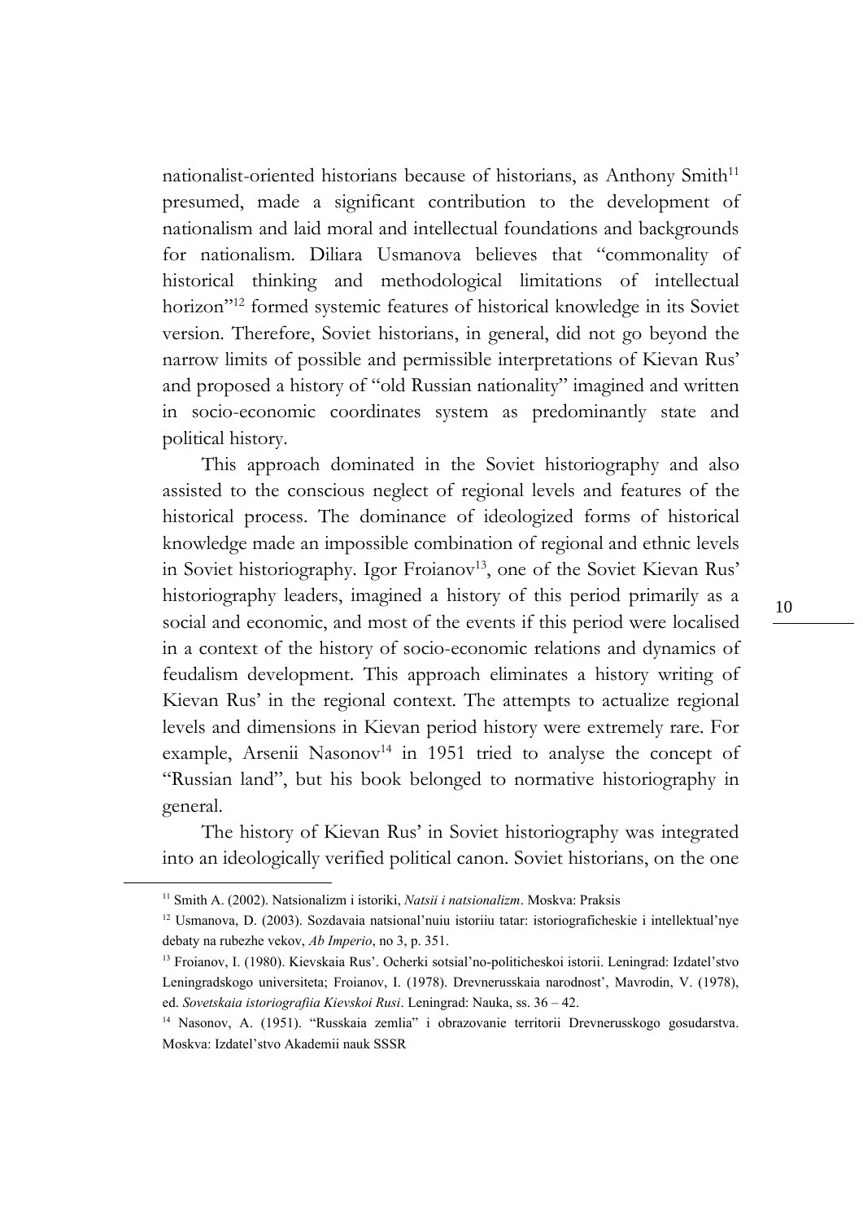nationalist-oriented historians because of historians, as Anthony Smith[11] presumed, made a significant contribution to the development of nationalism and laid moral and intellectual foundations and backgrounds for nationalism. Diliara Usmanova believes that "commonality of historical thinking and methodological limitations of intellectual horizon"[12] formed systemic features of historical knowledge in its Soviet version. Therefore, Soviet historians, in general, did not go beyond the narrow limits of possible and permissible interpretations of Kievan Rus' and proposed a history of "old Russian nationality" imagined and written in socio-economic coordinates system as predominantly state and political history.

This approach dominated in the Soviet historiography and also assisted to the conscious neglect of regional levels and features of the historical process. The dominance of ideologized forms of historical knowledge made an impossible combination of regional and ethnic levels in Soviet historiography. Igor Froianov[13], one of the Soviet Kievan Rus' historiography leaders, imagined a history of this period primarily as a social and economic, and most of the events if this period were localised in a context of the history of socio-economic relations and dynamics of feudalism development. This approach eliminates a history writing of Kievan Rus' in the regional context. The attempts to actualize regional levels and dimensions in Kievan period history were extremely rare. For example, Arsenii Nasonov[14] in 1951 tried to analyse the concept of "Russian land", but his book belonged to normative historiography in general.

The history of Kievan Rus' in Soviet historiography was integrated into an ideologically verified political canon. Soviet historians, on the one

---

[11] Smith A. (2002). Natsionalizm i istoriki, *Natsii i natsionalizm*. Moskva: Praksis

[12] Usmanova, D. (2003). Sozdavaia natsional'nuiu istoriiu tatar: istoriograficheskie i intellektual'nye debaty na rubezhe vekov, *Ab Imperio*, no 3, p. 351.

[13] Froianov, I. (1980). Kievskaia Rus'. Ocherki sotsial'no-politicheskoi istorii. Leningrad: Izdatel'stvo Leningradskogo universiteta; Froianov, I. (1978). Drevnerusskaia narodnost', Mavrodin, V. (1978), ed. *Sovetskaia istoriografiia Kievskoi Rusi*. Leningrad: Nauka, ss. 36 – 42.

[14] Nasonov, A. (1951). "Russkaia zemlia" i obrazovanie territorii Drevnerusskogo gosudarstva. Moskva: Izdatel'stvo Akademii nauk SSSR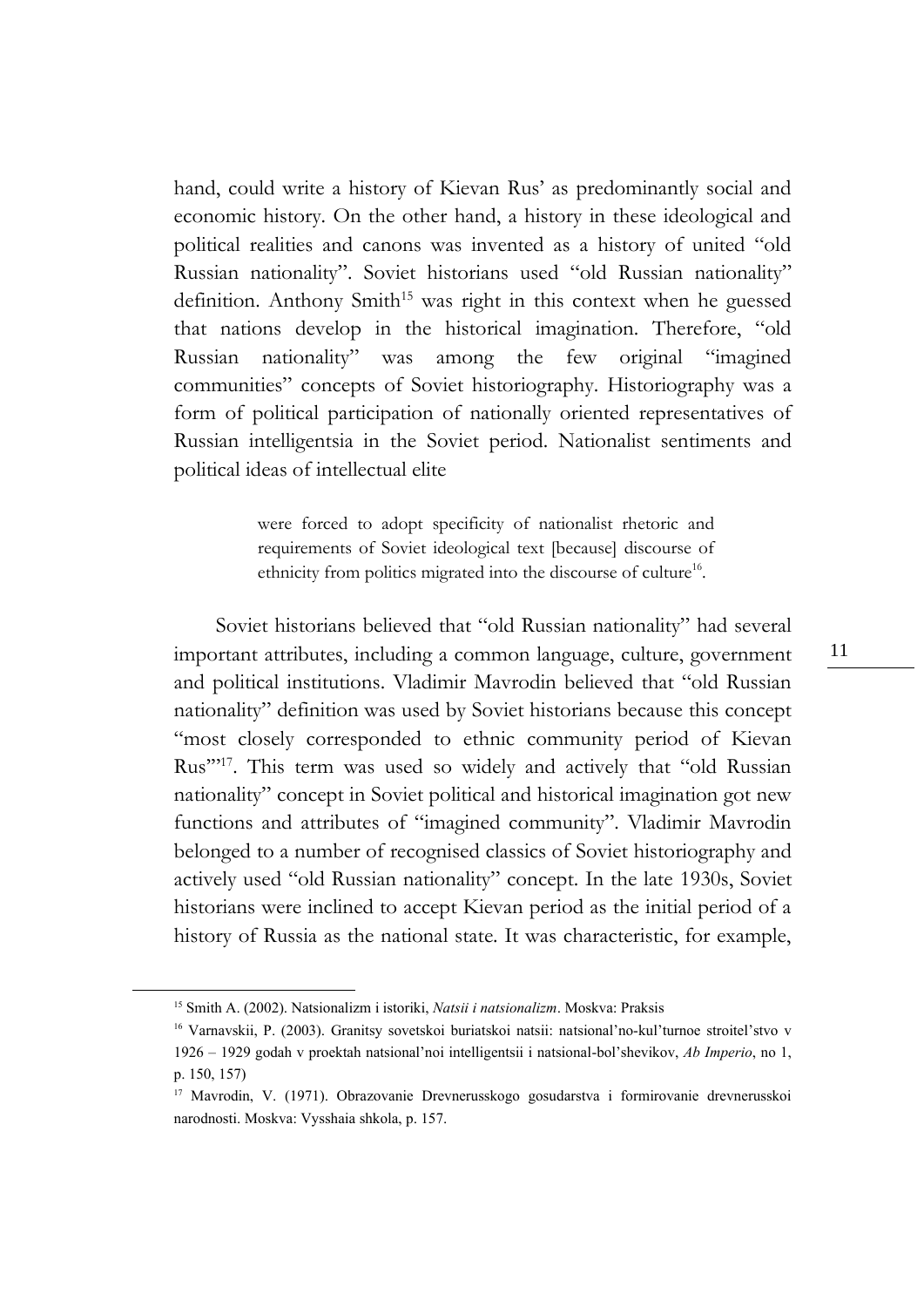hand, could write a history of Kievan Rus' as predominantly social and economic history. On the other hand, a history in these ideological and political realities and canons was invented as a history of united "old Russian nationality". Soviet historians used "old Russian nationality" definition. Anthony Smith[15] was right in this context when he guessed that nations develop in the historical imagination. Therefore, "old Russian nationality" was among the few original "imagined communities" concepts of Soviet historiography. Historiography was a form of political participation of nationally oriented representatives of Russian intelligentsia in the Soviet period. Nationalist sentiments and political ideas of intellectual elite

> were forced to adopt specificity of nationalist rhetoric and requirements of Soviet ideological text [because] discourse of ethnicity from politics migrated into the discourse of culture[16].

Soviet historians believed that "old Russian nationality" had several important attributes, including a common language, culture, government and political institutions. Vladimir Mavrodin believed that "old Russian nationality" definition was used by Soviet historians because this concept "most closely corresponded to ethnic community period of Kievan Rus'"[17]. This term was used so widely and actively that "old Russian nationality" concept in Soviet political and historical imagination got new functions and attributes of "imagined community". Vladimir Mavrodin belonged to a number of recognised classics of Soviet historiography and actively used "old Russian nationality" concept. In the late 1930s, Soviet historians were inclined to accept Kievan period as the initial period of a history of Russia as the national state. It was characteristic, for example,

---

[15] Smith A. (2002). Natsionalizm i istoriki, *Natsii i natsionalizm*. Moskva: Praksis

[16] Varnavskii, P. (2003). Granitsy sovetskoi buriatskoi natsii: natsional'no-kul'turnoe stroitel'stvo v 1926 – 1929 godah v proektah natsional'noi intelligentsii i natsional-bol'shevikov, *Ab Imperio*, no 1, p. 150, 157)

[17] Mavrodin, V. (1971). Obrazovanie Drevnerusskogo gosudarstva i formirovanie drevnerusskoi narodnosti. Moskva: Vysshaia shkola, p. 157.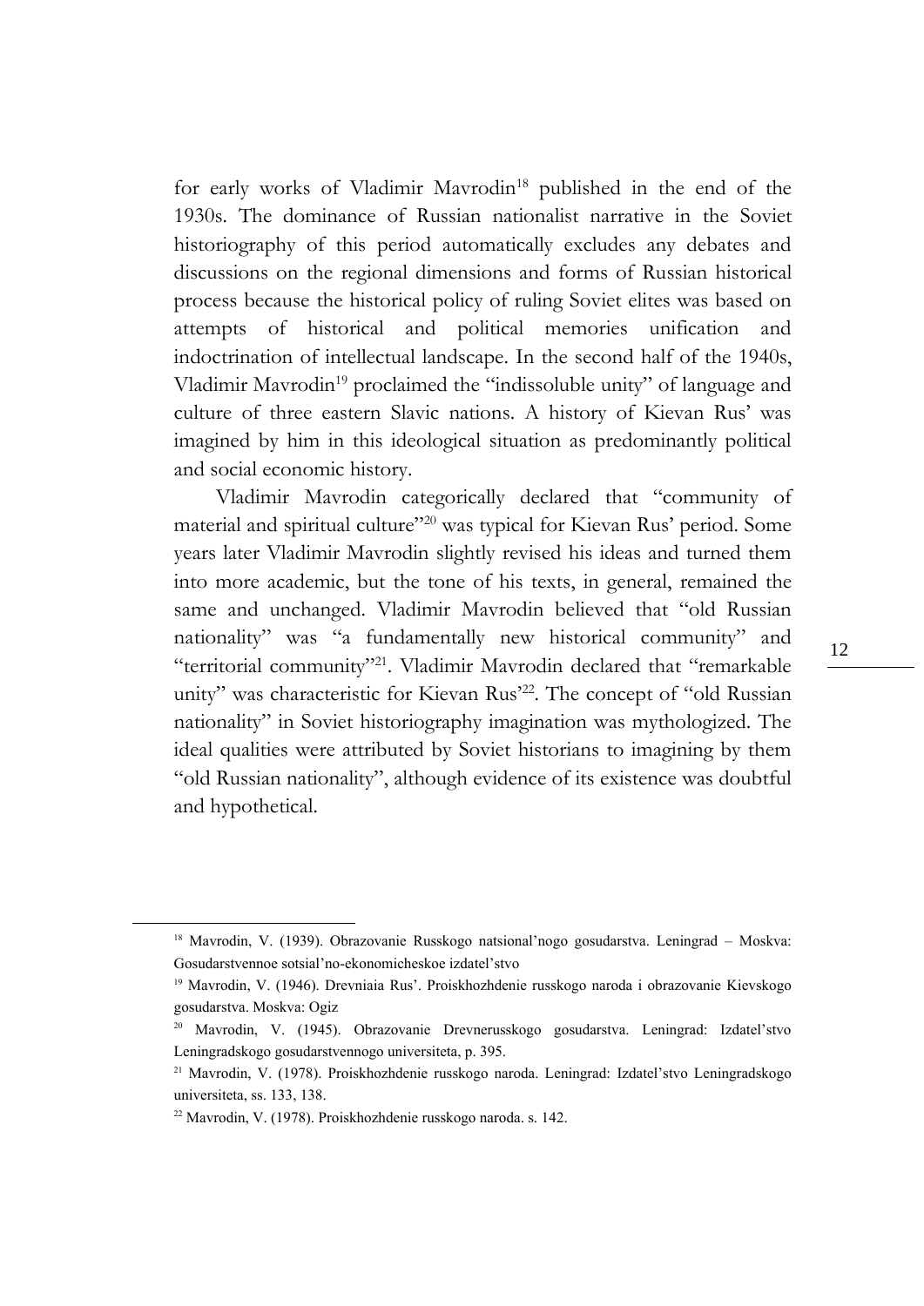for early works of Vladimir Mavrodin[18] published in the end of the 1930s. The dominance of Russian nationalist narrative in the Soviet historiography of this period automatically excludes any debates and discussions on the regional dimensions and forms of Russian historical process because the historical policy of ruling Soviet elites was based on attempts of historical and political memories unification and indoctrination of intellectual landscape. In the second half of the 1940s, Vladimir Mavrodin[19] proclaimed the "indissoluble unity" of language and culture of three eastern Slavic nations. A history of Kievan Rus' was imagined by him in this ideological situation as predominantly political and social economic history.

Vladimir Mavrodin categorically declared that "community of material and spiritual culture"[20] was typical for Kievan Rus' period. Some years later Vladimir Mavrodin slightly revised his ideas and turned them into more academic, but the tone of his texts, in general, remained the same and unchanged. Vladimir Mavrodin believed that "old Russian nationality" was "a fundamentally new historical community" and "territorial community"[21]. Vladimir Mavrodin declared that "remarkable unity" was characteristic for Kievan Rus'[22]. The concept of "old Russian nationality" in Soviet historiography imagination was mythologized. The ideal qualities were attributed by Soviet historians to imagining by them "old Russian nationality", although evidence of its existence was doubtful and hypothetical.

---

[18] Mavrodin, V. (1939). Obrazovanie Russkogo natsional'nogo gosudarstva. Leningrad – Moskva: Gosudarstvennoe sotsial'no-ekonomicheskoe izdatel'stvo

[19] Mavrodin, V. (1946). Drevniaia Rus'. Proiskhozhdenie russkogo naroda i obrazovanie Kievskogo gosudarstva. Moskva: Ogiz

[20] Mavrodin, V. (1945). Obrazovanie Drevnerusskogo gosudarstva. Leningrad: Izdatel'stvo Leningradskogo gosudarstvennogo universiteta, p. 395.

[21] Mavrodin, V. (1978). Proiskhozhdenie russkogo naroda. Leningrad: Izdatel'stvo Leningradskogo universiteta, ss. 133, 138.

[22] Mavrodin, V. (1978). Proiskhozhdenie russkogo naroda. s. 142.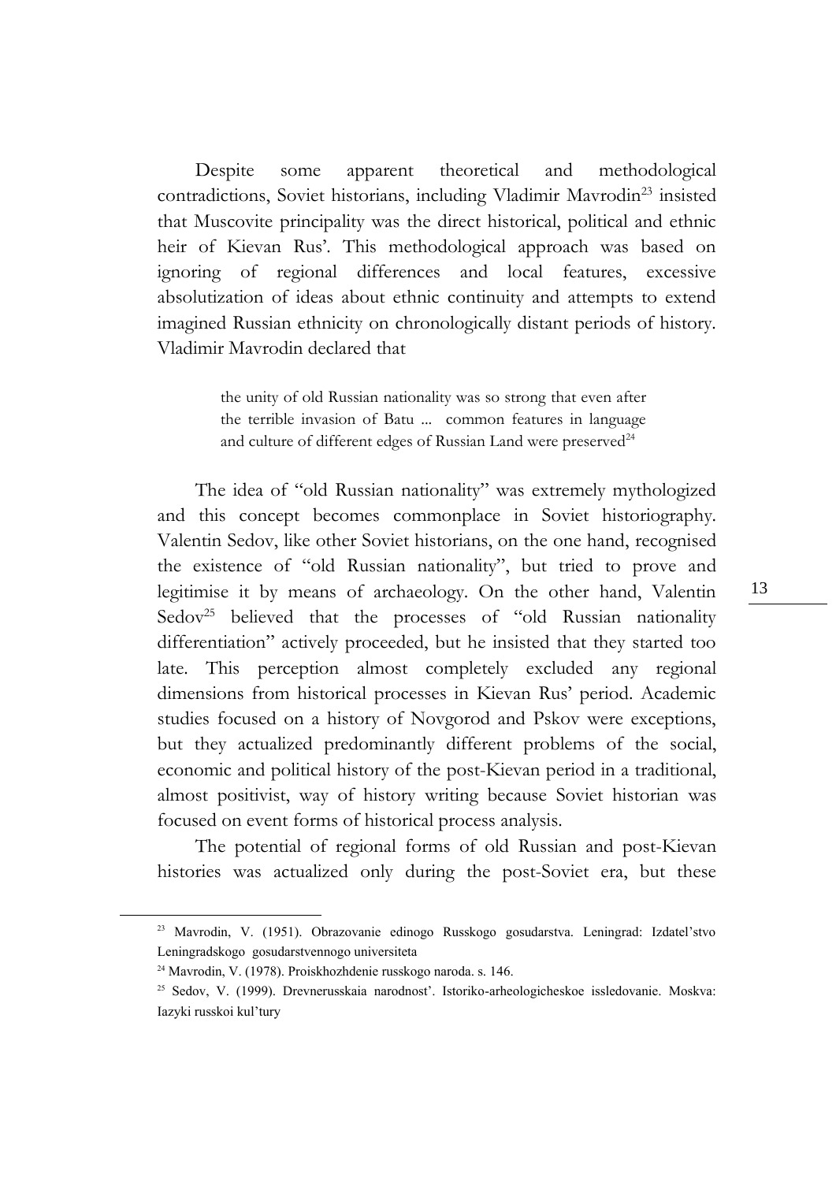Despite some apparent theoretical and methodological contradictions, Soviet historians, including Vladimir Mavrodin[23] insisted that Muscovite principality was the direct historical, political and ethnic heir of Kievan Rus'. This methodological approach was based on ignoring of regional differences and local features, excessive absolutization of ideas about ethnic continuity and attempts to extend imagined Russian ethnicity on chronologically distant periods of history. Vladimir Mavrodin declared that

> the unity of old Russian nationality was so strong that even after the terrible invasion of Batu ... common features in language and culture of different edges of Russian Land were preserved[24]

The idea of "old Russian nationality" was extremely mythologized and this concept becomes commonplace in Soviet historiography. Valentin Sedov, like other Soviet historians, on the one hand, recognised the existence of "old Russian nationality", but tried to prove and legitimise it by means of archaeology. On the other hand, Valentin Sedov[25] believed that the processes of "old Russian nationality differentiation" actively proceeded, but he insisted that they started too late. This perception almost completely excluded any regional dimensions from historical processes in Kievan Rus' period. Academic studies focused on a history of Novgorod and Pskov were exceptions, but they actualized predominantly different problems of the social, economic and political history of the post-Kievan period in a traditional, almost positivist, way of history writing because Soviet historian was focused on event forms of historical process analysis.

The potential of regional forms of old Russian and post-Kievan histories was actualized only during the post-Soviet era, but these

---

[23] Mavrodin, V. (1951). Obrazovanie edinogo Russkogo gosudarstva. Leningrad: Izdatel'stvo Leningradskogo gosudarstvennogo universiteta

[24] Mavrodin, V. (1978). Proiskhozhdenie russkogo naroda. s. 146.

[25] Sedov, V. (1999). Drevnerusskaia narodnost'. Istoriko-arheologicheskoe issledovanie. Moskva: Iazyki russkoi kul'tury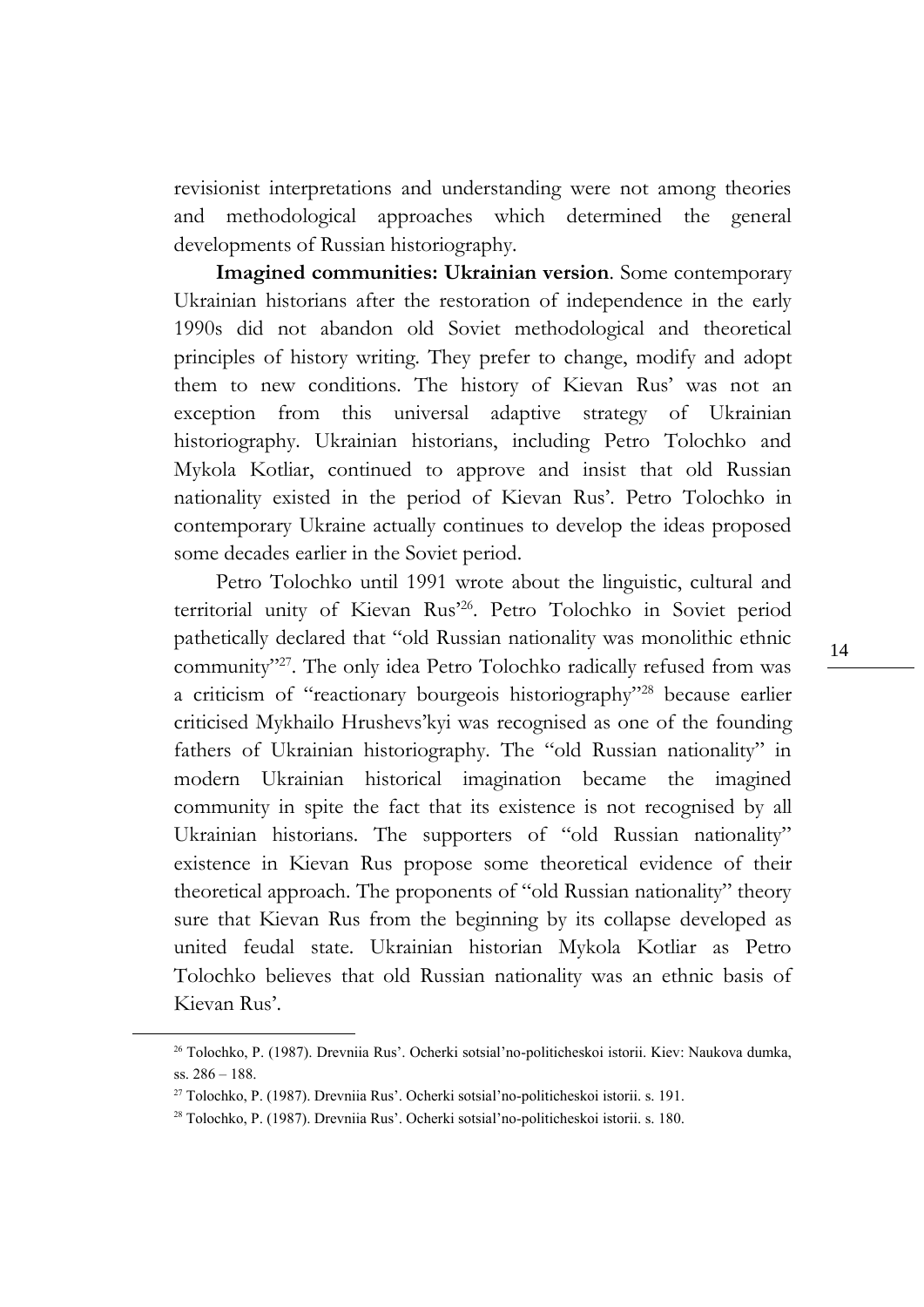revisionist interpretations and understanding were not among theories and methodological approaches which determined the general developments of Russian historiography.

**Imagined communities: Ukrainian version**. Some contemporary Ukrainian historians after the restoration of independence in the early 1990s did not abandon old Soviet methodological and theoretical principles of history writing. They prefer to change, modify and adopt them to new conditions. The history of Kievan Rus' was not an exception from this universal adaptive strategy of Ukrainian historiography. Ukrainian historians, including Petro Tolochko and Mykola Kotliar, continued to approve and insist that old Russian nationality existed in the period of Kievan Rus'. Petro Tolochko in contemporary Ukraine actually continues to develop the ideas proposed some decades earlier in the Soviet period.

Petro Tolochko until 1991 wrote about the linguistic, cultural and territorial unity of Kievan Rus'[26]. Petro Tolochko in Soviet period pathetically declared that "old Russian nationality was monolithic ethnic community"[27]. The only idea Petro Tolochko radically refused from was a criticism of "reactionary bourgeois historiography"[28] because earlier criticised Mykhailo Hrushevs'kyi was recognised as one of the founding fathers of Ukrainian historiography. The "old Russian nationality" in modern Ukrainian historical imagination became the imagined community in spite the fact that its existence is not recognised by all Ukrainian historians. The supporters of "old Russian nationality" existence in Kievan Rus propose some theoretical evidence of their theoretical approach. The proponents of "old Russian nationality" theory sure that Kievan Rus from the beginning by its collapse developed as united feudal state. Ukrainian historian Mykola Kotliar as Petro Tolochko believes that old Russian nationality was an ethnic basis of Kievan Rus'.

---

[26] Tolochko, P. (1987). Drevniia Rus'. Ocherki sotsial'no-politicheskoi istorii. Kiev: Naukova dumka, ss. 286 – 188.

[27] Tolochko, P. (1987). Drevniia Rus'. Ocherki sotsial'no-politicheskoi istorii. s. 191.

[28] Tolochko, P. (1987). Drevniia Rus'. Ocherki sotsial'no-politicheskoi istorii. s. 180.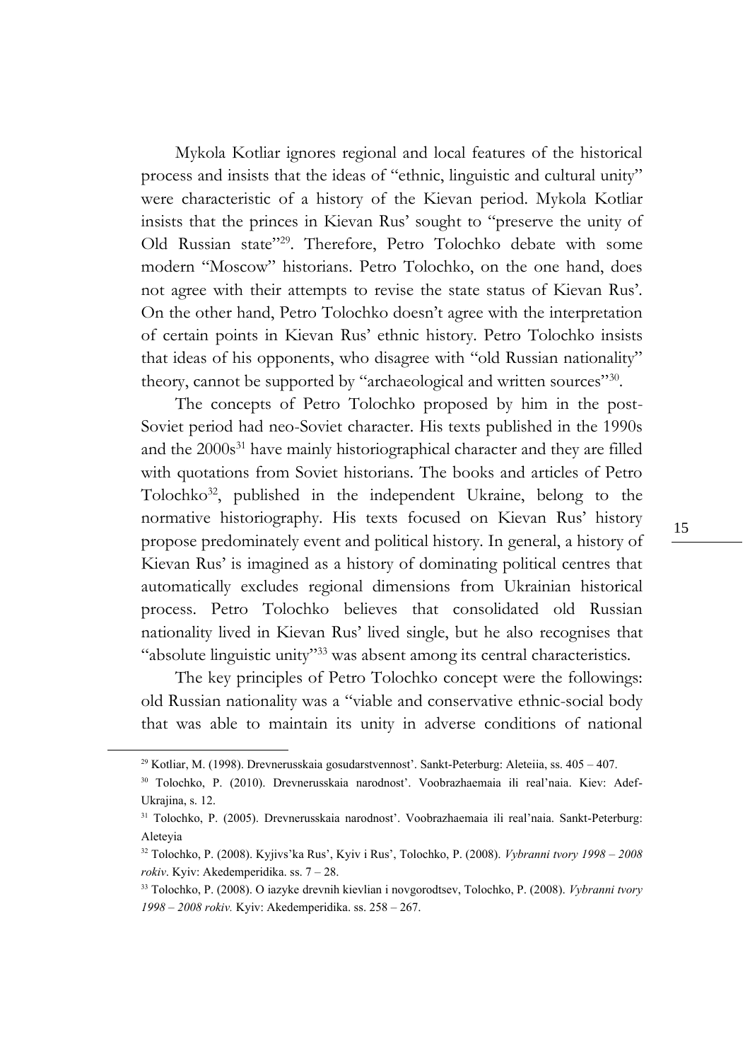Mykola Kotliar ignores regional and local features of the historical process and insists that the ideas of "ethnic, linguistic and cultural unity" were characteristic of a history of the Kievan period. Mykola Kotliar insists that the princes in Kievan Rus' sought to "preserve the unity of Old Russian state"[29]. Therefore, Petro Tolochko debate with some modern "Moscow" historians. Petro Tolochko, on the one hand, does not agree with their attempts to revise the state status of Kievan Rus'. On the other hand, Petro Tolochko doesn't agree with the interpretation of certain points in Kievan Rus' ethnic history. Petro Tolochko insists that ideas of his opponents, who disagree with "old Russian nationality" theory, cannot be supported by "archaeological and written sources"[30].

The concepts of Petro Tolochko proposed by him in the post-Soviet period had neo-Soviet character. His texts published in the 1990s and the 2000s[31] have mainly historiographical character and they are filled with quotations from Soviet historians. The books and articles of Petro Tolochko[32], published in the independent Ukraine, belong to the normative historiography. His texts focused on Kievan Rus' history propose predominately event and political history. In general, a history of Kievan Rus' is imagined as a history of dominating political centres that automatically excludes regional dimensions from Ukrainian historical process. Petro Tolochko believes that consolidated old Russian nationality lived in Kievan Rus' lived single, but he also recognises that "absolute linguistic unity"[33] was absent among its central characteristics.

The key principles of Petro Tolochko concept were the followings: old Russian nationality was a "viable and conservative ethnic-social body that was able to maintain its unity in adverse conditions of national

---

[29] Kotliar, M. (1998). Drevnerusskaia gosudarstvennost'. Sankt-Peterburg: Aleteiia, ss. 405 – 407.

[30] Tolochko, P. (2010). Drevnerusskaia narodnost'. Voobrazhaemaia ili real'naia. Kiev: Adef-Ukrajina, s. 12.

[31] Tolochko, P. (2005). Drevnerusskaia narodnost'. Voobrazhaemaia ili real'naia. Sankt-Peterburg: Aleteyia

[32] Tolochko, P. (2008). Kyjivs'ka Rus', Kyiv i Rus', Tolochko, P. (2008). *Vybranni tvory 1998 – 2008 rokiv*. Kyiv: Akedemperidika. ss. 7 – 28.

[33] Tolochko, P. (2008). O iazyke drevnih kievlian i novgorodtsev, Tolochko, P. (2008). *Vybranni tvory 1998 – 2008 rokiv.* Kyiv: Akedemperidika. ss. 258 – 267.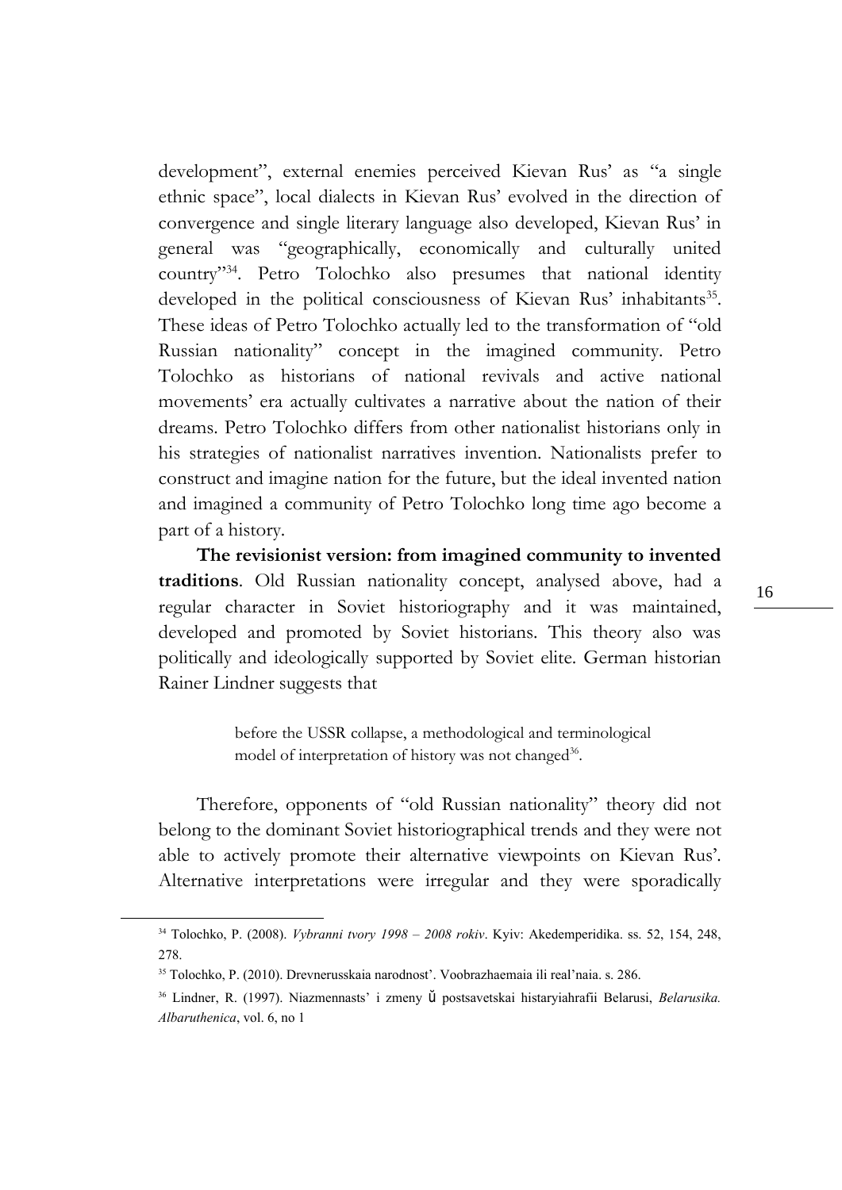development", external enemies perceived Kievan Rus' as "a single ethnic space", local dialects in Kievan Rus' evolved in the direction of convergence and single literary language also developed, Kievan Rus' in general was "geographically, economically and culturally united country"[34]. Petro Tolochko also presumes that national identity developed in the political consciousness of Kievan Rus' inhabitants[35]. These ideas of Petro Tolochko actually led to the transformation of "old Russian nationality" concept in the imagined community. Petro Tolochko as historians of national revivals and active national movements' era actually cultivates a narrative about the nation of their dreams. Petro Tolochko differs from other nationalist historians only in his strategies of nationalist narratives invention. Nationalists prefer to construct and imagine nation for the future, but the ideal invented nation and imagined a community of Petro Tolochko long time ago become a part of a history.

**The revisionist version: from imagined community to invented traditions**. Old Russian nationality concept, analysed above, had a regular character in Soviet historiography and it was maintained, developed and promoted by Soviet historians. This theory also was politically and ideologically supported by Soviet elite. German historian Rainer Lindner suggests that

> before the USSR collapse, a methodological and terminological model of interpretation of history was not changed[36].

Therefore, opponents of "old Russian nationality" theory did not belong to the dominant Soviet historiographical trends and they were not able to actively promote their alternative viewpoints on Kievan Rus'. Alternative interpretations were irregular and they were sporadically

---

[34] Tolochko, P. (2008). *Vybranni tvory 1998 – 2008 rokiv*. Kyiv: Akedemperidika. ss. 52, 154, 248, 278.

[35] Tolochko, P. (2010). Drevnerusskaia narodnost'. Voobrazhaemaia ili real'naia. s. 286.

[36] Lindner, R. (1997). Niazmennasts' i zmeny ŭ postsavetskai histaryiahrafii Belarusi, *Belarusika. Albaruthenica*, vol. 6, no 1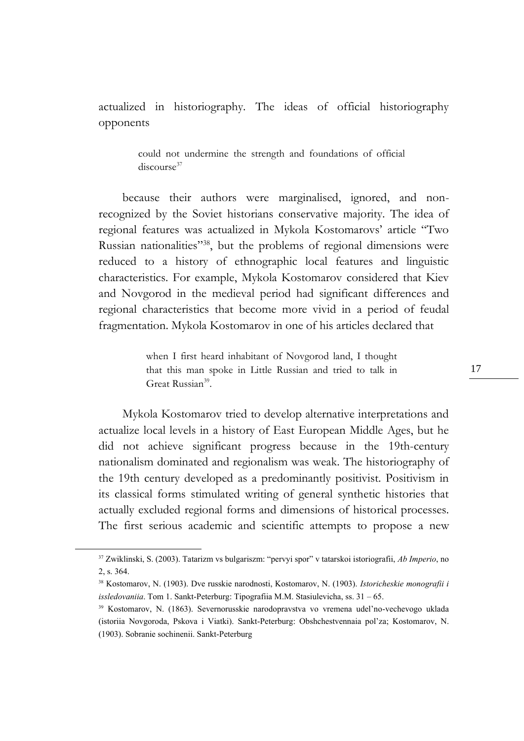actualized in historiography. The ideas of official historiography opponents

> could not undermine the strength and foundations of official discourse[37]

because their authors were marginalised, ignored, and non-recognized by the Soviet historians conservative majority. The idea of regional features was actualized in Mykola Kostomarovs' article "Two Russian nationalities"[38], but the problems of regional dimensions were reduced to a history of ethnographic local features and linguistic characteristics. For example, Mykola Kostomarov considered that Kiev and Novgorod in the medieval period had significant differences and regional characteristics that become more vivid in a period of feudal fragmentation. Mykola Kostomarov in one of his articles declared that

> when I first heard inhabitant of Novgorod land, I thought that this man spoke in Little Russian and tried to talk in Great Russian[39].

Mykola Kostomarov tried to develop alternative interpretations and actualize local levels in a history of East European Middle Ages, but he did not achieve significant progress because in the 19th-century nationalism dominated and regionalism was weak. The historiography of the 19th century developed as a predominantly positivist. Positivism in its classical forms stimulated writing of general synthetic histories that actually excluded regional forms and dimensions of historical processes. The first serious academic and scientific attempts to propose a new

---

[37] Zwiklinski, S. (2003). Tatarizm vs bulgariszm: "pervyi spor" v tatarskoi istoriografii, *Ab Imperio*, no 2, s. 364.

[38] Kostomarov, N. (1903). Dve russkie narodnosti, Kostomarov, N. (1903). *Istoricheskie monografii i issledovaniia*. Tom 1. Sankt-Peterburg: Tipografiia M.M. Stasiulevicha, ss. 31 – 65.

[39] Kostomarov, N. (1863). Severnorusskie narodopravstva vo vremena udel'no-vechevogo uklada (istoriia Novgoroda, Pskova i Viatki). Sankt-Peterburg: Obshchestvennaia pol'za; Kostomarov, N. (1903). Sobranie sochinenii. Sankt-Peterburg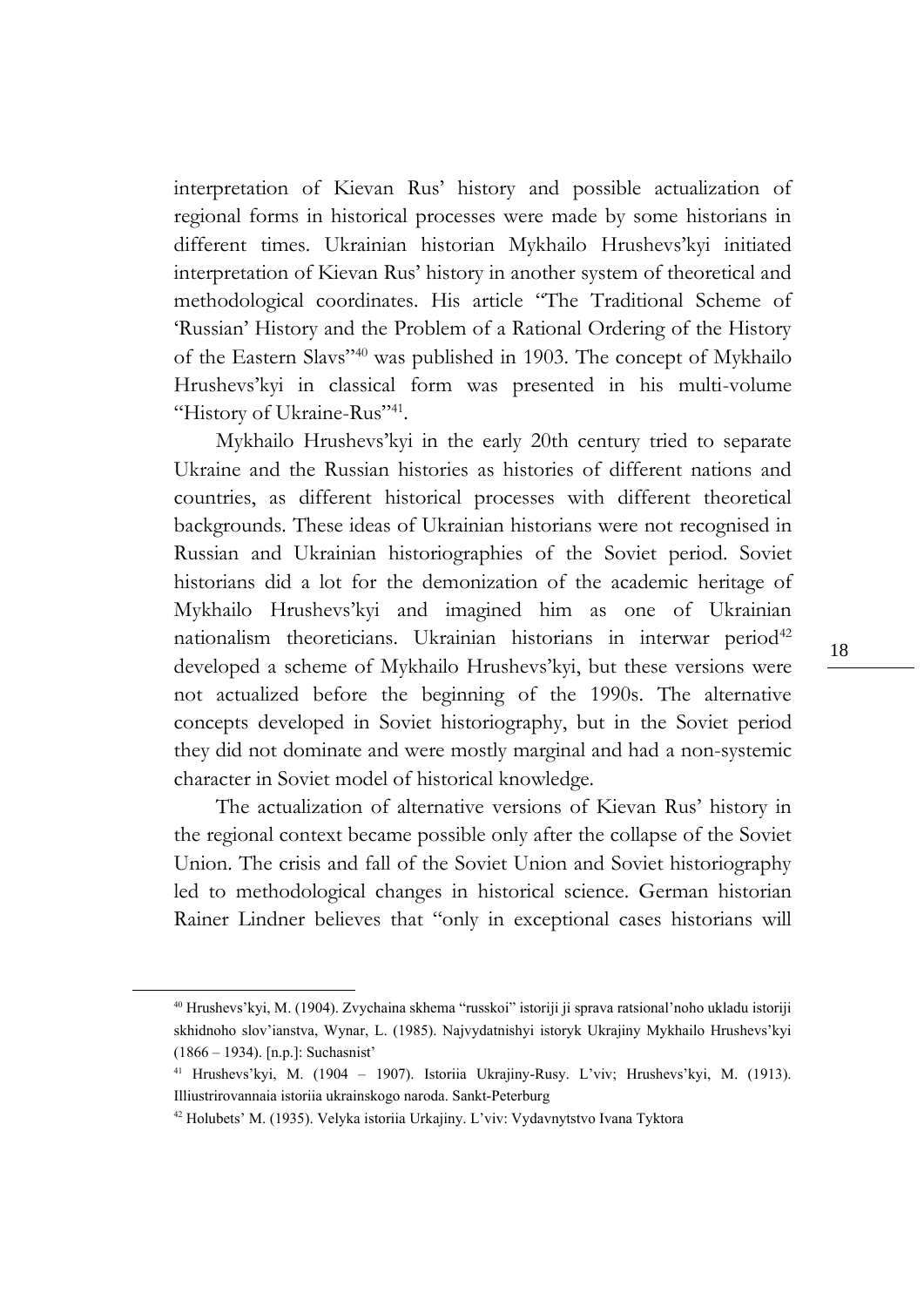interpretation of Kievan Rus' history and possible actualization of regional forms in historical processes were made by some historians in different times. Ukrainian historian Mykhailo Hrushevs'kyi initiated interpretation of Kievan Rus' history in another system of theoretical and methodological coordinates. His article "The Traditional Scheme of 'Russian' History and the Problem of a Rational Ordering of the History of the Eastern Slavs"[40] was published in 1903. The concept of Mykhailo Hrushevs'kyi in classical form was presented in his multi-volume "History of Ukraine-Rus"[41].

Mykhailo Hrushevs'kyi in the early 20th century tried to separate Ukraine and the Russian histories as histories of different nations and countries, as different historical processes with different theoretical backgrounds. These ideas of Ukrainian historians were not recognised in Russian and Ukrainian historiographies of the Soviet period. Soviet historians did a lot for the demonization of the academic heritage of Mykhailo Hrushevs'kyi and imagined him as one of Ukrainian nationalism theoreticians. Ukrainian historians in interwar period[42] developed a scheme of Mykhailo Hrushevs'kyi, but these versions were not actualized before the beginning of the 1990s. The alternative concepts developed in Soviet historiography, but in the Soviet period they did not dominate and were mostly marginal and had a non-systemic character in Soviet model of historical knowledge.

The actualization of alternative versions of Kievan Rus' history in the regional context became possible only after the collapse of the Soviet Union. The crisis and fall of the Soviet Union and Soviet historiography led to methodological changes in historical science. German historian Rainer Lindner believes that "only in exceptional cases historians will

---

[40] Hrushevs'kyi, M. (1904). Zvychaina skhema "russkoi" istoriji ji sprava ratsional'noho ukladu istoriji skhidnoho slov'ianstva, Wynar, L. (1985). Najvydatnishyi istoryk Ukrajiny Mykhailo Hrushevs'kyi (1866 – 1934). [n.p.]: Suchasnist'

[41] Hrushevs'kyi, M. (1904 – 1907). Istoriia Ukrajiny-Rusy. L'viv; Hrushevs'kyi, M. (1913). Illiustrirovannaia istoriia ukrainskogo naroda. Sankt-Peterburg

[42] Holubets' M. (1935). Velyka istoriia Urkajiny. L'viv: Vydavnytstvo Ivana Tyktora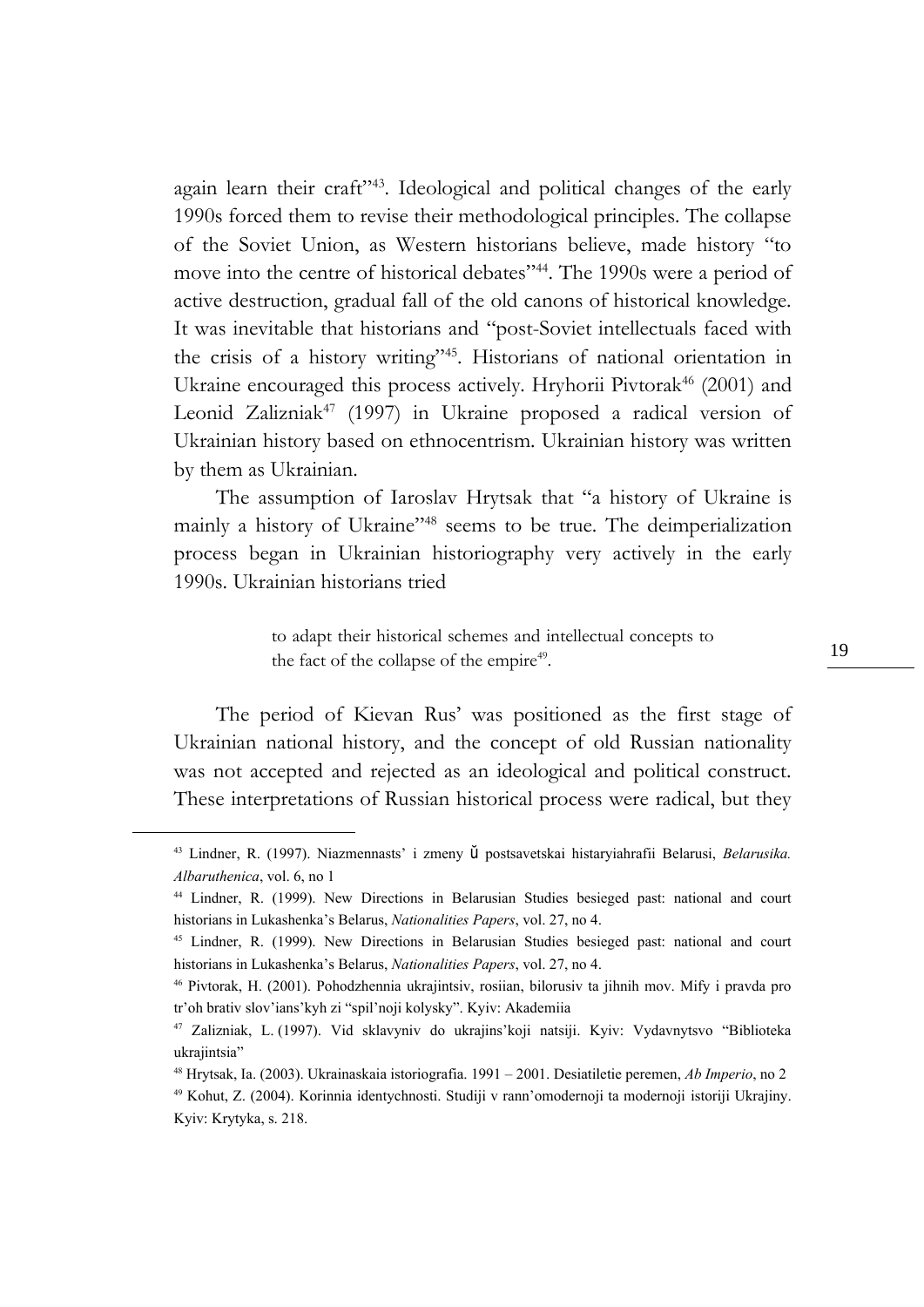again learn their craft"[43]. Ideological and political changes of the early 1990s forced them to revise their methodological principles. The collapse of the Soviet Union, as Western historians believe, made history "to move into the centre of historical debates"[44]. The 1990s were a period of active destruction, gradual fall of the old canons of historical knowledge. It was inevitable that historians and "post-Soviet intellectuals faced with the crisis of a history writing"[45]. Historians of national orientation in Ukraine encouraged this process actively. Hryhorii Pivtorak[46] (2001) and Leonid Zalizniak[47] (1997) in Ukraine proposed a radical version of Ukrainian history based on ethnocentrism. Ukrainian history was written by them as Ukrainian.

The assumption of Iaroslav Hrytsak that "a history of Ukraine is mainly a history of Ukraine"[48] seems to be true. The deimperialization process began in Ukrainian historiography very actively in the early 1990s. Ukrainian historians tried

> to adapt their historical schemes and intellectual concepts to the fact of the collapse of the empire[49].

The period of Kievan Rus' was positioned as the first stage of Ukrainian national history, and the concept of old Russian nationality was not accepted and rejected as an ideological and political construct. These interpretations of Russian historical process were radical, but they

---

[43] Lindner, R. (1997). Niazmennasts' i zmeny ǔ postsavetskai histaryiahrafii Belarusi, *Belarusika. Albaruthenica*, vol. 6, no 1

[44] Lindner, R. (1999). New Directions in Belarusian Studies besieged past: national and court historians in Lukashenka's Belarus, *Nationalities Papers*, vol. 27, no 4.

[45] Lindner, R. (1999). New Directions in Belarusian Studies besieged past: national and court historians in Lukashenka's Belarus, *Nationalities Papers*, vol. 27, no 4.

[46] Pivtorak, H. (2001). Pohodzhennia ukrajintsiv, rosiian, bilorusiv ta jihnih mov. Mify i pravda pro tr'oh brativ slov'ians'kyh zi "spil'noji kolysky". Kyiv: Akademiia

[47] Zalizniak, L. (1997). Vid sklavyniv do ukrajins'koji natsiji. Kyiv: Vydavnytsvo "Biblioteka ukrajintsia"

[48] Hrytsak, Ia. (2003). Ukrainaskaia istoriografia. 1991 – 2001. Desiatiletie peremen, *Ab Imperio*, no 2

[49] Kohut, Z. (2004). Korinnia identychnosti. Studiji v rann'omodernoji ta modernoji istoriji Ukrajiny. Kyiv: Krytyka, s. 218.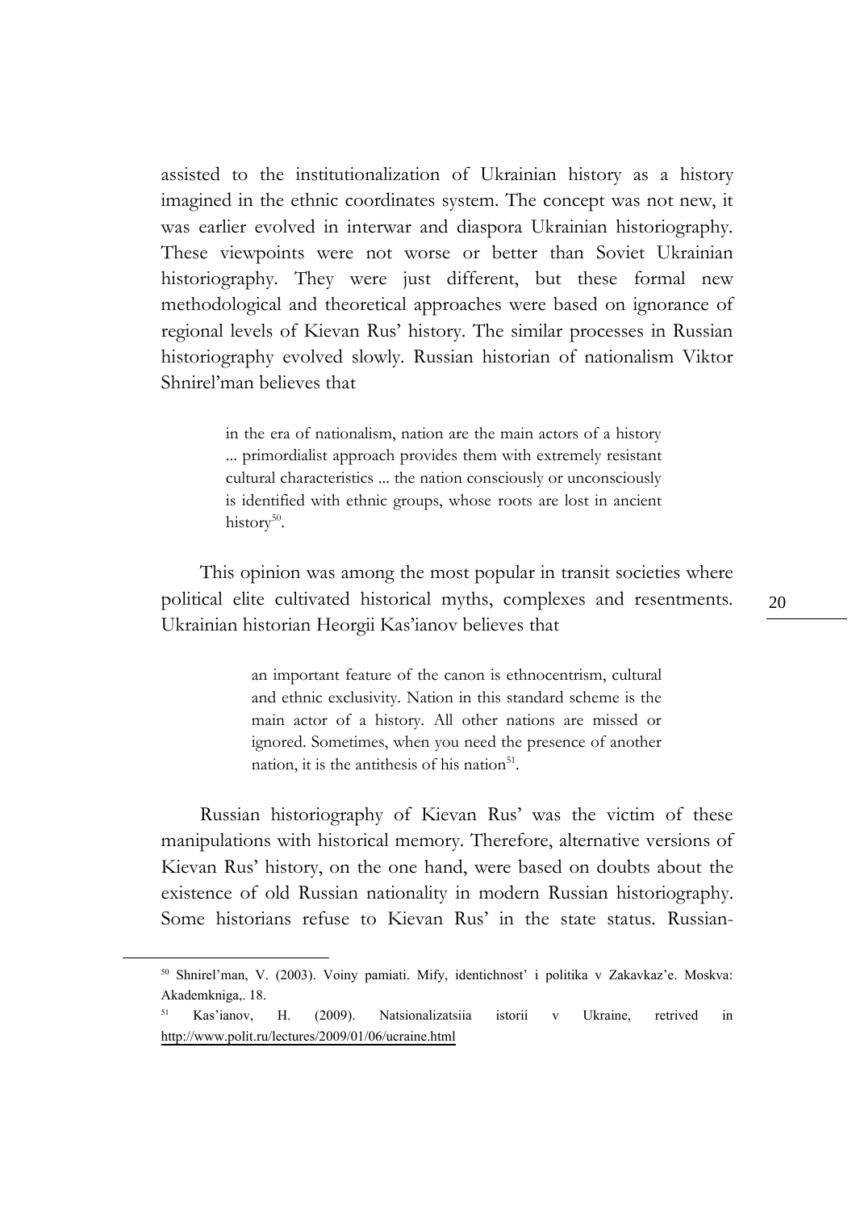assisted to the institutionalization of Ukrainian history as a history imagined in the ethnic coordinates system. The concept was not new, it was earlier evolved in interwar and diaspora Ukrainian historiography. These viewpoints were not worse or better than Soviet Ukrainian historiography. They were just different, but these formal new methodological and theoretical approaches were based on ignorance of regional levels of Kievan Rus' history. The similar processes in Russian historiography evolved slowly. Russian historian of nationalism Viktor Shnirel'man believes that

> in the era of nationalism, nation are the main actors of a history ... primordialist approach provides them with extremely resistant cultural characteristics ... the nation consciously or unconsciously is identified with ethnic groups, whose roots are lost in ancient history[50].

This opinion was among the most popular in transit societies where political elite cultivated historical myths, complexes and resentments. Ukrainian historian Heorgii Kas'ianov believes that

> an important feature of the canon is ethnocentrism, cultural and ethnic exclusivity. Nation in this standard scheme is the main actor of a history. All other nations are missed or ignored. Sometimes, when you need the presence of another nation, it is the antithesis of his nation[51].

Russian historiography of Kievan Rus' was the victim of these manipulations with historical memory. Therefore, alternative versions of Kievan Rus' history, on the one hand, were based on doubts about the existence of old Russian nationality in modern Russian historiography. Some historians refuse to Kievan Rus' in the state status. Russian-

---

[50] Shnirel'man, V. (2003). Voiny pamiati. Mify, identichnost' i politika v Zakavkaz'e. Moskva: Akademkniga,. 18.

[51] Kas'ianov, H. (2009). Natsionalizatsiia istorii v Ukraine, retrived in http://www.polit.ru/lectures/2009/01/06/ucraine.html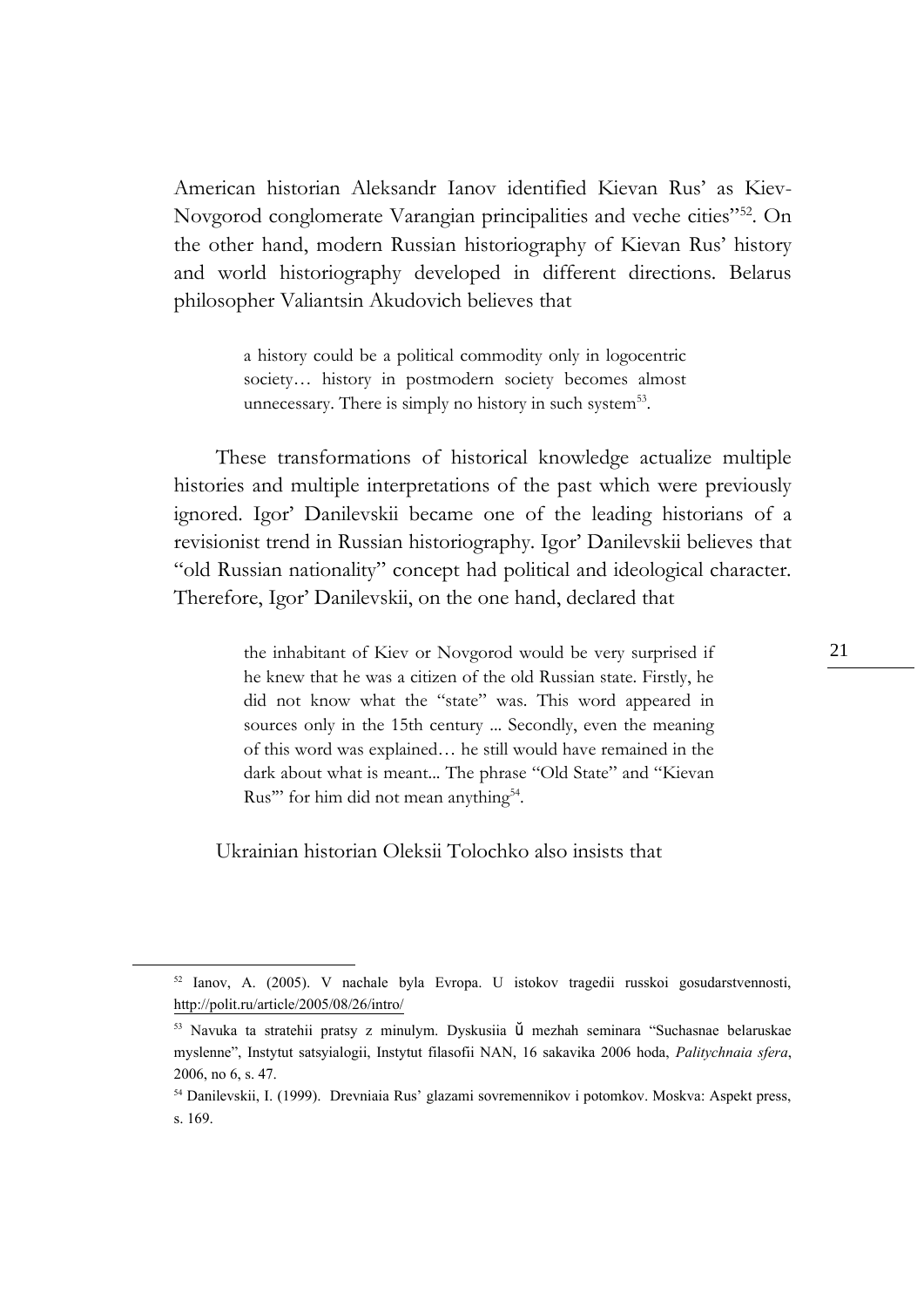American historian Aleksandr Ianov identified Kievan Rus' as Kiev-Novgorod conglomerate Varangian principalities and veche cities"[52]. On the other hand, modern Russian historiography of Kievan Rus' history and world historiography developed in different directions. Belarus philosopher Valiantsin Akudovich believes that

> a history could be a political commodity only in logocentric society… history in postmodern society becomes almost unnecessary. There is simply no history in such system[53].

These transformations of historical knowledge actualize multiple histories and multiple interpretations of the past which were previously ignored. Igor' Danilevskii became one of the leading historians of a revisionist trend in Russian historiography. Igor' Danilevskii believes that "old Russian nationality" concept had political and ideological character. Therefore, Igor' Danilevskii, on the one hand, declared that

> the inhabitant of Kiev or Novgorod would be very surprised if he knew that he was a citizen of the old Russian state. Firstly, he did not know what the "state" was. This word appeared in sources only in the 15th century ... Secondly, even the meaning of this word was explained… he still would have remained in the dark about what is meant... The phrase "Old State" and "Kievan Rus'" for him did not mean anything[54].

Ukrainian historian Oleksii Tolochko also insists that

---

[52] Ianov, A. (2005). V nachale byla Evropa. U istokov tragedii russkoi gosudarstvennosti, http://polit.ru/article/2005/08/26/intro/

[53] Navuka ta stratehii pratsy z minulym. Dyskusiia ǔ mezhah seminara "Suchasnae belaruskae myslenne", Instytut satsyialogii, Instytut filasofii NAN, 16 sakavika 2006 hoda, *Palitychnaia sfera*, 2006, no 6, s. 47.

[54] Danilevskii, I. (1999). Drevniaia Rus' glazami sovremennikov i potomkov. Moskva: Aspekt press, s. 169.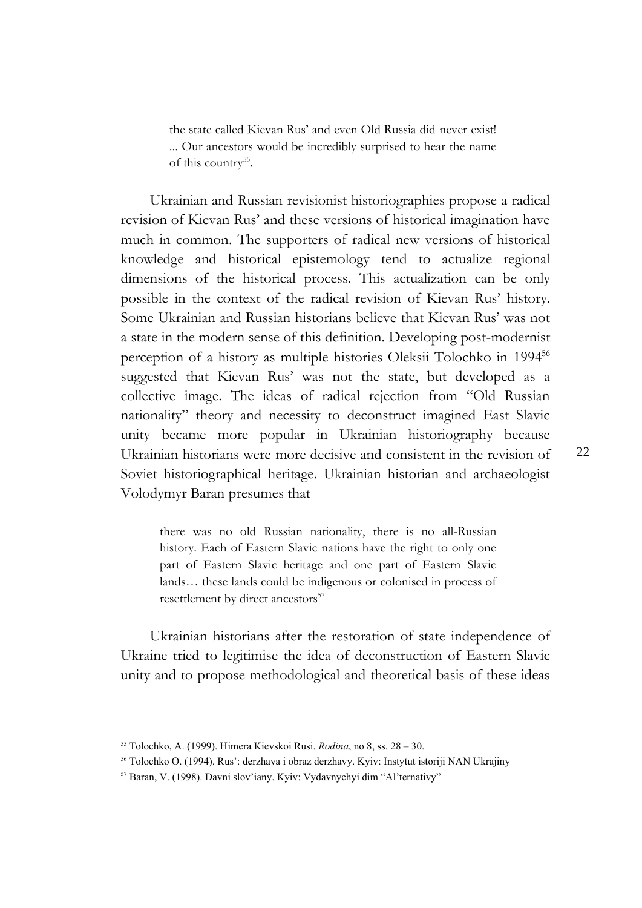> the state called Kievan Rus' and even Old Russia did never exist! ... Our ancestors would be incredibly surprised to hear the name of this country[55].

Ukrainian and Russian revisionist historiographies propose a radical revision of Kievan Rus' and these versions of historical imagination have much in common. The supporters of radical new versions of historical knowledge and historical epistemology tend to actualize regional dimensions of the historical process. This actualization can be only possible in the context of the radical revision of Kievan Rus' history. Some Ukrainian and Russian historians believe that Kievan Rus' was not a state in the modern sense of this definition. Developing post-modernist perception of a history as multiple histories Oleksii Tolochko in 1994[56] suggested that Kievan Rus' was not the state, but developed as a collective image. The ideas of radical rejection from "Old Russian nationality" theory and necessity to deconstruct imagined East Slavic unity became more popular in Ukrainian historiography because Ukrainian historians were more decisive and consistent in the revision of Soviet historiographical heritage. Ukrainian historian and archaeologist Volodymyr Baran presumes that

> there was no old Russian nationality, there is no all-Russian history. Each of Eastern Slavic nations have the right to only one part of Eastern Slavic heritage and one part of Eastern Slavic lands… these lands could be indigenous or colonised in process of resettlement by direct ancestors[57]

Ukrainian historians after the restoration of state independence of Ukraine tried to legitimise the idea of deconstruction of Eastern Slavic unity and to propose methodological and theoretical basis of these ideas

---

[55] Tolochko, A. (1999). Himera Kievskoi Rusi. *Rodina*, no 8, ss. 28 – 30.

[56] Tolochko O. (1994). Rus': derzhava i obraz derzhavy. Kyiv: Instytut istoriji NAN Ukrajiny

[57] Baran, V. (1998). Davni slov'iany. Kyiv: Vydavnychyi dim "Al'ternativy"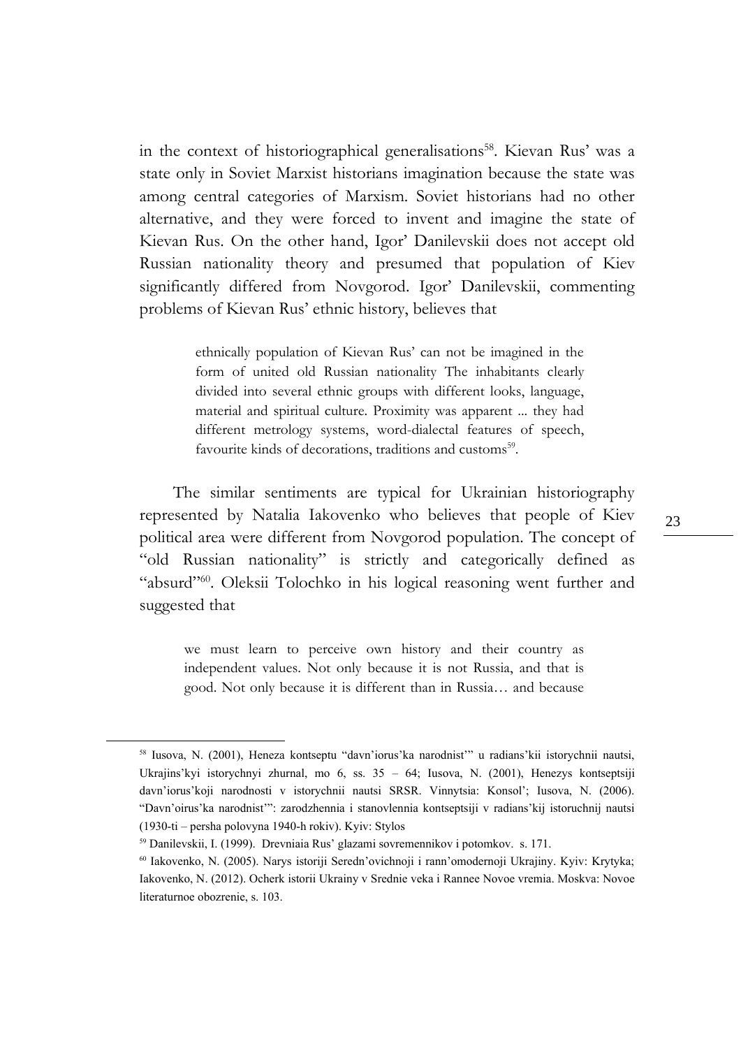in the context of historiographical generalisations[58]. Kievan Rus' was a state only in Soviet Marxist historians imagination because the state was among central categories of Marxism. Soviet historians had no other alternative, and they were forced to invent and imagine the state of Kievan Rus. On the other hand, Igor' Danilevskii does not accept old Russian nationality theory and presumed that population of Kiev significantly differed from Novgorod. Igor' Danilevskii, commenting problems of Kievan Rus' ethnic history, believes that

> ethnically population of Kievan Rus' can not be imagined in the form of united old Russian nationality The inhabitants clearly divided into several ethnic groups with different looks, language, material and spiritual culture. Proximity was apparent ... they had different metrology systems, word-dialectal features of speech, favourite kinds of decorations, traditions and customs[59].

The similar sentiments are typical for Ukrainian historiography represented by Natalia Iakovenko who believes that people of Kiev political area were different from Novgorod population. The concept of "old Russian nationality" is strictly and categorically defined as "absurd"[60]. Oleksii Tolochko in his logical reasoning went further and suggested that

> we must learn to perceive own history and their country as independent values. Not only because it is not Russia, and that is good. Not only because it is different than in Russia… and because

---

[58] Iusova, N. (2001), Heneza kontseptu "davn'iorus'ka narodnist'" u radians'kii istorychnii nautsi, Ukrajins'kyi istorychnyi zhurnal, mo 6, ss. 35 – 64; Iusova, N. (2001), Henezys kontseptsiji davn'iorus'koji narodnosti v istorychnii nautsi SRSR. Vinnytsia: Konsol'; Iusova, N. (2006). "Davn'oirus'ka narodnist'": zarodzhennia i stanovlennia kontseptsiji v radians'kij istoruchnij nautsi (1930-ti – persha polovyna 1940-h rokiv). Kyiv: Stylos

[59] Danilevskii, I. (1999). Drevniaia Rus' glazami sovremennikov i potomkov. s. 171.

[60] Iakovenko, N. (2005). Narys istoriji Seredn'ovichnoji i rann'omodernoji Ukrajiny. Kyiv: Krytyka; Iakovenko, N. (2012). Ocherk istorii Ukrainy v Srednie veka i Rannee Novoe vremia. Moskva: Novoe literaturnoe obozrenie, s. 103.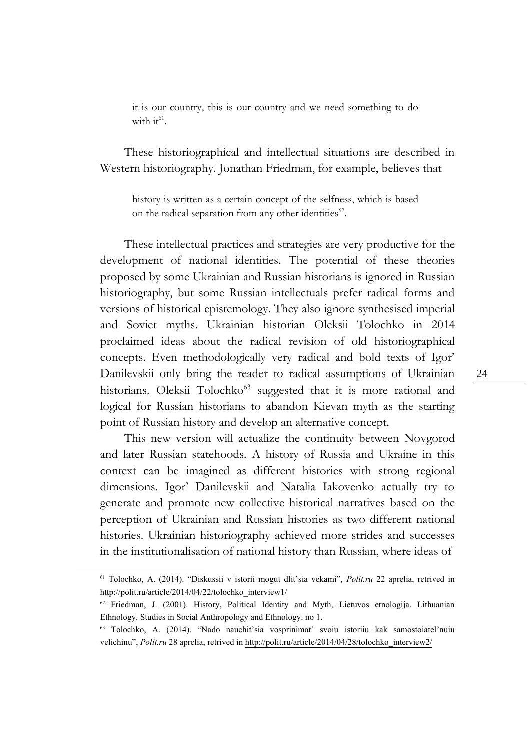> it is our country, this is our country and we need something to do with it[61].

These historiographical and intellectual situations are described in Western historiography. Jonathan Friedman, for example, believes that

> history is written as a certain concept of the selfness, which is based on the radical separation from any other identities[62].

These intellectual practices and strategies are very productive for the development of national identities. The potential of these theories proposed by some Ukrainian and Russian historians is ignored in Russian historiography, but some Russian intellectuals prefer radical forms and versions of historical epistemology. They also ignore synthesised imperial and Soviet myths. Ukrainian historian Oleksii Tolochko in 2014 proclaimed ideas about the radical revision of old historiographical concepts. Even methodologically very radical and bold texts of Igor' Danilevskii only bring the reader to radical assumptions of Ukrainian historians. Oleksii Tolochko[63] suggested that it is more rational and logical for Russian historians to abandon Kievan myth as the starting point of Russian history and develop an alternative concept.

This new version will actualize the continuity between Novgorod and later Russian statehoods. A history of Russia and Ukraine in this context can be imagined as different histories with strong regional dimensions. Igor' Danilevskii and Natalia Iakovenko actually try to generate and promote new collective historical narratives based on the perception of Ukrainian and Russian histories as two different national histories. Ukrainian historiography achieved more strides and successes in the institutionalisation of national history than Russian, where ideas of

---

[61] Tolochko, A. (2014). "Diskussii v istorii mogut dlit'sia vekami", *Polit.ru* 22 aprelia, retrived in http://polit.ru/article/2014/04/22/tolochko_interview1/

[62] Friedman, J. (2001). History, Political Identity and Myth, Lietuvos etnologija. Lithuanian Ethnology. Studies in Social Anthropology and Ethnology. no 1.

[63] Tolochko, A. (2014). "Nado nauchit'sia vosprinimat' svoiu istoriiu kak samostoiatel'nuiu velichinu", *Polit.ru* 28 aprelia, retrived in http://polit.ru/article/2014/04/28/tolochko_interview2/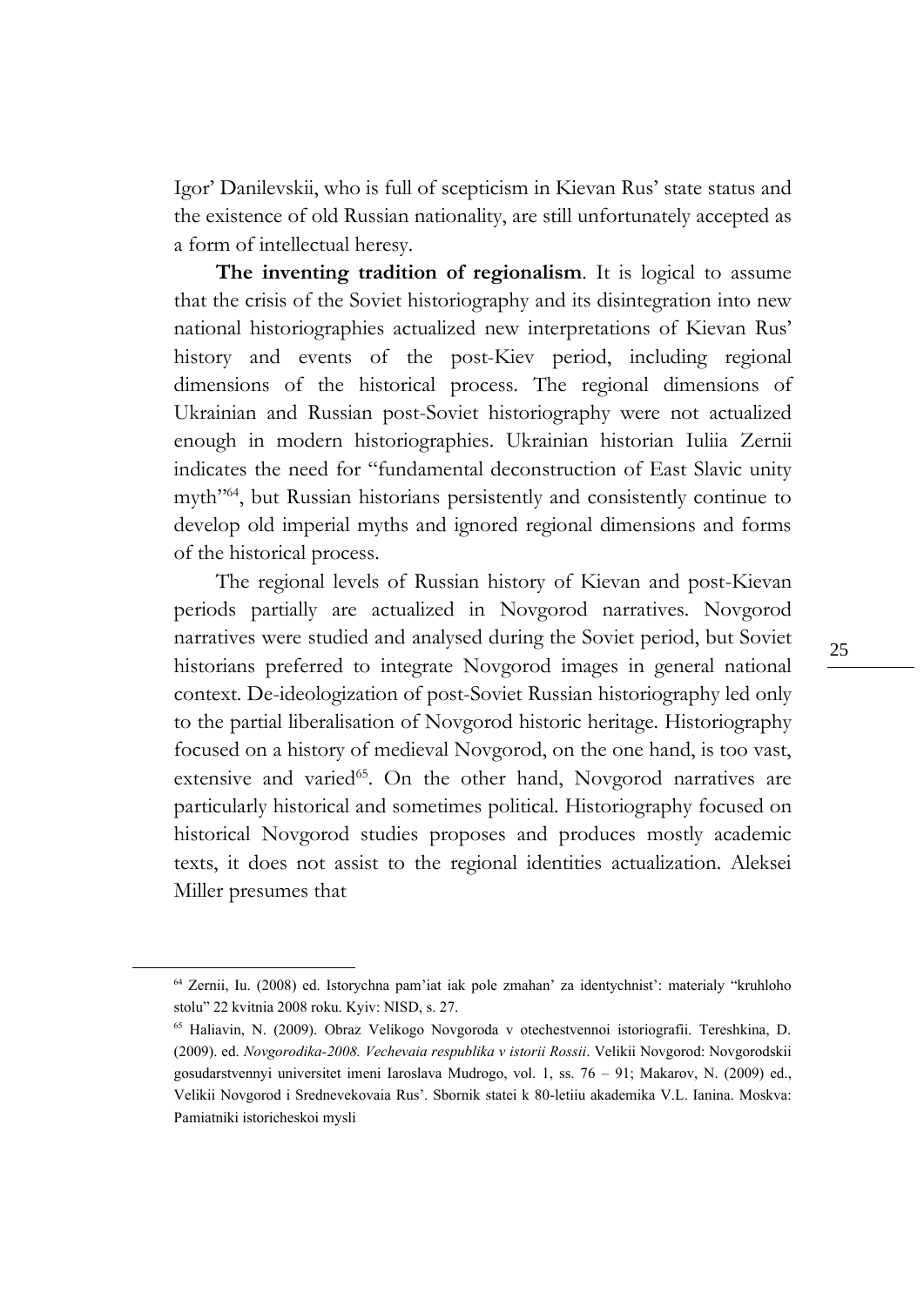Igor' Danilevskii, who is full of scepticism in Kievan Rus' state status and the existence of old Russian nationality, are still unfortunately accepted as a form of intellectual heresy.

**The inventing tradition of regionalism**. It is logical to assume that the crisis of the Soviet historiography and its disintegration into new national historiographies actualized new interpretations of Kievan Rus' history and events of the post-Kiev period, including regional dimensions of the historical process. The regional dimensions of Ukrainian and Russian post-Soviet historiography were not actualized enough in modern historiographies. Ukrainian historian Iuliia Zernii indicates the need for "fundamental deconstruction of East Slavic unity myth"[64], but Russian historians persistently and consistently continue to develop old imperial myths and ignored regional dimensions and forms of the historical process.

The regional levels of Russian history of Kievan and post-Kievan periods partially are actualized in Novgorod narratives. Novgorod narratives were studied and analysed during the Soviet period, but Soviet historians preferred to integrate Novgorod images in general national context. De-ideologization of post-Soviet Russian historiography led only to the partial liberalisation of Novgorod historic heritage. Historiography focused on a history of medieval Novgorod, on the one hand, is too vast, extensive and varied[65]. On the other hand, Novgorod narratives are particularly historical and sometimes political. Historiography focused on historical Novgorod studies proposes and produces mostly academic texts, it does not assist to the regional identities actualization. Aleksei Miller presumes that

---

[64] Zernii, Iu. (2008) ed. Istorychna pam'iat iak pole zmahan' za identychnist': materialy "kruhloho stolu" 22 kvitnia 2008 roku. Kyiv: NISD, s. 27.

[65] Haliavin, N. (2009). Obraz Velikogo Novgoroda v otechestvennoi istoriografii. Tereshkina, D. (2009). ed. *Novgorodika-2008. Vechevaia respublika v istorii Rossii*. Velikii Novgorod: Novgorodskii gosudarstvennyi universitet imeni Iaroslava Mudrogo, vol. 1, ss. 76 – 91; Makarov, N. (2009) ed., Velikii Novgorod i Srednevekovaia Rus'. Sbornik statei k 80-letiiu akademika V.L. Ianina. Moskva: Pamiatniki istoricheskoi mysli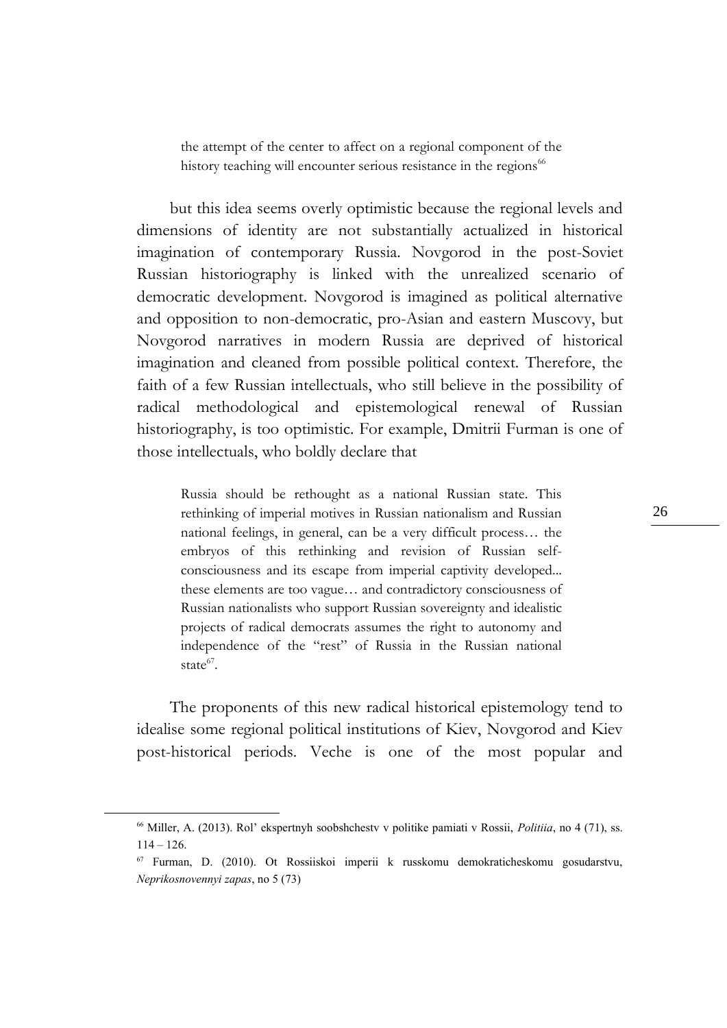> the attempt of the center to affect on a regional component of the history teaching will encounter serious resistance in the regions[66]

but this idea seems overly optimistic because the regional levels and dimensions of identity are not substantially actualized in historical imagination of contemporary Russia. Novgorod in the post-Soviet Russian historiography is linked with the unrealized scenario of democratic development. Novgorod is imagined as political alternative and opposition to non-democratic, pro-Asian and eastern Muscovy, but Novgorod narratives in modern Russia are deprived of historical imagination and cleaned from possible political context. Therefore, the faith of a few Russian intellectuals, who still believe in the possibility of radical methodological and epistemological renewal of Russian historiography, is too optimistic. For example, Dmitrii Furman is one of those intellectuals, who boldly declare that

> Russia should be rethought as a national Russian state. This rethinking of imperial motives in Russian nationalism and Russian national feelings, in general, can be a very difficult process… the embryos of this rethinking and revision of Russian self-consciousness and its escape from imperial captivity developed... these elements are too vague… and contradictory consciousness of Russian nationalists who support Russian sovereignty and idealistic projects of radical democrats assumes the right to autonomy and independence of the "rest" of Russia in the Russian national state[67].

The proponents of this new radical historical epistemology tend to idealise some regional political institutions of Kiev, Novgorod and Kiev post-historical periods. Veche is one of the most popular and

---

[66] Miller, A. (2013). Rol' ekspertnyh soobshchestv v politike pamiati v Rossii, *Politiia*, no 4 (71), ss. 114 – 126.

[67] Furman, D. (2010). Ot Rossiiskoi imperii k russkomu demokraticheskomu gosudarstvu, *Neprikosnovennyi zapas*, no 5 (73)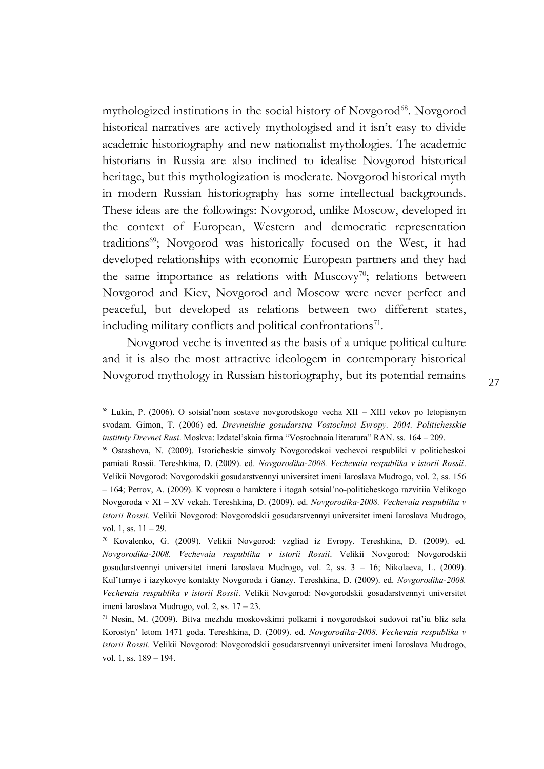mythologized institutions in the social history of Novgorod[68]. Novgorod historical narratives are actively mythologised and it isn't easy to divide academic historiography and new nationalist mythologies. The academic historians in Russia are also inclined to idealise Novgorod historical heritage, but this mythologization is moderate. Novgorod historical myth in modern Russian historiography has some intellectual backgrounds. These ideas are the followings: Novgorod, unlike Moscow, developed in the context of European, Western and democratic representation traditions[69]; Novgorod was historically focused on the West, it had developed relationships with economic European partners and they had the same importance as relations with Muscovy[70]; relations between Novgorod and Kiev, Novgorod and Moscow were never perfect and peaceful, but developed as relations between two different states, including military conflicts and political confrontations[71].

Novgorod veche is invented as the basis of a unique political culture and it is also the most attractive ideologem in contemporary historical Novgorod mythology in Russian historiography, but its potential remains

---

[68] Lukin, P. (2006). O sotsial'nom sostave novgorodskogo vecha XII – XIII vekov po letopisnym svodam. Gimon, T. (2006) ed. *Drevneishie gosudarstva Vostochnoi Evropy. 2004. Politichesskie instituty Drevnei Rusi*. Moskva: Izdatel'skaia firma "Vostochnaia literatura" RAN. ss. 164 – 209.

[69] Ostashova, N. (2009). Istoricheskie simvoly Novgorodskoi vechevoi respubliki v politicheskoi pamiati Rossii. Tereshkina, D. (2009). ed. *Novgorodika-2008. Vechevaia respublika v istorii Rossii*. Velikii Novgorod: Novgorodskii gosudarstvennyi universitet imeni Iaroslava Mudrogo, vol. 2, ss. 156 – 164; Petrov, A. (2009). K voprosu o haraktere i itogah sotsial'no-politicheskogo razvitiia Velikogo Novgoroda v XI – XV vekah. Tereshkina, D. (2009). ed. *Novgorodika-2008. Vechevaia respublika v istorii Rossii*. Velikii Novgorod: Novgorodskii gosudarstvennyi universitet imeni Iaroslava Mudrogo, vol. 1, ss. 11 – 29.

[70] Kovalenko, G. (2009). Velikii Novgorod: vzgliad iz Evropy. Tereshkina, D. (2009). ed. *Novgorodika-2008. Vechevaia respublika v istorii Rossii*. Velikii Novgorod: Novgorodskii gosudarstvennyi universitet imeni Iaroslava Mudrogo, vol. 2, ss. 3 – 16; Nikolaeva, L. (2009). Kul'turnye i iazykovye kontakty Novgoroda i Ganzy. Tereshkina, D. (2009). ed. *Novgorodika-2008. Vechevaia respublika v istorii Rossii*. Velikii Novgorod: Novgorodskii gosudarstvennyi universitet imeni Iaroslava Mudrogo, vol. 2, ss. 17 – 23.

[71] Nesin, M. (2009). Bitva mezhdu moskovskimi polkami i novgorodskoi sudovoi rat'iu bliz sela Korostyn' letom 1471 goda. Tereshkina, D. (2009). ed. *Novgorodika-2008. Vechevaia respublika v istorii Rossii*. Velikii Novgorod: Novgorodskii gosudarstvennyi universitet imeni Iaroslava Mudrogo, vol. 1, ss. 189 – 194.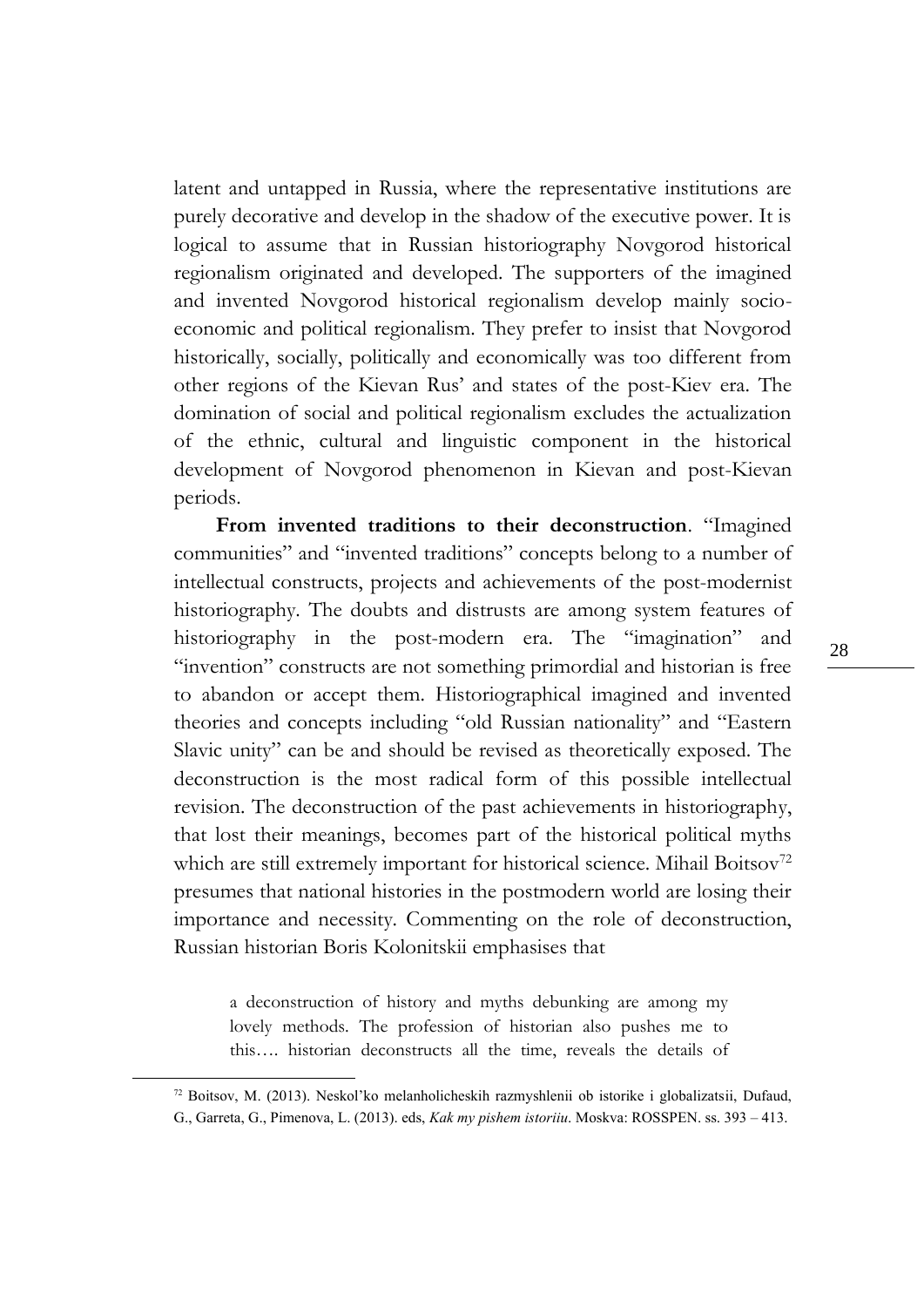latent and untapped in Russia, where the representative institutions are purely decorative and develop in the shadow of the executive power. It is logical to assume that in Russian historiography Novgorod historical regionalism originated and developed. The supporters of the imagined and invented Novgorod historical regionalism develop mainly socio-economic and political regionalism. They prefer to insist that Novgorod historically, socially, politically and economically was too different from other regions of the Kievan Rus' and states of the post-Kiev era. The domination of social and political regionalism excludes the actualization of the ethnic, cultural and linguistic component in the historical development of Novgorod phenomenon in Kievan and post-Kievan periods.

**From invented traditions to their deconstruction**. "Imagined communities" and "invented traditions" concepts belong to a number of intellectual constructs, projects and achievements of the post-modernist historiography. The doubts and distrusts are among system features of historiography in the post-modern era. The "imagination" and "invention" constructs are not something primordial and historian is free to abandon or accept them. Historiographical imagined and invented theories and concepts including "old Russian nationality" and "Eastern Slavic unity" can be and should be revised as theoretically exposed. The deconstruction is the most radical form of this possible intellectual revision. The deconstruction of the past achievements in historiography, that lost their meanings, becomes part of the historical political myths which are still extremely important for historical science. Mihail Boitsov[72] presumes that national histories in the postmodern world are losing their importance and necessity. Commenting on the role of deconstruction, Russian historian Boris Kolonitskii emphasises that

> a deconstruction of history and myths debunking are among my lovely methods. The profession of historian also pushes me to this…. historian deconstructs all the time, reveals the details of

[72] Boitsov, M. (2013). Neskol'ko melanholicheskih razmyshlenii ob istorike i globalizatsii, Dufaud, G., Garreta, G., Pimenova, L. (2013). eds, *Kak my pishem istoriiu*. Moskva: ROSSPEN. ss. 393 – 413.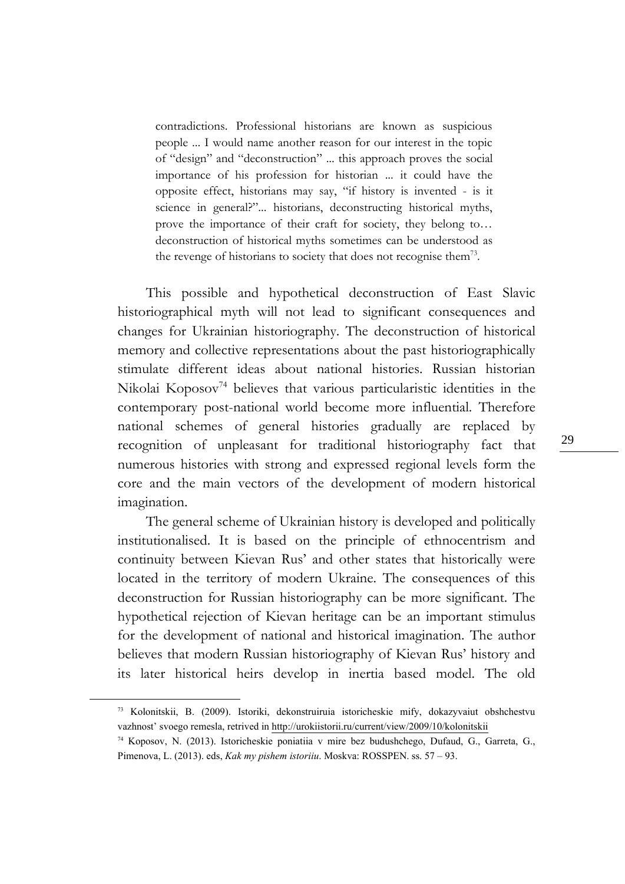> contradictions. Professional historians are known as suspicious people ... I would name another reason for our interest in the topic of "design" and "deconstruction" ... this approach proves the social importance of his profession for historian ... it could have the opposite effect, historians may say, "if history is invented - is it science in general?"... historians, deconstructing historical myths, prove the importance of their craft for society, they belong to… deconstruction of historical myths sometimes can be understood as the revenge of historians to society that does not recognise them[73].

This possible and hypothetical deconstruction of East Slavic historiographical myth will not lead to significant consequences and changes for Ukrainian historiography. The deconstruction of historical memory and collective representations about the past historiographically stimulate different ideas about national histories. Russian historian Nikolai Koposov[74] believes that various particularistic identities in the contemporary post-national world become more influential. Therefore national schemes of general histories gradually are replaced by recognition of unpleasant for traditional historiography fact that numerous histories with strong and expressed regional levels form the core and the main vectors of the development of modern historical imagination.

The general scheme of Ukrainian history is developed and politically institutionalised. It is based on the principle of ethnocentrism and continuity between Kievan Rus' and other states that historically were located in the territory of modern Ukraine. The consequences of this deconstruction for Russian historiography can be more significant. The hypothetical rejection of Kievan heritage can be an important stimulus for the development of national and historical imagination. The author believes that modern Russian historiography of Kievan Rus' history and its later historical heirs develop in inertia based model. The old

---

[73] Kolonitskii, B. (2009). Istoriki, dekonstruiruia istoricheskie mify, dokazyvaiut obshchestvu vazhnost' svoego remesla, retrived in http://urokiistorii.ru/current/view/2009/10/kolonitskii

[74] Koposov, N. (2013). Istoricheskie poniatiia v mire bez budushchego, Dufaud, G., Garreta, G., Pimenova, L. (2013). eds, *Kak my pishem istoriiu*. Moskva: ROSSPEN. ss. 57 – 93.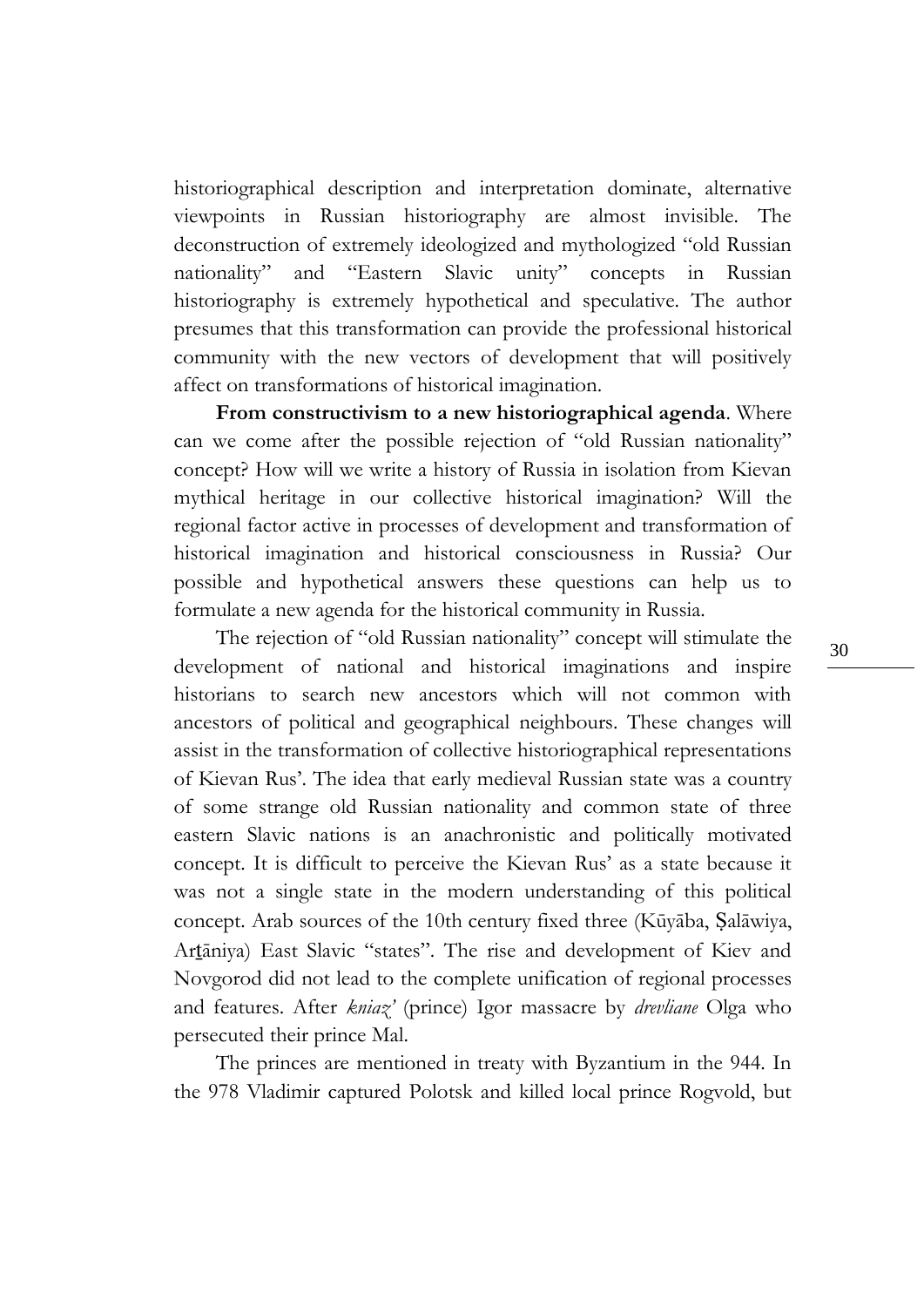historiographical description and interpretation dominate, alternative viewpoints in Russian historiography are almost invisible. The deconstruction of extremely ideologized and mythologized "old Russian nationality" and "Eastern Slavic unity" concepts in Russian historiography is extremely hypothetical and speculative. The author presumes that this transformation can provide the professional historical community with the new vectors of development that will positively affect on transformations of historical imagination.

**From constructivism to a new historiographical agenda**. Where can we come after the possible rejection of "old Russian nationality" concept? How will we write a history of Russia in isolation from Kievan mythical heritage in our collective historical imagination? Will the regional factor active in processes of development and transformation of historical imagination and historical consciousness in Russia? Our possible and hypothetical answers these questions can help us to formulate a new agenda for the historical community in Russia.

The rejection of "old Russian nationality" concept will stimulate the development of national and historical imaginations and inspire historians to search new ancestors which will not common with ancestors of political and geographical neighbours. These changes will assist in the transformation of collective historiographical representations of Kievan Rus'. The idea that early medieval Russian state was a country of some strange old Russian nationality and common state of three eastern Slavic nations is an anachronistic and politically motivated concept. It is difficult to perceive the Kievan Rus' as a state because it was not a single state in the modern understanding of this political concept. Arab sources of the 10th century fixed three (Kūyāba, Ṣalāwiya, Arṯāniya) East Slavic "states". The rise and development of Kiev and Novgorod did not lead to the complete unification of regional processes and features. After *kniaz'* (prince) Igor massacre by *drevliane* Olga who persecuted their prince Mal.

The princes are mentioned in treaty with Byzantium in the 944. In the 978 Vladimir captured Polotsk and killed local prince Rogvold, but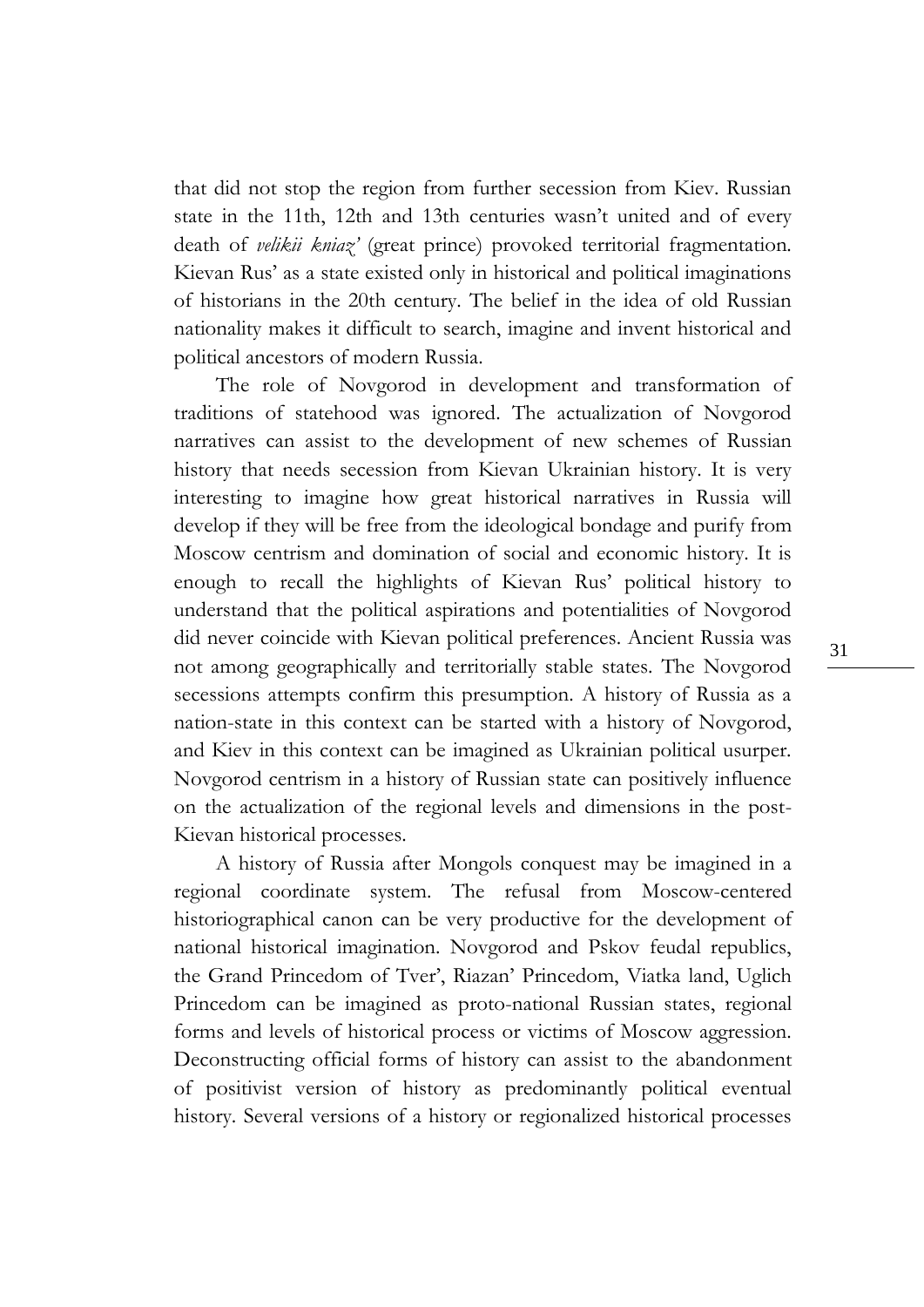that did not stop the region from further secession from Kiev. Russian state in the 11th, 12th and 13th centuries wasn't united and of every death of *velikii kniaz'* (great prince) provoked territorial fragmentation. Kievan Rus' as a state existed only in historical and political imaginations of historians in the 20th century. The belief in the idea of old Russian nationality makes it difficult to search, imagine and invent historical and political ancestors of modern Russia.

The role of Novgorod in development and transformation of traditions of statehood was ignored. The actualization of Novgorod narratives can assist to the development of new schemes of Russian history that needs secession from Kievan Ukrainian history. It is very interesting to imagine how great historical narratives in Russia will develop if they will be free from the ideological bondage and purify from Moscow centrism and domination of social and economic history. It is enough to recall the highlights of Kievan Rus' political history to understand that the political aspirations and potentialities of Novgorod did never coincide with Kievan political preferences. Ancient Russia was not among geographically and territorially stable states. The Novgorod secessions attempts confirm this presumption. A history of Russia as a nation-state in this context can be started with a history of Novgorod, and Kiev in this context can be imagined as Ukrainian political usurper. Novgorod centrism in a history of Russian state can positively influence on the actualization of the regional levels and dimensions in the post-Kievan historical processes.

A history of Russia after Mongols conquest may be imagined in a regional coordinate system. The refusal from Moscow-centered historiographical canon can be very productive for the development of national historical imagination. Novgorod and Pskov feudal republics, the Grand Princedom of Tver', Riazan' Princedom, Viatka land, Uglich Princedom can be imagined as proto-national Russian states, regional forms and levels of historical process or victims of Moscow aggression. Deconstructing official forms of history can assist to the abandonment of positivist version of history as predominantly political eventual history. Several versions of a history or regionalized historical processes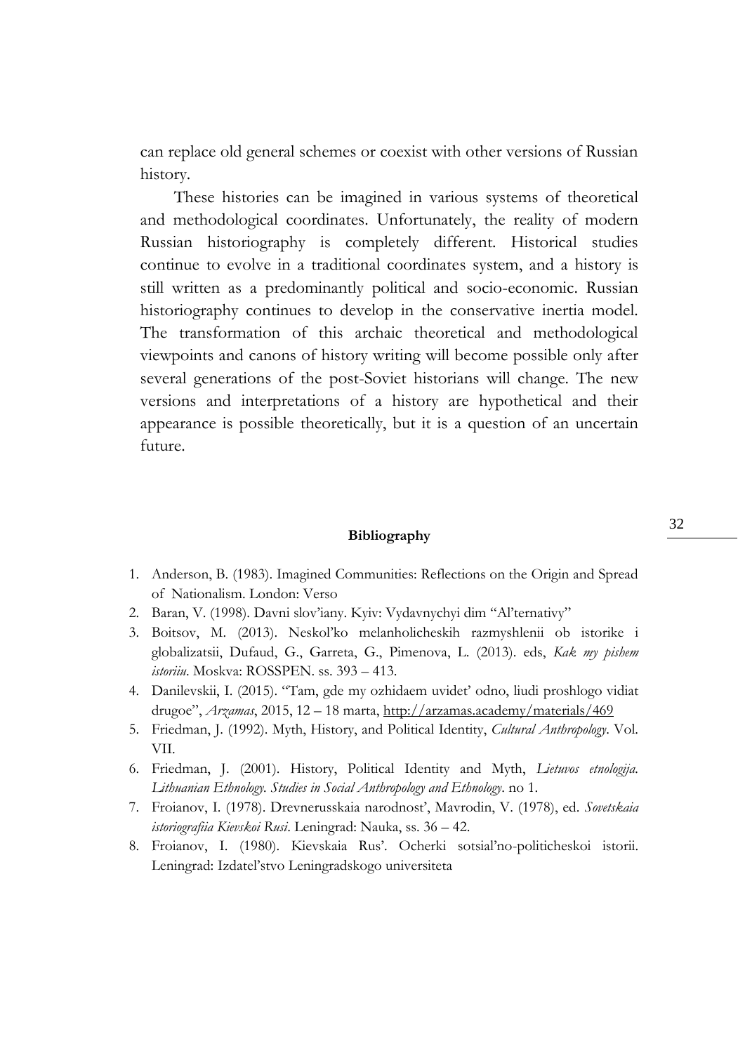can replace old general schemes or coexist with other versions of Russian history.

These histories can be imagined in various systems of theoretical and methodological coordinates. Unfortunately, the reality of modern Russian historiography is completely different. Historical studies continue to evolve in a traditional coordinates system, and a history is still written as a predominantly political and socio-economic. Russian historiography continues to develop in the conservative inertia model. The transformation of this archaic theoretical and methodological viewpoints and canons of history writing will become possible only after several generations of the post-Soviet historians will change. The new versions and interpretations of a history are hypothetical and their appearance is possible theoretically, but it is a question of an uncertain future.

**Bibliography**

1. Anderson, B. (1983). Imagined Communities: Reflections on the Origin and Spread of Nationalism. London: Verso
2. Baran, V. (1998). Davni slov'iany. Kyiv: Vydavnychyi dim "Al'ternatyvy"
3. Boitsov, M. (2013). Neskol'ko melanholicheskih razmyshlenii ob istorike i globalizatsii, Dufaud, G., Garreta, G., Pimenova, L. (2013). eds, *Kak my pishem istoriiu*. Moskva: ROSSPEN. ss. 393 – 413.
4. Danilevskii, I. (2015). "Tam, gde my ozhidaem uvidet' odno, liudi proshlogo vidiat drugoe", *Arzamas*, 2015, 12 – 18 marta, http://arzamas.academy/materials/469
5. Friedman, J. (1992). Myth, History, and Political Identity, *Cultural Anthropology*. Vol. VII.
6. Friedman, J. (2001). History, Political Identity and Myth, *Lietuvos etnologija. Lithuanian Ethnology. Studies in Social Anthropology and Ethnology*. no 1.
7. Froianov, I. (1978). Drevnerusskaia narodnost', Mavrodin, V. (1978), ed. *Sovetskaia istoriografiia Kievskoi Rusi*. Leningrad: Nauka, ss. 36 – 42.
8. Froianov, I. (1980). Kievskaia Rus'. Ocherki sotsial'no-politicheskoi istorii. Leningrad: Izdatel'stvo Leningradskogo universiteta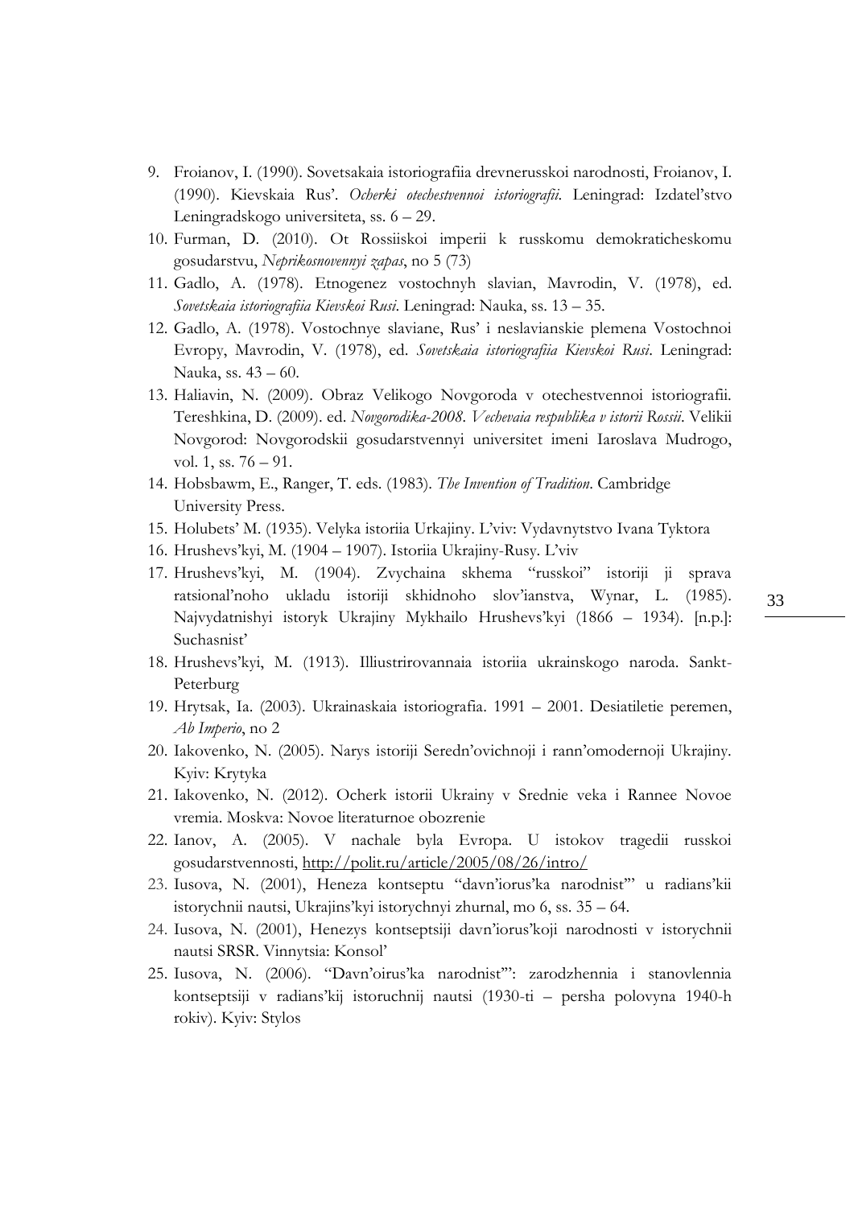9. Froianov, I. (1990). Sovetsakaia istoriografiia drevnerusskoi narodnosti, Froianov, I. (1990). Kievskaia Rus'. *Ocherki otechestvennoi istoriografii*. Leningrad: Izdatel'stvo Leningradskogo universiteta, ss. 6 – 29.
10. Furman, D. (2010). Ot Rossiiskoi imperii k russkomu demokraticheskomu gosudarstvu, *Neprikosnovennyi zapas*, no 5 (73)
11. Gadlo, A. (1978). Etnogenez vostochnyh slavian, Mavrodin, V. (1978), ed. *Sovetskaia istoriografiia Kievskoi Rusi*. Leningrad: Nauka, ss. 13 – 35.
12. Gadlo, A. (1978). Vostochnye slaviane, Rus' i neslavianskie plemena Vostochnoi Evropy, Mavrodin, V. (1978), ed. *Sovetskaia istoriografiia Kievskoi Rusi*. Leningrad: Nauka, ss. 43 – 60.
13. Haliavin, N. (2009). Obraz Velikogo Novgoroda v otechestvennoi istoriografii. Tereshkina, D. (2009). ed. *Novgorodika-2008. Vechevaia respublika v istorii Rossii*. Velikii Novgorod: Novgorodskii gosudarstvennyi universitet imeni Iaroslava Mudrogo, vol. 1, ss. 76 – 91.
14. Hobsbawm, E., Ranger, T. eds. (1983). *The Invention of Tradition*. Cambridge University Press.
15. Holubets' M. (1935). Velyka istoriia Urkajiny. L'viv: Vydavnytstvo Ivana Tyktora
16. Hrushevs'kyi, M. (1904 – 1907). Istoriia Ukrajiny-Rusy. L'viv
17. Hrushevs'kyi, M. (1904). Zvychaina skhema "russkoi" istoriji ji sprava ratsional'noho ukladu istoriji skhidnoho slov'ianstva, Wynar, L. (1985). Najvydatnishyi istoryk Ukrajiny Mykhailo Hrushevs'kyi (1866 – 1934). [n.p.]: Suchasnist'
18. Hrushevs'kyi, M. (1913). Illiustrirovannaia istoriia ukrainskogo naroda. Sankt-Peterburg
19. Hrytsak, Ia. (2003). Ukrainaskaia istoriografia. 1991 – 2001. Desiatiletie peremen, *Ab Imperio*, no 2
20. Iakovenko, N. (2005). Narys istoriji Seredn'ovichnoji i rann'omodernoji Ukrajiny. Kyiv: Krytyka
21. Iakovenko, N. (2012). Ocherk istorii Ukrainy v Srednie veka i Rannee Novoe vremia. Moskva: Novoe literaturnoe obozrenie
22. Ianov, A. (2005). V nachale byla Evropa. U istokov tragedii russkoi gosudarstvennosti, http://polit.ru/article/2005/08/26/intro/
23. Iusova, N. (2001), Heneza kontseptu "davn'iorus'ka narodnist'" u radians'kii istorychnii nautsi, Ukrajins'kyi istorychnyi zhurnal, mo 6, ss. 35 – 64.
24. Iusova, N. (2001), Henezys kontseptsiji davn'iorus'koji narodnosti v istorychnii nautsi SRSR. Vinnytsia: Konsol'
25. Iusova, N. (2006). "Davn'oirus'ka narodnist'": zarodzhennia i stanovlennia kontseptsiji v radians'kij istoruchnij nautsi (1930-ti – persha polovyna 1940-h rokiv). Kyiv: Stylos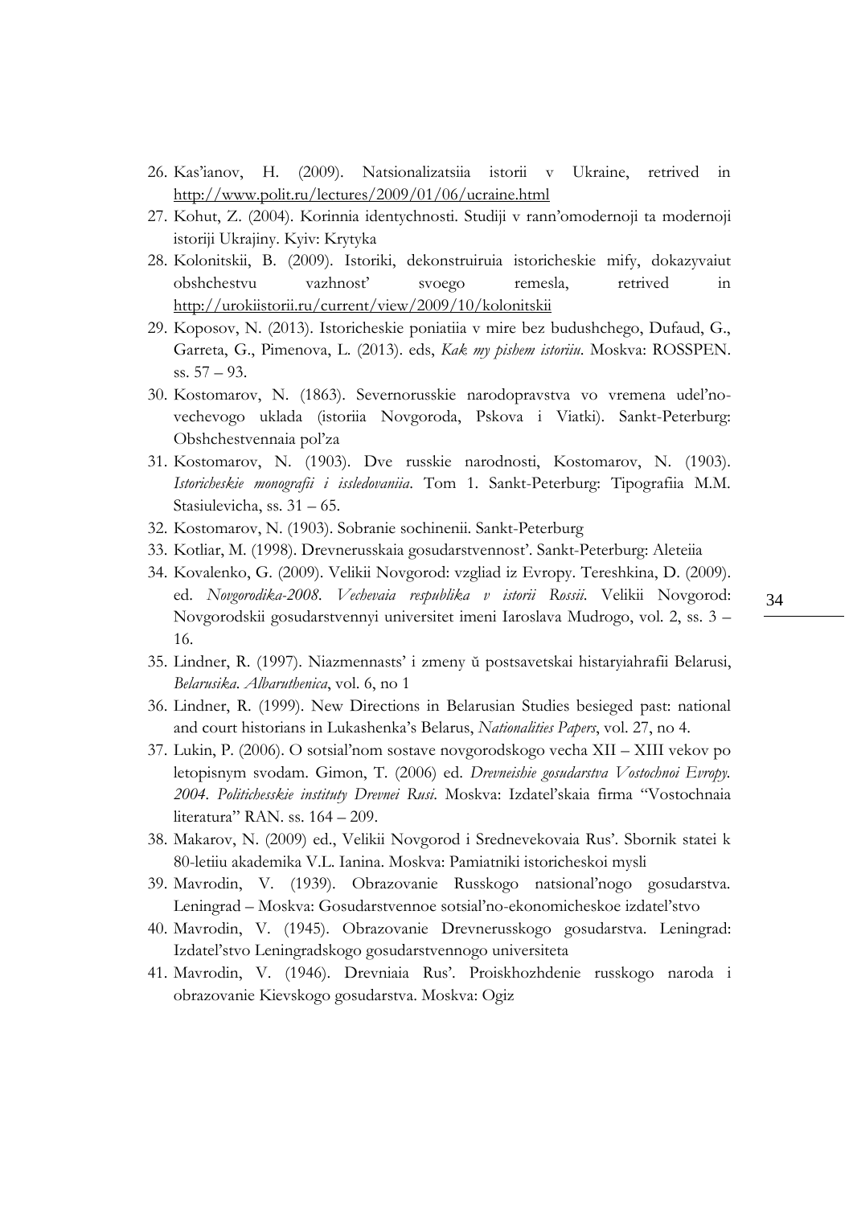26. Kas'ianov, H. (2009). Natsionalizatsiia istorii v Ukraine, retrived in http://www.polit.ru/lectures/2009/01/06/ucraine.html
27. Kohut, Z. (2004). Korinnia identychnosti. Studiji v rann'omodernoji ta modernoji istoriji Ukrajiny. Kyiv: Krytyka
28. Kolonitskii, B. (2009). Istoriki, dekonstruiruia istoricheskie mify, dokazyvaiut obshchestvu vazhnost' svoego remesla, retrived in http://urokiistorii.ru/current/view/2009/10/kolonitskii
29. Koposov, N. (2013). Istoricheskie poniatiia v mire bez budushchego, Dufaud, G., Garreta, G., Pimenova, L. (2013). eds, *Kak my pishem istoriiu*. Moskva: ROSSPEN. ss. 57 – 93.
30. Kostomarov, N. (1863). Severnorusskie narodopravstva vo vremena udel'no-vechevogo uklada (istoriia Novgoroda, Pskova i Viatki). Sankt-Peterburg: Obshchestvennaia pol'za
31. Kostomarov, N. (1903). Dve russkie narodnosti, Kostomarov, N. (1903). *Istoricheskie monografii i issledovaniia*. Tom 1. Sankt-Peterburg: Tipografiia M.M. Stasiulevicha, ss. 31 – 65.
32. Kostomarov, N. (1903). Sobranie sochinenii. Sankt-Peterburg
33. Kotliar, M. (1998). Drevnerusskaia gosudarstvennost'. Sankt-Peterburg: Aleteiia
34. Kovalenko, G. (2009). Velikii Novgorod: vzgliad iz Evropy. Tereshkina, D. (2009). ed. *Novgorodika-2008. Vechevaia respublika v istorii Rossii*. Velikii Novgorod: Novgorodskii gosudarstvennyi universitet imeni Iaroslava Mudrogo, vol. 2, ss. 3 – 16.
35. Lindner, R. (1997). Niazmennasts' i zmeny ŭ postsavetskai histaryiahrafii Belarusi, *Belarusika. Albaruthenica*, vol. 6, no 1
36. Lindner, R. (1999). New Directions in Belarusian Studies besieged past: national and court historians in Lukashenka's Belarus, *Nationalities Papers*, vol. 27, no 4.
37. Lukin, P. (2006). O sotsial'nom sostave novgorodskogo vecha XII – XIII vekov po letopisnym svodam. Gimon, T. (2006) ed. *Drevneishie gosudarstva Vostochnoi Evropy. 2004. Politichesskie instituty Drevnei Rusi*. Moskva: Izdatel'skaia firma "Vostochnaia literatura" RAN. ss. 164 – 209.
38. Makarov, N. (2009) ed., Velikii Novgorod i Srednevekovaia Rus'. Sbornik statei k 80-letiiu akademika V.L. Ianina. Moskva: Pamiatniki istoricheskoi mysli
39. Mavrodin, V. (1939). Obrazovanie Russkogo natsional'nogo gosudarstva. Leningrad – Moskva: Gosudarstvennoe sotsial'no-ekonomicheskoe izdatel'stvo
40. Mavrodin, V. (1945). Obrazovanie Drevnerusskogo gosudarstva. Leningrad: Izdatel'stvo Leningradskogo gosudarstvennogo universiteta
41. Mavrodin, V. (1946). Drevniaia Rus'. Proiskhozhdenie russkogo naroda i obrazovanie Kievskogo gosudarstva. Moskva: Ogiz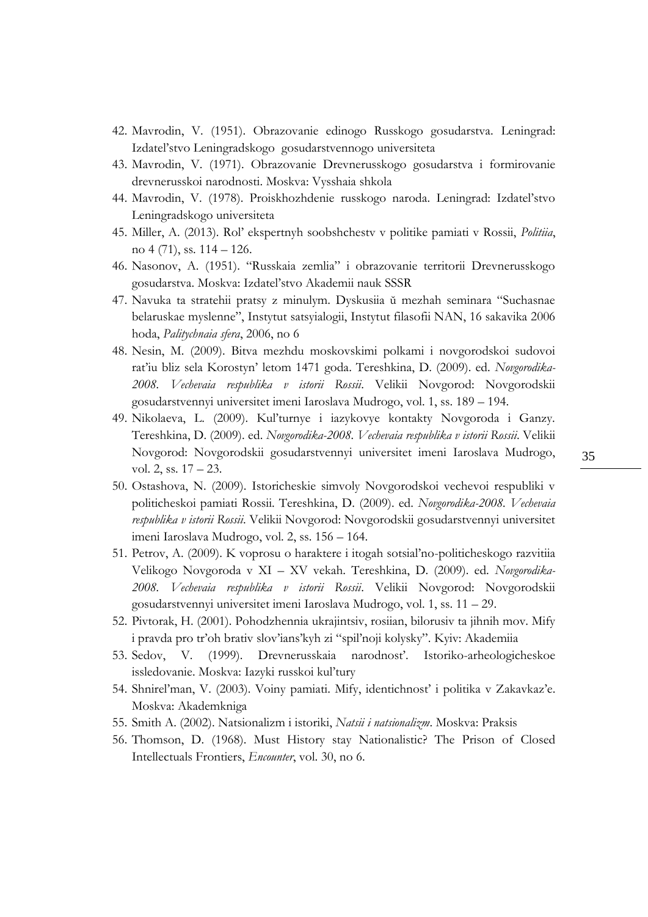42. Mavrodin, V. (1951). Obrazovanie edinogo Russkogo gosudarstva. Leningrad: Izdatel'stvo Leningradskogo gosudarstvennogo universiteta
43. Mavrodin, V. (1971). Obrazovanie Drevnerusskogo gosudarstva i formirovanie drevnerusskoi narodnosti. Moskva: Vysshaia shkola
44. Mavrodin, V. (1978). Proiskhozhdenie russkogo naroda. Leningrad: Izdatel'stvo Leningradskogo universiteta
45. Miller, A. (2013). Rol' ekspertnyh soobshchestv v politike pamiati v Rossii, *Politiia*, no 4 (71), ss. 114 – 126.
46. Nasonov, A. (1951). "Russkaia zemlia" i obrazovanie territorii Drevnerusskogo gosudarstva. Moskva: Izdatel'stvo Akademii nauk SSSR
47. Navuka ta stratehii pratsy z minulym. Dyskusiia ŭ mezhah seminara "Suchasnae belaruskae myslenne", Instytut satsyialogii, Instytut filasofii NAN, 16 sakavika 2006 hoda, *Palitychnaia sfera*, 2006, no 6
48. Nesin, M. (2009). Bitva mezhdu moskovskimi polkami i novgorodskoi sudovoi rat'iu bliz sela Korostyn' letom 1471 goda. Tereshkina, D. (2009). ed. *Novgorodika-2008. Vechevaia respublika v istorii Rossii*. Velikii Novgorod: Novgorodskii gosudarstvennyi universitet imeni Iaroslava Mudrogo, vol. 1, ss. 189 – 194.
49. Nikolaeva, L. (2009). Kul'turnye i iazykovye kontakty Novgoroda i Ganzy. Tereshkina, D. (2009). ed. *Novgorodika-2008. Vechevaia respublika v istorii Rossii*. Velikii Novgorod: Novgorodskii gosudarstvennyi universitet imeni Iaroslava Mudrogo, vol. 2, ss. 17 – 23.
50. Ostashova, N. (2009). Istoricheskie simvoly Novgorodskoi vechevoi respubliki v politicheskoi pamiati Rossii. Tereshkina, D. (2009). ed. *Novgorodika-2008. Vechevaia respublika v istorii Rossii*. Velikii Novgorod: Novgorodskii gosudarstvennyi universitet imeni Iaroslava Mudrogo, vol. 2, ss. 156 – 164.
51. Petrov, A. (2009). K voprosu o haraktere i itogah sotsial'no-politicheskogo razvitiia Velikogo Novgoroda v XI – XV vekah. Tereshkina, D. (2009). ed. *Novgorodika-2008. Vechevaia respublika v istorii Rossii*. Velikii Novgorod: Novgorodskii gosudarstvennyi universitet imeni Iaroslava Mudrogo, vol. 1, ss. 11 – 29.
52. Pivtorak, H. (2001). Pohodzhennia ukrajintsiv, rosiian, bilorusiv ta jihnih mov. Mify i pravda pro tr'oh brativ slov'ians'kyh zi "spil'noji kolysky". Kyiv: Akademiia
53. Sedov, V. (1999). Drevnerusskaia narodnost'. Istoriko-arheologicheskoe issledovanie. Moskva: Iazyki russkoi kul'tury
54. Shnirel'man, V. (2003). Voiny pamiati. Mify, identichnost' i politika v Zakavkaz'e. Moskva: Akademkniga
55. Smith A. (2002). Natsionalizm i istoriki, *Natsii i natsionalizm*. Moskva: Praksis
56. Thomson, D. (1968). Must History stay Nationalistic? The Prison of Closed Intellectuals Frontiers, *Encounter*, vol. 30, no 6.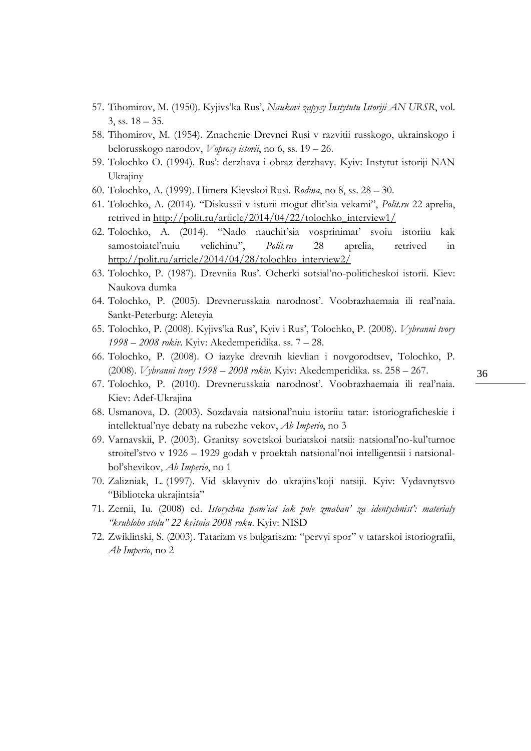57. Tihomirov, M. (1950). Kyjivs'ka Rus', *Naukovi zapysy Instytutu Istoriji AN URSR*, vol. 3, ss. 18 – 35.
58. Tihomirov, M. (1954). Znachenie Drevnei Rusi v razvitii russkogo, ukrainskogo i belorusskogo narodov, *Voprosy istorii*, no 6, ss. 19 – 26.
59. Tolochko O. (1994). Rus': derzhava i obraz derzhavy. Kyiv: Instytut istoriji NAN Ukrajiny
60. Tolochko, A. (1999). Himera Kievskoi Rusi. *Rodina*, no 8, ss. 28 – 30.
61. Tolochko, A. (2014). "Diskussii v istorii mogut dlit'sia vekami", *Polit.ru* 22 aprelia, retrived in http://polit.ru/article/2014/04/22/tolochko_interview1/
62. Tolochko, A. (2014). "Nado nauchit'sia vosprinimat' svoiu istoriiu kak samostoiatel'nuiu velichinu", *Polit.ru* 28 aprelia, retrived in http://polit.ru/article/2014/04/28/tolochko_interview2/
63. Tolochko, P. (1987). Drevniia Rus'. Ocherki sotsial'no-politicheskoi istorii. Kiev: Naukova dumka
64. Tolochko, P. (2005). Drevnerusskaia narodnost'. Voobrazhaemaia ili real'naia. Sankt-Peterburg: Aleteyia
65. Tolochko, P. (2008). Kyjivs'ka Rus', Kyiv i Rus', Tolochko, P. (2008). *Vybranni tvory 1998 – 2008 rokiv*. Kyiv: Akedemperidika. ss. 7 – 28.
66. Tolochko, P. (2008). O iazyke drevnih kievlian i novgorodtsev, Tolochko, P. (2008). *Vybranni tvory 1998 – 2008 rokiv*. Kyiv: Akedemperidika. ss. 258 – 267.
67. Tolochko, P. (2010). Drevnerusskaia narodnost'. Voobrazhaemaia ili real'naia. Kiev: Adef-Ukrajina
68. Usmanova, D. (2003). Sozdavaia natsional'nuiu istoriiu tatar: istoriograficheskie i intellektual'nye debaty na rubezhe vekov, *Ab Imperio*, no 3
69. Varnavskii, P. (2003). Granitsy sovetskoi buriatskoi natsii: natsional'no-kul'turnoe stroitel'stvo v 1926 – 1929 godah v proektah natsional'noi intelligentsii i natsional-bol'shevikov, *Ab Imperio*, no 1
70. Zalizniak, L. (1997). Vid sklavyniv do ukrajins'koji natsiji. Kyiv: Vydavnytsvo "Biblioteka ukrajintsia"
71. Zernii, Iu. (2008) ed. *Istorychna pam'iat iak pole zmahan' za identychnist': materialy "kruhloho stolu" 22 kvitnia 2008 roku*. Kyiv: NISD
72. Zwiklinski, S. (2003). Tatarizm vs bulgariszm: "pervyi spor" v tatarskoi istoriografii, *Ab Imperio*, no 2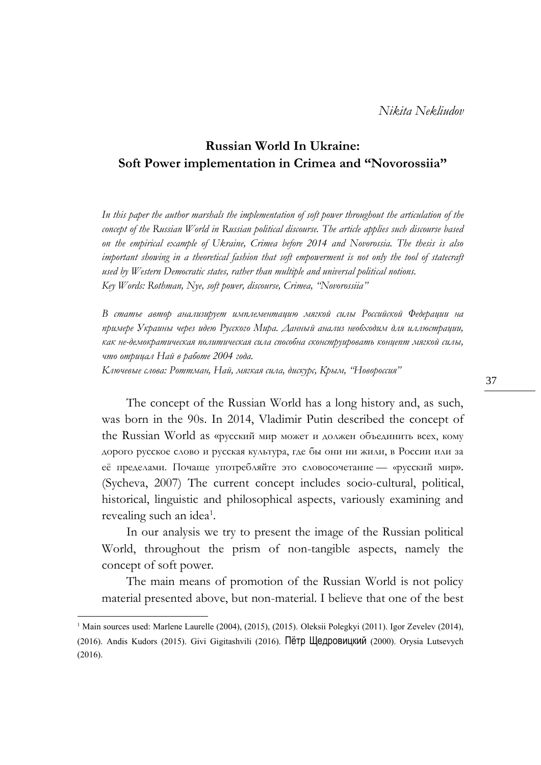*Nikita Nekliudov*

## Russian World In Ukraine: Soft Power implementation in Crimea and "Novorossiia"

*In this paper the author marshals the implementation of soft power throughout the articulation of the concept of the Russian World in Russian political discourse. The article applies such discourse based on the empirical example of Ukraine, Crimea before 2014 and Novorossia. The thesis is also important showing in a theoretical fashion that soft empowerment is not only the tool of statecraft used by Western Democratic states, rather than multiple and universal political notions.*
*Key Words: Rothman, Nye, soft power, discourse, Crimea, "Novorossiia"*

*В статье автор анализирует имплементацию мягкой силы Российской Федерации на примере Украины через идею Русского Мира. Данный анализ необходим для иллюстрации, как не-демократическая политическая сила способна сконструировать концепт мягкой силы, что отрицал Най в работе 2004 года.*
*Ключевые слова: Роттман, Най, мягкая сила, дискурс, Крым, "Новороссия"*

The concept of the Russian World has a long history and, as such, was born in the 90s. In 2014, Vladimir Putin described the concept of the Russian World as «русский мир может и должен объединить всех, кому дорого русское слово и русская культура, где бы они ни жили, в России или за её пределами. Почаще употребляйте это словосочетание — «русский мир». (Sycheva, 2007) The current concept includes socio-cultural, political, historical, linguistic and philosophical aspects, variously examining and revealing such an idea[1].

In our analysis we try to present the image of the Russian political World, throughout the prism of non-tangible aspects, namely the concept of soft power.

The main means of promotion of the Russian World is not policy material presented above, but non-material. I believe that one of the best

[1] Main sources used: Marlene Laurelle (2004), (2015), (2015). Oleksii Polegkyi (2011). Igor Zevelev (2014), (2016). Andis Kudors (2015). Givi Gigitashvili (2016). Пётр Щедровицкий (2000). Orysia Lutsevych (2016).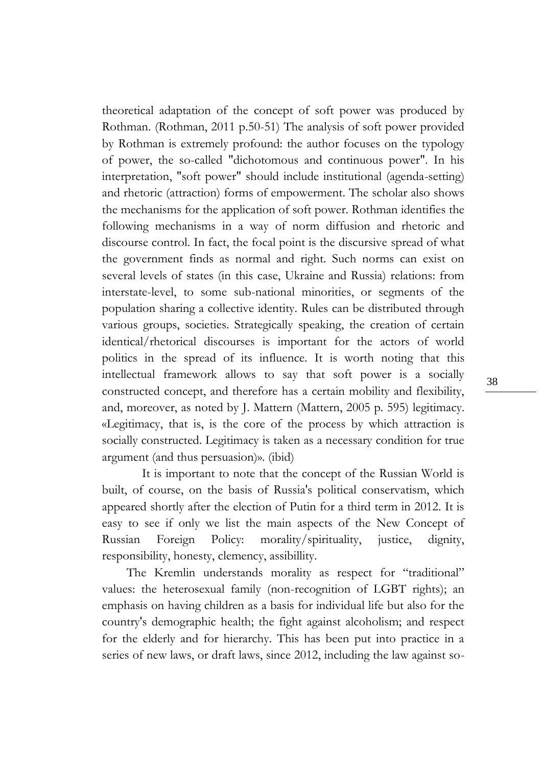theoretical adaptation of the concept of soft power was produced by Rothman. (Rothman, 2011 p.50-51) The analysis of soft power provided by Rothman is extremely profound: the author focuses on the typology of power, the so-called "dichotomous and continuous power". In his interpretation, "soft power" should include institutional (agenda-setting) and rhetoric (attraction) forms of empowerment. The scholar also shows the mechanisms for the application of soft power. Rothman identifies the following mechanisms in a way of norm diffusion and rhetoric and discourse control. In fact, the focal point is the discursive spread of what the government finds as normal and right. Such norms can exist on several levels of states (in this case, Ukraine and Russia) relations: from interstate-level, to some sub-national minorities, or segments of the population sharing a collective identity. Rules can be distributed through various groups, societies. Strategically speaking, the creation of certain identical/rhetorical discourses is important for the actors of world politics in the spread of its influence. It is worth noting that this intellectual framework allows to say that soft power is a socially constructed concept, and therefore has a certain mobility and flexibility, and, moreover, as noted by J. Mattern (Mattern, 2005 p. 595) legitimacy. «Legitimacy, that is, is the core of the process by which attraction is socially constructed. Legitimacy is taken as a necessary condition for true argument (and thus persuasion)». (ibid)

It is important to note that the concept of the Russian World is built, of course, on the basis of Russia's political conservatism, which appeared shortly after the election of Putin for a third term in 2012. It is easy to see if only we list the main aspects of the New Concept of Russian Foreign Policy: morality/spirituality, justice, dignity, responsibility, honesty, clemency, assibillity.

The Kremlin understands morality as respect for "traditional" values: the heterosexual family (non-recognition of LGBT rights); an emphasis on having children as a basis for individual life but also for the country's demographic health; the fight against alcoholism; and respect for the elderly and for hierarchy. This has been put into practice in a series of new laws, or draft laws, since 2012, including the law against so-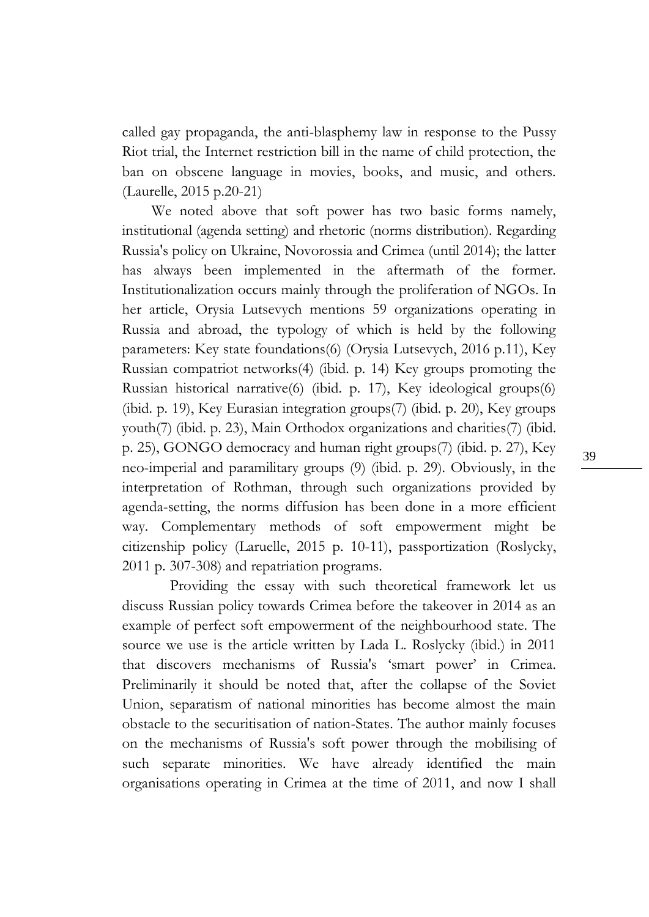called gay propaganda, the anti-blasphemy law in response to the Pussy Riot trial, the Internet restriction bill in the name of child protection, the ban on obscene language in movies, books, and music, and others. (Laurelle, 2015 p.20-21)

We noted above that soft power has two basic forms namely, institutional (agenda setting) and rhetoric (norms distribution). Regarding Russia's policy on Ukraine, Novorossia and Crimea (until 2014); the latter has always been implemented in the aftermath of the former. Institutionalization occurs mainly through the proliferation of NGOs. In her article, Orysia Lutsevych mentions 59 organizations operating in Russia and abroad, the typology of which is held by the following parameters: Key state foundations(6) (Orysia Lutsevych, 2016 p.11), Key Russian compatriot networks(4) (ibid. p. 14) Key groups promoting the Russian historical narrative(6) (ibid. p. 17), Key ideological groups(6) (ibid. p. 19), Key Eurasian integration groups(7) (ibid. p. 20), Key groups youth(7) (ibid. p. 23), Main Orthodox organizations and charities(7) (ibid. p. 25), GONGO democracy and human right groups(7) (ibid. p. 27), Key neo-imperial and paramilitary groups (9) (ibid. p. 29). Obviously, in the interpretation of Rothman, through such organizations provided by agenda-setting, the norms diffusion has been done in a more efficient way. Complementary methods of soft empowerment might be citizenship policy (Laruelle, 2015 p. 10-11), passportization (Roslycky, 2011 p. 307-308) and repatriation programs.

Providing the essay with such theoretical framework let us discuss Russian policy towards Crimea before the takeover in 2014 as an example of perfect soft empowerment of the neighbourhood state. The source we use is the article written by Lada L. Roslycky (ibid.) in 2011 that discovers mechanisms of Russia's 'smart power' in Crimea. Preliminarily it should be noted that, after the collapse of the Soviet Union, separatism of national minorities has become almost the main obstacle to the securitisation of nation-States. The author mainly focuses on the mechanisms of Russia's soft power through the mobilising of such separate minorities. We have already identified the main organisations operating in Crimea at the time of 2011, and now I shall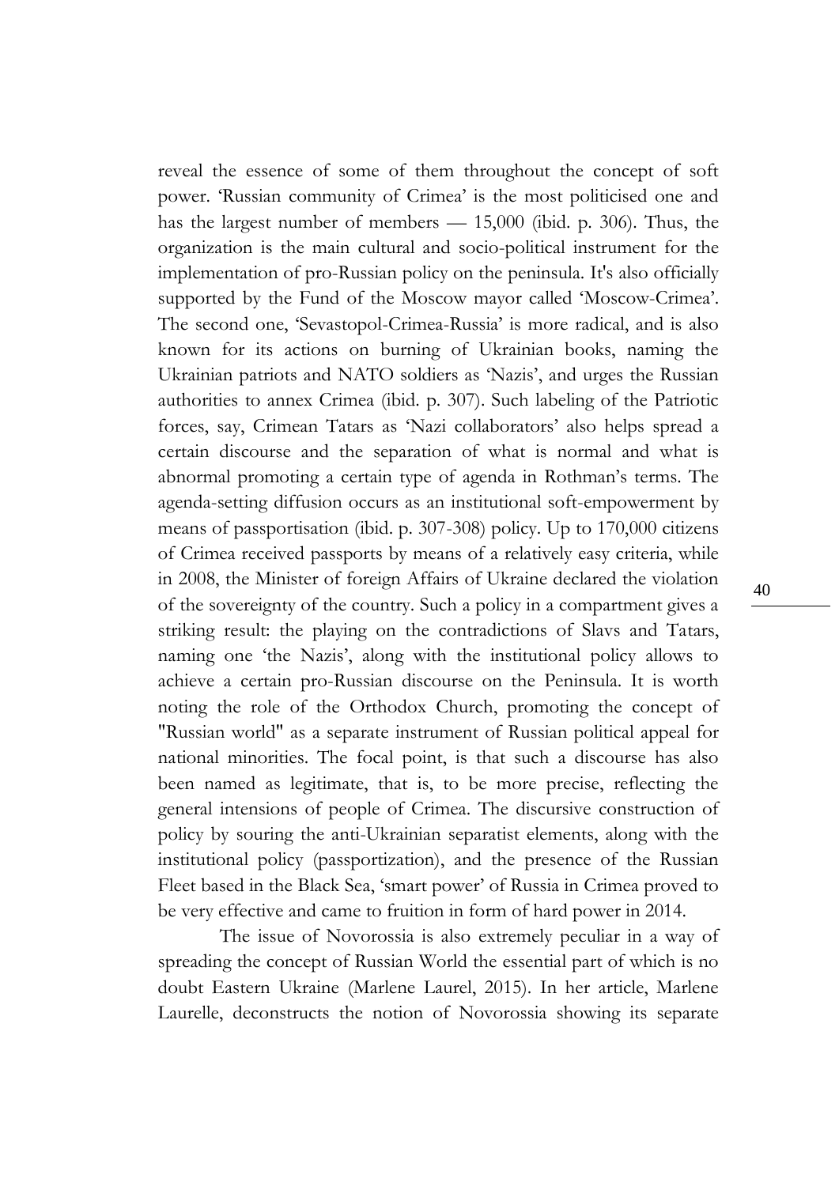reveal the essence of some of them throughout the concept of soft power. 'Russian community of Crimea' is the most politicised one and has the largest number of members — 15,000 (ibid. p. 306). Thus, the organization is the main cultural and socio-political instrument for the implementation of pro-Russian policy on the peninsula. It's also officially supported by the Fund of the Moscow mayor called 'Moscow-Crimea'. The second one, 'Sevastopol-Crimea-Russia' is more radical, and is also known for its actions on burning of Ukrainian books, naming the Ukrainian patriots and NATO soldiers as 'Nazis', and urges the Russian authorities to annex Crimea (ibid. p. 307). Such labeling of the Patriotic forces, say, Crimean Tatars as 'Nazi collaborators' also helps spread a certain discourse and the separation of what is normal and what is abnormal promoting a certain type of agenda in Rothman's terms. The agenda-setting diffusion occurs as an institutional soft-empowerment by means of passportisation (ibid. p. 307-308) policy. Up to 170,000 citizens of Crimea received passports by means of a relatively easy criteria, while in 2008, the Minister of foreign Affairs of Ukraine declared the violation of the sovereignty of the country. Such a policy in a compartment gives a striking result: the playing on the contradictions of Slavs and Tatars, naming one 'the Nazis', along with the institutional policy allows to achieve a certain pro-Russian discourse on the Peninsula. It is worth noting the role of the Orthodox Church, promoting the concept of "Russian world" as a separate instrument of Russian political appeal for national minorities. The focal point, is that such a discourse has also been named as legitimate, that is, to be more precise, reflecting the general intensions of people of Crimea. The discursive construction of policy by souring the anti-Ukrainian separatist elements, along with the institutional policy (passportization), and the presence of the Russian Fleet based in the Black Sea, 'smart power' of Russia in Crimea proved to be very effective and came to fruition in form of hard power in 2014.

The issue of Novorossia is also extremely peculiar in a way of spreading the concept of Russian World the essential part of which is no doubt Eastern Ukraine (Marlene Laurel, 2015). In her article, Marlene Laurelle, deconstructs the notion of Novorossia showing its separate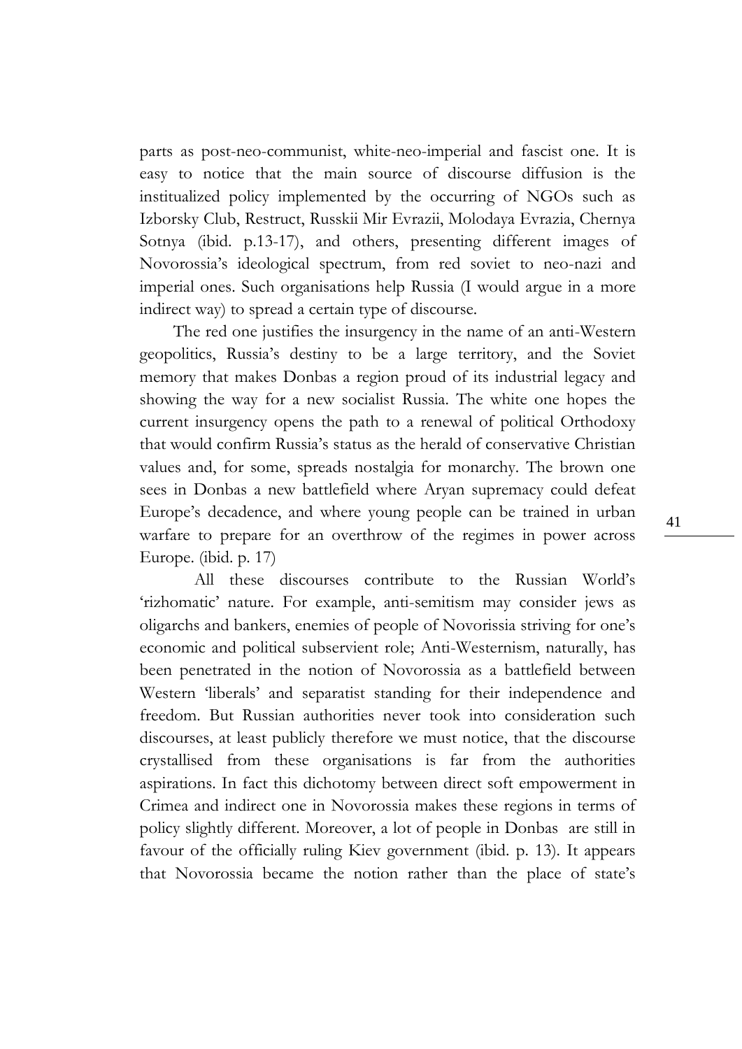parts as post-neo-communist, white-neo-imperial and fascist one. It is easy to notice that the main source of discourse diffusion is the institualized policy implemented by the occurring of NGOs such as Izborsky Club, Restruct, Russkii Mir Evrazii, Molodaya Evrazia, Chernya Sotnya (ibid. p.13-17), and others, presenting different images of Novorossia's ideological spectrum, from red soviet to neo-nazi and imperial ones. Such organisations help Russia (I would argue in a more indirect way) to spread a certain type of discourse.

The red one justifies the insurgency in the name of an anti-Western geopolitics, Russia's destiny to be a large territory, and the Soviet memory that makes Donbas a region proud of its industrial legacy and showing the way for a new socialist Russia. The white one hopes the current insurgency opens the path to a renewal of political Orthodoxy that would confirm Russia's status as the herald of conservative Christian values and, for some, spreads nostalgia for monarchy. The brown one sees in Donbas a new battlefield where Aryan supremacy could defeat Europe's decadence, and where young people can be trained in urban warfare to prepare for an overthrow of the regimes in power across Europe. (ibid. p. 17)

All these discourses contribute to the Russian World's 'rizhomatic' nature. For example, anti-semitism may consider jews as oligarchs and bankers, enemies of people of Novorissia striving for one's economic and political subservient role; Anti-Westernism, naturally, has been penetrated in the notion of Novorossia as a battlefield between Western 'liberals' and separatist standing for their independence and freedom. But Russian authorities never took into consideration such discourses, at least publicly therefore we must notice, that the discourse crystallised from these organisations is far from the authorities aspirations. In fact this dichotomy between direct soft empowerment in Crimea and indirect one in Novorossia makes these regions in terms of policy slightly different. Moreover, a lot of people in Donbas are still in favour of the officially ruling Kiev government (ibid. p. 13). It appears that Novorossia became the notion rather than the place of state's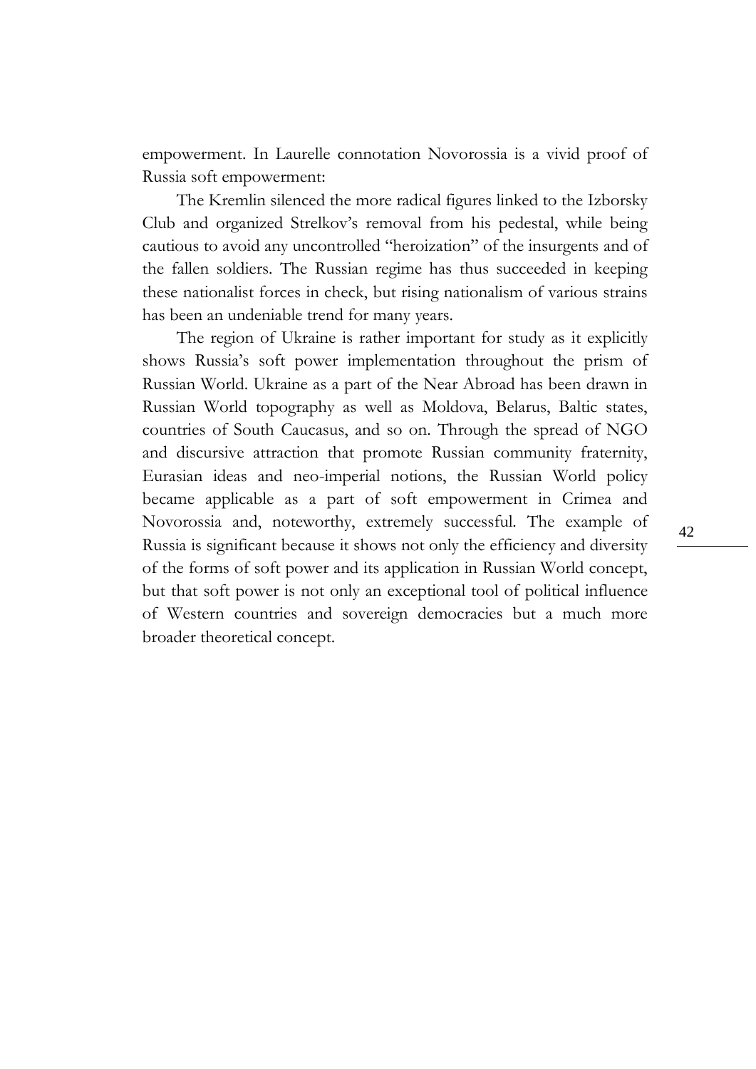empowerment. In Laurelle connotation Novorossia is a vivid proof of Russia soft empowerment:

> The Kremlin silenced the more radical figures linked to the Izborsky Club and organized Strelkov's removal from his pedestal, while being cautious to avoid any uncontrolled "heroization" of the insurgents and of the fallen soldiers. The Russian regime has thus succeeded in keeping these nationalist forces in check, but rising nationalism of various strains has been an undeniable trend for many years.

The region of Ukraine is rather important for study as it explicitly shows Russia's soft power implementation throughout the prism of Russian World. Ukraine as a part of the Near Abroad has been drawn in Russian World topography as well as Moldova, Belarus, Baltic states, countries of South Caucasus, and so on. Through the spread of NGO and discursive attraction that promote Russian community fraternity, Eurasian ideas and neo-imperial notions, the Russian World policy became applicable as a part of soft empowerment in Crimea and Novorossia and, noteworthy, extremely successful. The example of Russia is significant because it shows not only the efficiency and diversity of the forms of soft power and its application in Russian World concept, but that soft power is not only an exceptional tool of political influence of Western countries and sovereign democracies but a much more broader theoretical concept.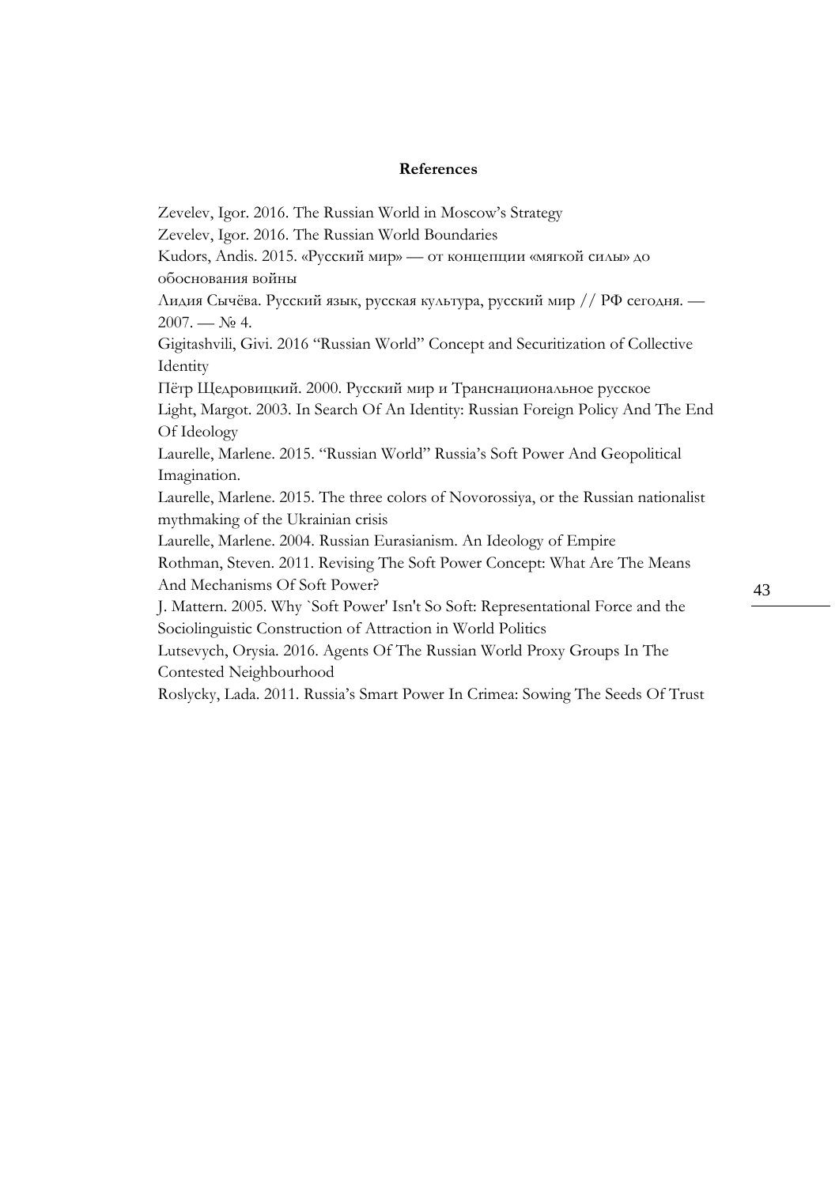**References**

Zevelev, Igor. 2016. The Russian World in Moscow's Strategy

Zevelev, Igor. 2016. The Russian World Boundaries

Kudors, Andis. 2015. «Русский мир» — от концепции «мягкой силы» до обоснования войны

Лидия Сычёва. Русский язык, русская культура, русский мир // РФ сегодня. — 2007. — № 4.

Gigitashvili, Givi. 2016 "Russian World" Concept and Securitization of Collective Identity

Пётр Щедровицкий. 2000. Русский мир и Транснациональное русское

Light, Margot. 2003. In Search Of An Identity: Russian Foreign Policy And The End Of Ideology

Laurelle, Marlene. 2015. "Russian World" Russia's Soft Power And Geopolitical Imagination.

Laurelle, Marlene. 2015. The three colors of Novorossiya, or the Russian nationalist mythmaking of the Ukrainian crisis

Laurelle, Marlene. 2004. Russian Eurasianism. An Ideology of Empire

Rothman, Steven. 2011. Revising The Soft Power Concept: What Are The Means And Mechanisms Of Soft Power?

J. Mattern. 2005. Why `Soft Power' Isn't So Soft: Representational Force and the Sociolinguistic Construction of Attraction in World Politics

Lutsevych, Orysia. 2016. Agents Of The Russian World Proxy Groups In The Contested Neighbourhood

Roslycky, Lada. 2011. Russia's Smart Power In Crimea: Sowing The Seeds Of Trust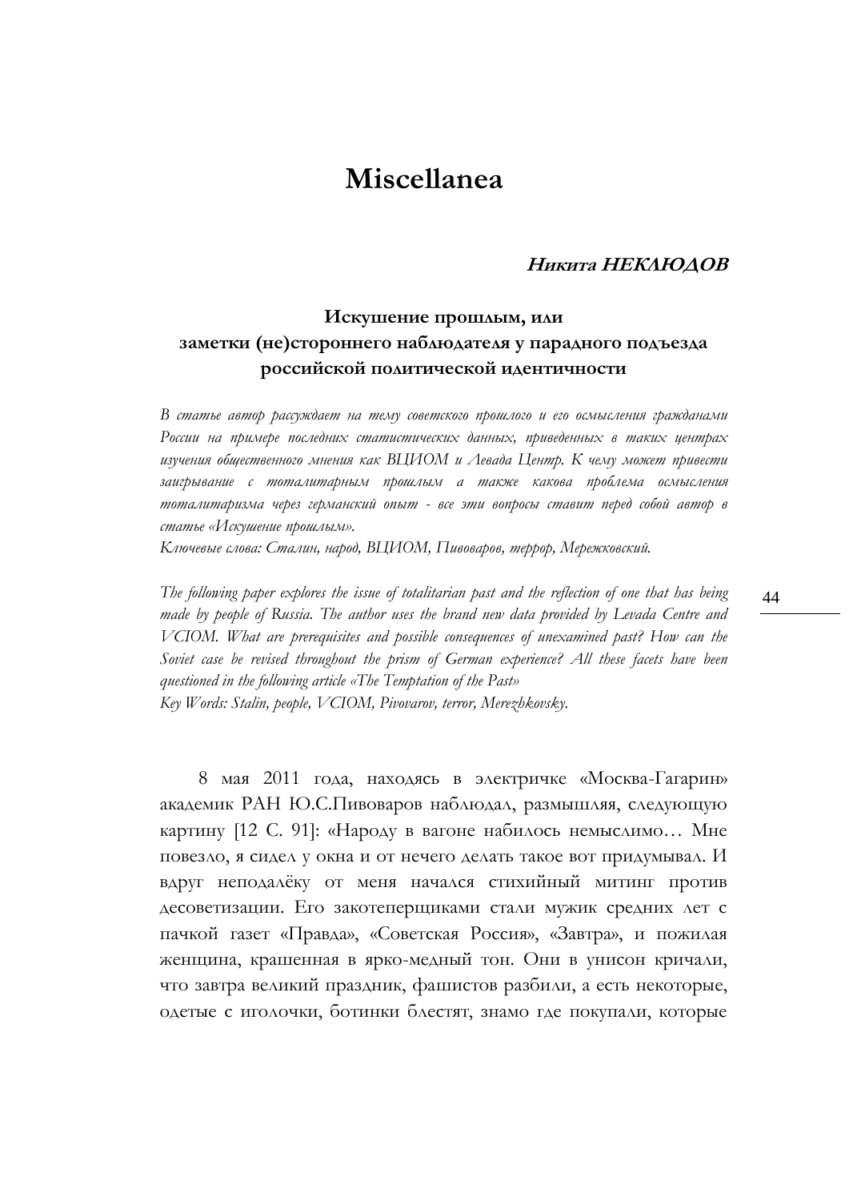# Miscellanea

***Никита НЕКЛЮДОВ***

## Искушение прошлым, или заметки (не)стороннего наблюдателя у парадного подъезда российской политической идентичности

*В статье автор рассуждает на тему советского прошлого и его осмысления гражданами России на примере последних статистических данных, приведенных в таких центрах изучения общественного мнения как ВЦИОМ и Левада Центр. К чему может привести заигрывание с тоталитарным прошлым а также какова проблема осмысления тоталитаризма через германский опыт - все эти вопросы ставит перед собой автор в статье «Искушение прошлым».*

*Ключевые слова: Сталин, народ, ВЦИОМ, Пивоваров, террор, Мережковский.*

*The following paper explores the issue of totalitarian past and the reflection of one that has being made by people of Russia. The author uses the brand new data provided by Levada Centre and VCIOM. What are prerequisites and possible consequences of unexamined past? How can the Soviet case be revised throughout the prism of German experience? All these facets have been questioned in the following article «The Temptation of the Past»*

*Key Words: Stalin, people, VCIOM, Pivovarov, terror, Merezhkovsky.*

8 мая 2011 года, находясь в электричке «Москва-Гагарин» академик РАН Ю.С.Пивоваров наблюдал, размышляя, следующую картину [12 С. 91]: «Народу в вагоне набилось немыслимо… Мне повезло, я сидел у окна и от нечего делать такое вот придумывал. И вдруг неподалёку от меня начался стихийный митинг против десоветизации. Его закотеперщиками стали мужик средних лет с пачкой газет «Правда», «Советская Россия», «Завтра», и пожилая женщина, крашенная в ярко-медный тон. Они в унисон кричали, что завтра великий праздник, фашистов разбили, а есть некоторые, одетые с иголочки, ботинки блестят, знамо где покупали, которые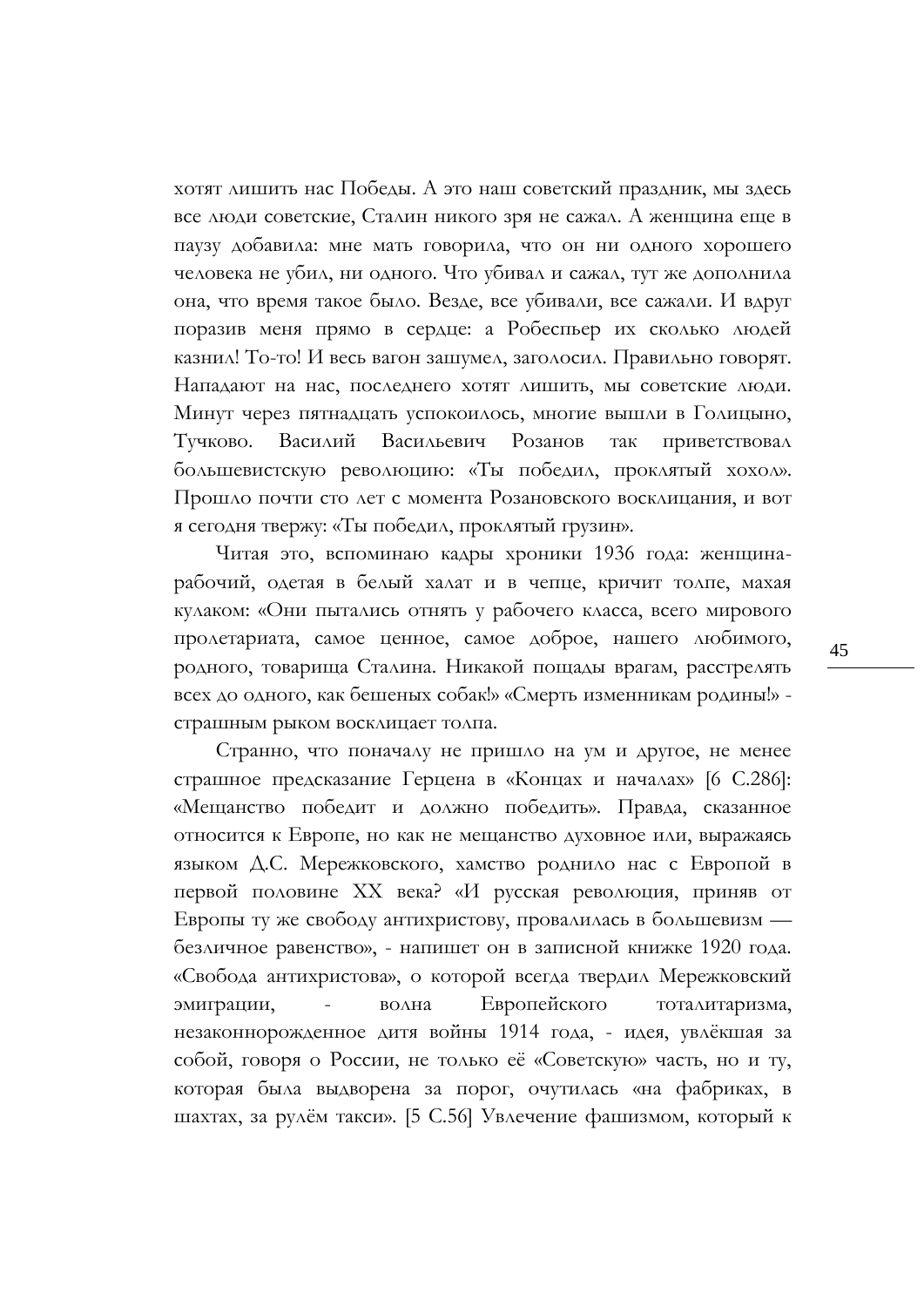хотят лишить нас Победы. А это наш советский праздник, мы здесь все люди советские, Сталин никого зря не сажал. А женщина еще в паузу добавила: мне мать говорила, что он ни одного хорошего человека не убил, ни одного. Что убивал и сажал, тут же дополнила она, что время такое было. Везде, все убивали, все сажали. И вдруг поразив меня прямо в сердце: а Робеспьер их сколько людей казнил! То-то! И весь вагон зашумел, заголосил. Правильно говорят. Нападают на нас, последнего хотят лишить, мы советские люди. Минут через пятнадцать успокоилось, многие вышли в Голицыно, Тучково. Василий Васильевич Розанов так приветствовал большевистскую революцию: «Ты победил, проклятый хохол». Прошло почти сто лет с момента Розановского восклицания, и вот я сегодня твержу: «Ты победил, проклятый грузин».

Читая это, вспоминаю кадры хроники 1936 года: женщина-рабочий, одетая в белый халат и в чепце, кричит толпе, махая кулаком: «Они пытались отнять у рабочего класса, всего мирового пролетариата, самое ценное, самое доброе, нашего любимого, родного, товарища Сталина. Никакой пощады врагам, расстрелять всех до одного, как бешеных собак!» «Смерть изменникам родины!» - страшным рыком восклицает толпа.

Странно, что поначалу не пришло на ум и другое, не менее страшное предсказание Герцена в «Концах и началах» [6 С.286]: «Мещанство победит и должно победить». Правда, сказанное относится к Европе, но как не мещанство духовное или, выражаясь языком Д.С. Мережковского, хамство роднило нас с Европой в первой половине XX века? «И русская революция, приняв от Европы ту же свободу антихристову, провалилась в большевизм — безличное равенство», - напишет он в записной книжке 1920 года. «Свобода антихристова», о которой всегда твердил Мережковский эмиграции, - волна Европейского тоталитаризма, незаконнорожденное дитя войны 1914 года, - идея, увлёкшая за собой, говоря о России, не только её «Советскую» часть, но и ту, которая была выдворена за порог, очутилась «на фабриках, в шахтах, за рулём такси». [5 С.56] Увлечение фашизмом, который к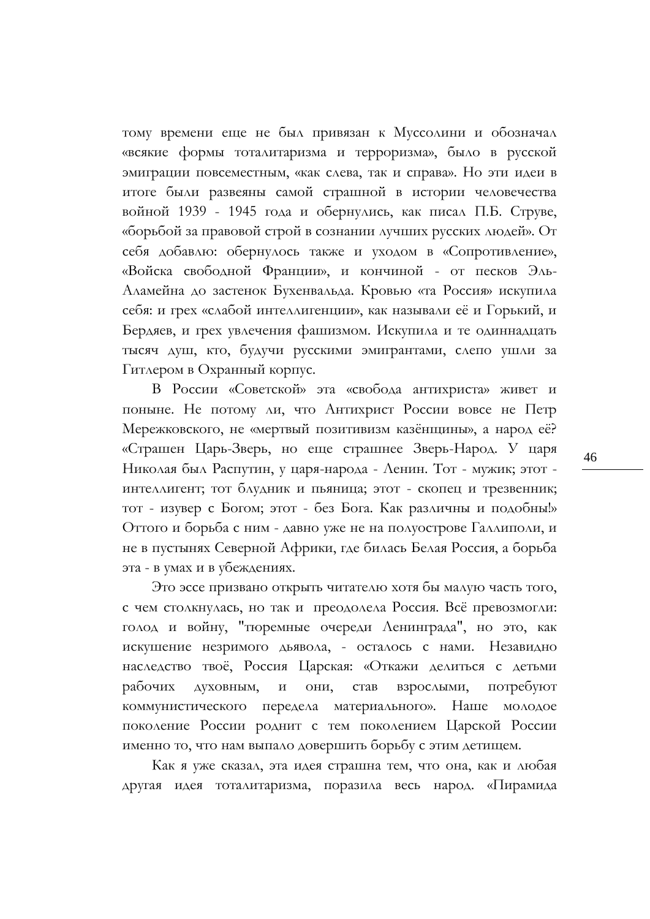тому времени еще не был привязан к Муссолини и обозначал «всякие формы тоталитаризма и терроризма», было в русской эмиграции повсеместным, «как слева, так и справа». Но эти идеи в итоге были развеяны самой страшной в истории человечества войной 1939 - 1945 года и обернулись, как писал П.Б. Струве, «борьбой за правовой строй в сознании лучших русских людей». От себя добавлю: обернулось также и уходом в «Сопротивление», «Войска свободной Франции», и кончиной - от песков Эль-Аламейна до застенок Бухенвальда. Кровью «та Россия» искупила себя: и грех «слабой интеллигенции», как называли её и Горький, и Бердяев, и грех увлечения фашизмом. Искупила и те одиннадцать тысяч душ, кто, будучи русскими эмигрантами, слепо ушли за Гитлером в Охранный корпус.

В России «Советской» эта «свобода антихриста» живет и поныне. Не потому ли, что Антихрист России вовсе не Петр Мережковского, не «мертвый позитивизм казёнщины», а народ её? «Страшен Царь-Зверь, но еще страшнее Зверь-Народ. У царя Николая был Распутин, у царя-народа - Ленин. Тот - мужик; этот - интеллигент; тот блудник и пьяница; этот - скопец и трезвенник; тот - изувер с Богом; этот - без Бога. Как различны и подобны!» Оттого и борьба с ним - давно уже не на полуострове Галлиполи, и не в пустынях Северной Африки, где билась Белая Россия, а борьба эта - в умах и в убеждениях.

Это эссе призвано открыть читателю хотя бы малую часть того, с чем столкнулась, но так и преодолела Россия. Всё превозмогли: голод и войну, "тюремные очереди Ленинграда", но это, как искушение незримого дьявола, - осталось с нами. Незавидно наследство твоё, Россия Царская: «Откажи делиться с детьми рабочих духовным, и они, став взрослыми, потребуют коммунистического передела материального». Наше молодое поколение России роднит с тем поколением Царской России именно то, что нам выпало довершить борьбу с этим детищем.

Как я уже сказал, эта идея страшна тем, что она, как и любая другая идея тоталитаризма, поразила весь народ. «Пирамида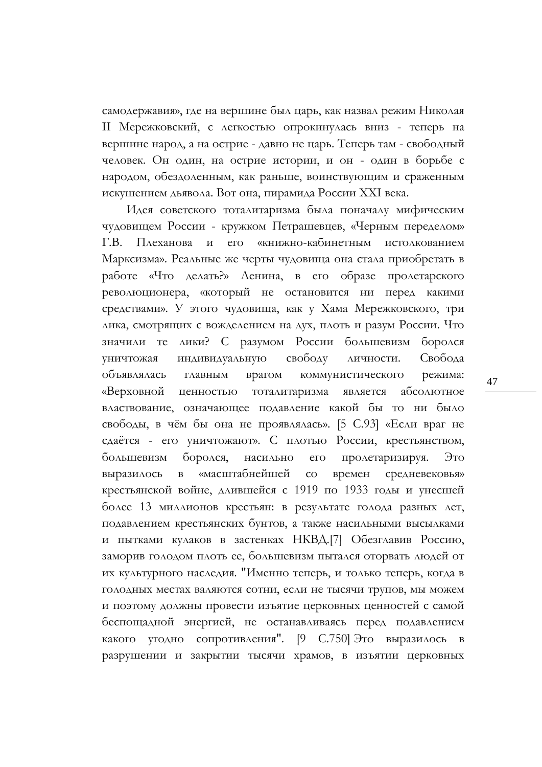самодержавия», где на вершине был царь, как назвал режим Николая II Мережковский, с легкостью опрокинулась вниз - теперь на вершине народ, а на острие - давно не царь. Теперь там - свободный человек. Он один, на острие истории, и он - один в борьбе с народом, обездоленным, как раньше, воинствующим и сраженным искушением дьявола. Вот она, пирамида России XXI века.

Идея советского тоталитаризма была поначалу мифическим чудовищем России - кружком Петрашевцев, «Черным переделом» Г.В. Плеханова и его «книжно-кабинетным истолкованием Марксизма». Реальные же черты чудовища она стала приобретать в работе «Что делать?» Ленина, в его образе пролетарского революционера, «который не остановится ни перед какими средствами». У этого чудовища, как у Хама Мережковского, три лика, смотрящих с вожделением на дух, плоть и разум России. Что значили те лики? С разумом России большевизм боролся уничтожая индивидуальную свободу личности. Свобода объявлялась главным врагом коммунистического режима: «Верховной ценностью тоталитаризма является абсолютное властвование, означающее подавление какой бы то ни было свободы, в чём бы она не проявлялась». [5 С.93] «Если враг не сдаётся - его уничтожают». С плотью России, крестьянством, большевизм боролся, насильно его пролетаризируя. Это выразилось в «масштабнейшей со времен средневековья» крестьянской войне, длившейся с 1919 по 1933 годы и унесшей более 13 миллионов крестьян: в результате голода разных лет, подавлением крестьянских бунтов, а также насильными высылками и пытками кулаков в застенках НКВД.[7] Обезглавив Россию, заморив голодом плоть ее, большевизм пытался оторвать людей от их культурного наследия. "Именно теперь, и только теперь, когда в голодных местах валяются сотни, если не тысячи трупов, мы можем и поэтому должны провести изъятие церковных ценностей с самой беспощадной энергией, не останавливаясь перед подавлением какого угодно сопротивления". [9 С.750] Это выразилось в разрушении и закрытии тысячи храмов, в изъятии церковных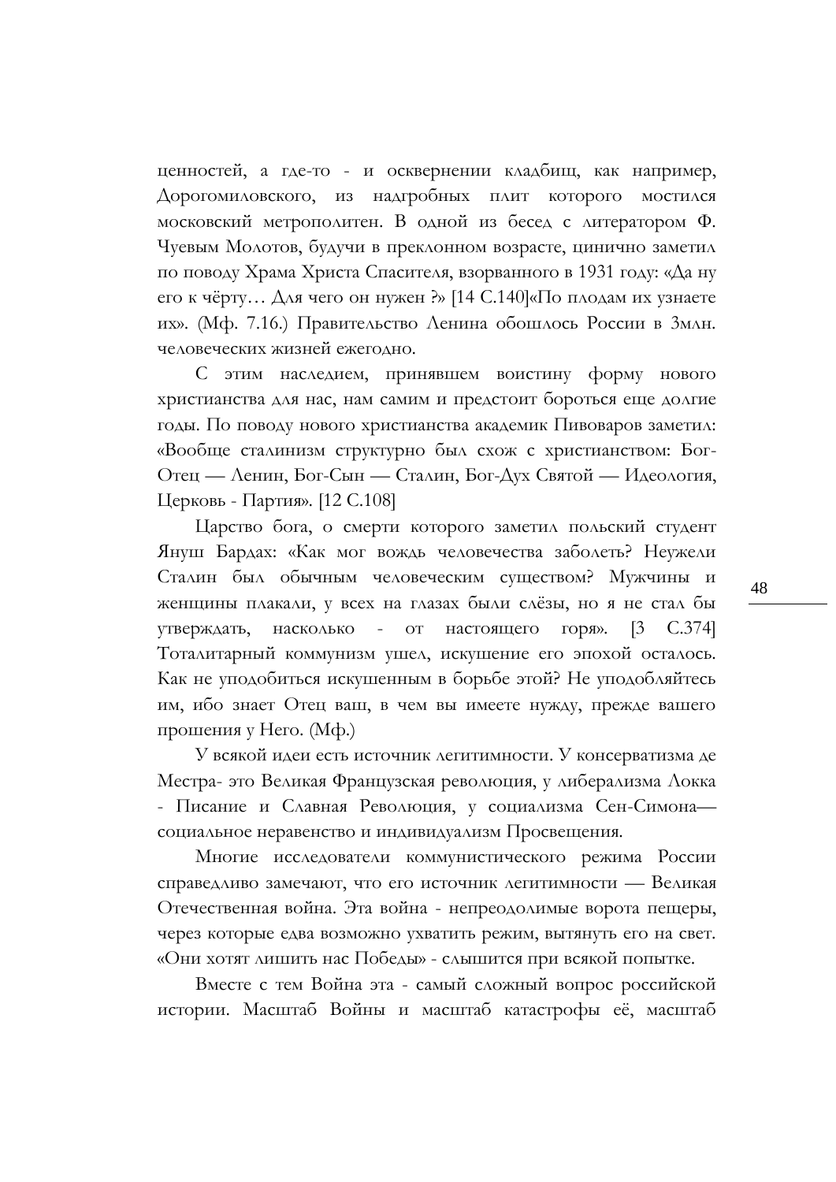ценностей, а где-то - и осквернении кладбищ, как например, Дорогомиловского, из надгробных плит которого мостился московский метрополитен. В одной из бесед с литератором Ф. Чуевым Молотов, будучи в преклонном возрасте, цинично заметил по поводу Храма Христа Спасителя, взорванного в 1931 году: «Да ну его к чёрту… Для чего он нужен ?» [14 С.140]«По плодам их узнаете их». (Мф. 7.16.) Правительство Ленина обошлось России в 3млн. человеческих жизней ежегодно.

С этим наследием, принявшем воистину форму нового христианства для нас, нам самим и предстоит бороться еще долгие годы. По поводу нового христианства академик Пивоваров заметил: «Вообще сталинизм структурно был схож с христианством: Бог-Отец — Ленин, Бог-Сын — Сталин, Бог-Дух Святой — Идеология, Церковь - Партия». [12 С.108]

Царство бога, о смерти которого заметил польский студент Януш Бардах: «Как мог вождь человечества заболеть? Неужели Сталин был обычным человеческим существом? Мужчины и женщины плакали, у всех на глазах были слёзы, но я не стал бы утверждать, насколько - от настоящего горя». [3 С.374] Тоталитарный коммунизм ушел, искушение его эпохой осталось. Как не уподобиться искушенным в борьбе этой? Не уподобляйтесь им, ибо знает Отец ваш, в чем вы имеете нужду, прежде вашего прошения у Него. (Мф.)

У всякой идеи есть источник легитимности. У консерватизма де Местра- это Великая Французская революция, у либерализма Локка - Писание и Славная Революция, у социализма Сен-Симона— социальное неравенство и индивидуализм Просвещения.

Многие исследователи коммунистического режима России справедливо замечают, что его источник легитимности — Великая Отечественная война. Эта война - непреодолимые ворота пещеры, через которые едва возможно ухватить режим, вытянуть его на свет. «Они хотят лишить нас Победы» - слышится при всякой попытке.

Вместе с тем Война эта - самый сложный вопрос российской истории. Масштаб Войны и масштаб катастрофы её, масштаб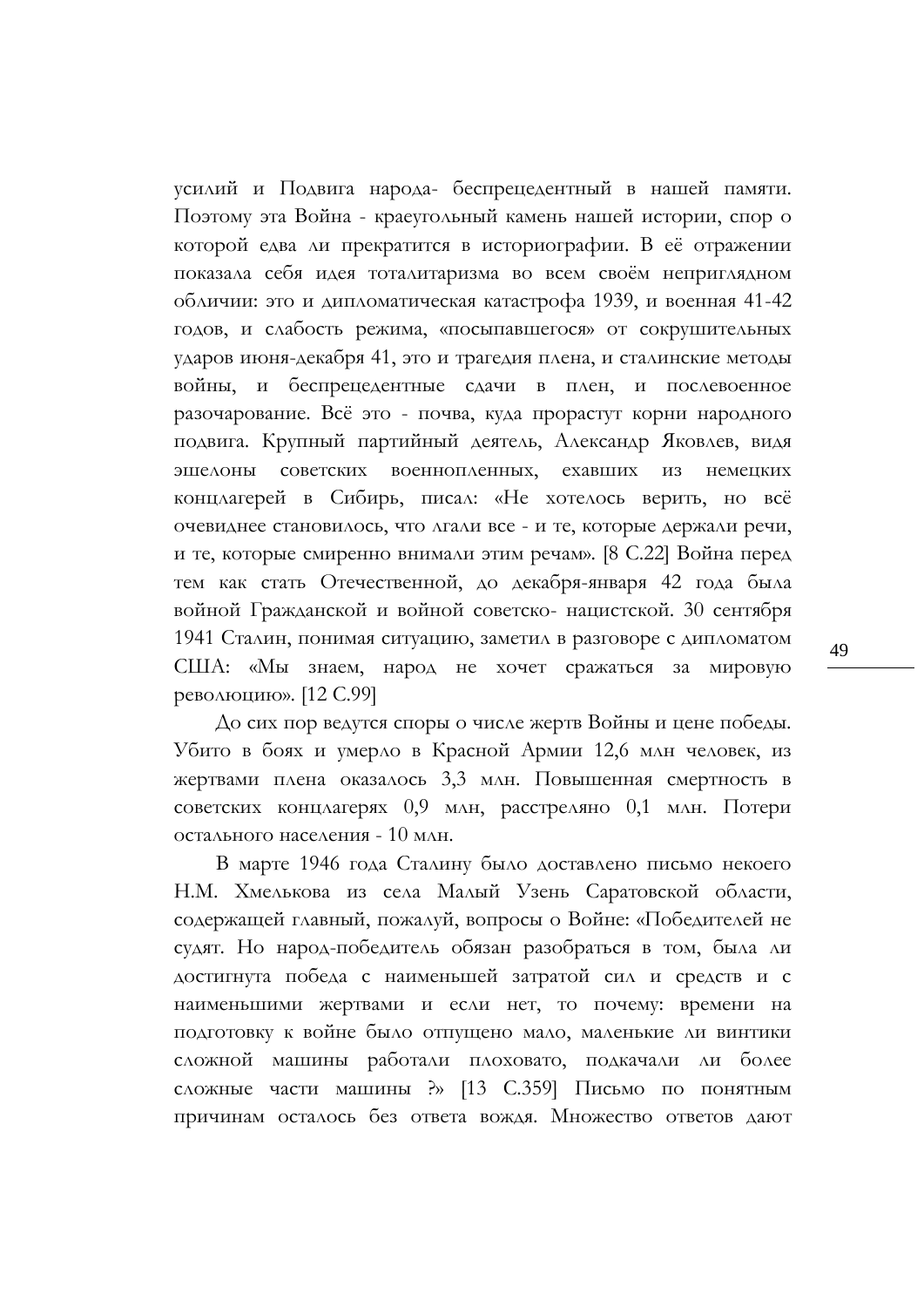усилий и Подвига народа- беспрецедентный в нашей памяти. Поэтому эта Война - краеугольный камень нашей истории, спор о которой едва ли прекратится в историографии. В её отражении показала себя идея тоталитаризма во всем своём неприглядном обличии: это и дипломатическая катастрофа 1939, и военная 41-42 годов, и слабость режима, «посыпавшегося» от сокрушительных ударов июня-декабря 41, это и трагедия плена, и сталинские методы войны, и беспрецедентные сдачи в плен, и послевоенное разочарование. Всё это - почва, куда прорастут корни народного подвига. Крупный партийный деятель, Александр Яковлев, видя эшелоны советских военнопленных, ехавших из немецких концлагерей в Сибирь, писал: «Не хотелось верить, но всё очевиднее становилось, что лгали все - и те, которые держали речи, и те, которые смиренно внимали этим речам». [8 С.22] Война перед тем как стать Отечественной, до декабря-января 42 года была войной Гражданской и войной советско- нацистской. 30 сентября 1941 Сталин, понимая ситуацию, заметил в разговоре с дипломатом США: «Мы знаем, народ не хочет сражаться за мировую революцию». [12 С.99]

До сих пор ведутся споры о числе жертв Войны и цене победы. Убито в боях и умерло в Красной Армии 12,6 млн человек, из жертвами плена оказалось 3,3 млн. Повышенная смертность в советских концлагерях 0,9 млн, расстреляно 0,1 млн. Потери остального населения - 10 млн.

В марте 1946 года Сталину было доставлено письмо некоего Н.М. Хмелькова из села Малый Узень Саратовской области, содержащей главный, пожалуй, вопросы о Войне: «Победителей не судят. Но народ-победитель обязан разобраться в том, была ли достигнута победа с наименьшей затратой сил и средств и с наименьшими жертвами и если нет, то почему: времени на подготовку к войне было отпущено мало, маленькие ли винтики сложной машины работали плоховато, подкачали ли более сложные части машины ?» [13 С.359] Письмо по понятным причинам осталось без ответа вождя. Множество ответов дают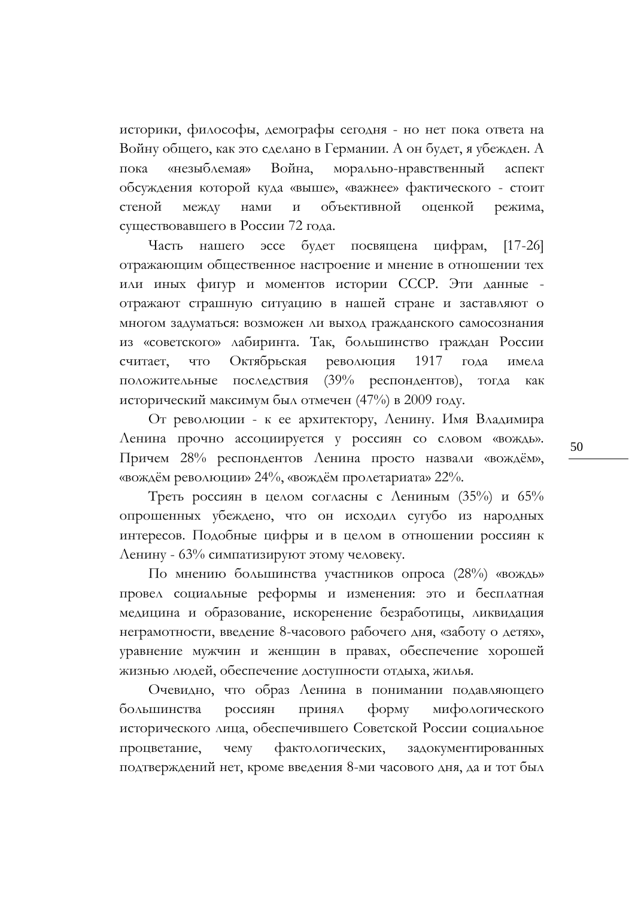историки, философы, демографы сегодня - но нет пока ответа на Войну общего, как это сделано в Германии. А он будет, я убежден. А пока «незыблемая» Война, морально-нравственный аспект обсуждения которой куда «выше», «важнее» фактического - стоит стеной между нами и объективной оценкой режима, существовавшего в России 72 года.

Часть нашего эссе будет посвящена цифрам, [17-26] отражающим общественное настроение и мнение в отношении тех или иных фигур и моментов истории СССР. Эти данные - отражают страшную ситуацию в нашей стране и заставляют о многом задуматься: возможен ли выход гражданского самосознания из «советского» лабиринта. Так, большинство граждан России считает, что Октябрьская революция 1917 года имела положительные последствия (39% респондентов), тогда как исторический максимум был отмечен (47%) в 2009 году.

От революции - к ее архитектору, Ленину. Имя Владимира Ленина прочно ассоциируется у россиян со словом «вождь». Причем 28% респондентов Ленина просто назвали «вождём», «вождём революции» 24%, «вождём пролетариата» 22%.

Треть россиян в целом согласны с Лениным (35%) и 65% опрошенных убеждено, что он исходил сугубо из народных интересов. Подобные цифры и в целом в отношении россиян к Ленину - 63% симпатизируют этому человеку.

По мнению большинства участников опроса (28%) «вождь» провел социальные реформы и изменения: это и бесплатная медицина и образование, искоренение безработицы, ликвидация неграмотности, введение 8-часового рабочего дня, «заботу о детях», уравнение мужчин и женщин в правах, обеспечение хорошей жизнью людей, обеспечение доступности отдыха, жилья.

Очевидно, что образ Ленина в понимании подавляющего большинства россиян принял форму мифологического исторического лица, обеспечившего Советской России социальное процветание, чему фактологических, задокументированных подтверждений нет, кроме введения 8-ми часового дня, да и тот был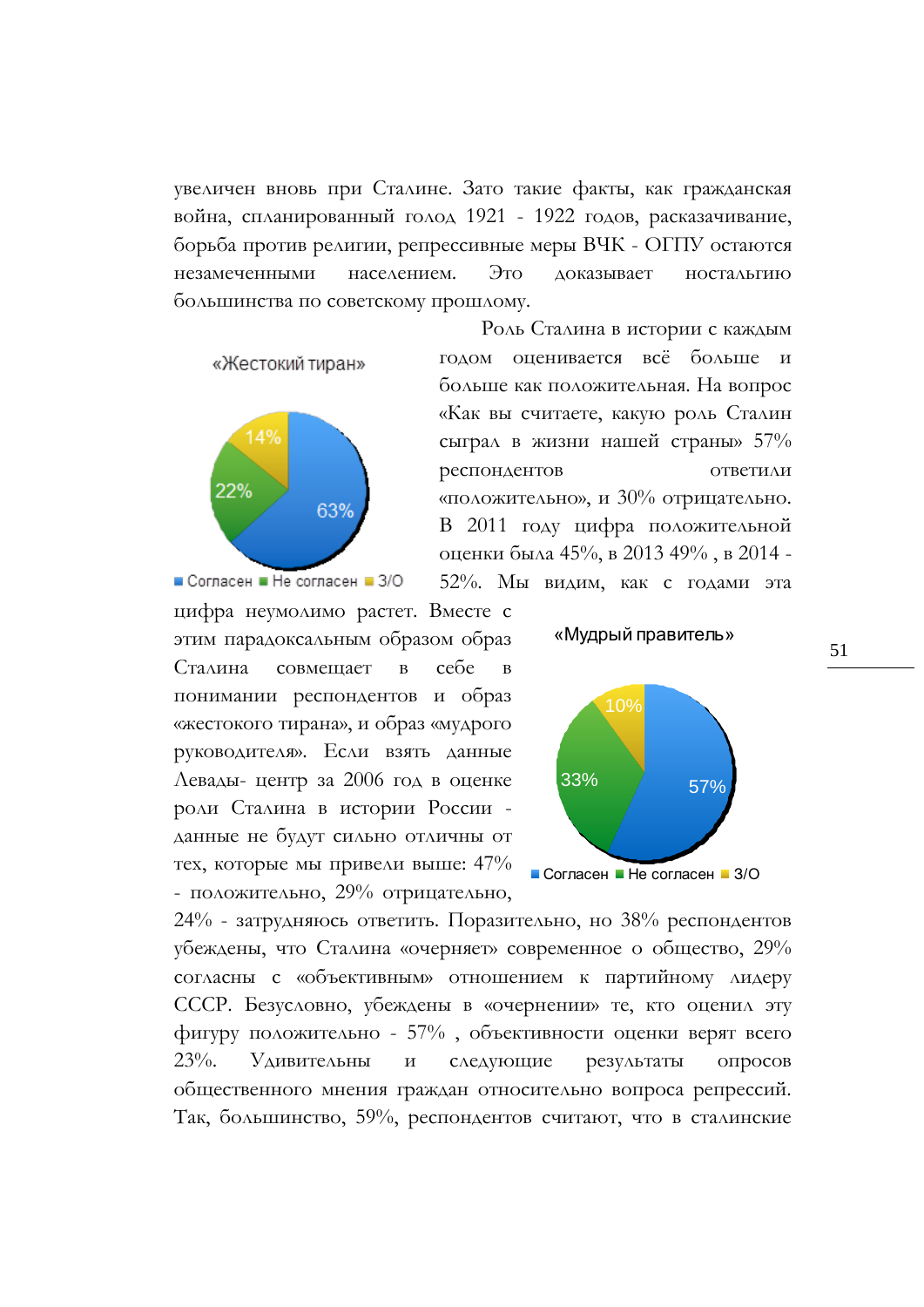увеличен вновь при Сталине. Зато такие факты, как гражданская война, спланированный голод 1921 - 1922 годов, расказачивание, борьба против религии, репрессивные меры ВЧК - ОГПУ остаются незамеченными населением. Это доказывает ностальгию большинства по советскому прошлому.

«Жестокий тиран»

63%, 22%, 14%

■ Согласен ■ Не согласен ■ З/О

Роль Сталина в истории с каждым годом оценивается всё больше и больше как положительная. На вопрос «Как вы считаете, какую роль Сталин сыграл в жизни нашей страны» 57% респондентов ответили «положительно», и 30% отрицательно. В 2011 году цифра положительной оценки была 45%, в 2013 49% , в 2014 - 52%. Мы видим, как с годами эта цифра неумолимо растет. Вместе с этим парадоксальным образом образ Сталина совмещает в себе в понимании респондентов и образ «жестокого тирана», и образ «мудрого руководителя». Если взять данные Левады- центр за 2006 год в оценке роли Сталина в истории России - данные не будут сильно отличны от тех, которые мы привели выше: 47% - положительно, 29% отрицательно, 24% - затрудняюсь ответить. Поразительно, но 38% респондентов убеждены, что Сталина «очерняет» современное о общество, 29% согласны с «объективным» отношением к партийному лидеру СССР. Безусловно, убеждены в «очернении» те, кто оценил эту фигуру положительно - 57% , объективности оценки верят всего 23%. Удивительны и следующие результаты опросов общественного мнения граждан относительно вопроса репрессий. Так, большинство, 59%, респондентов считают, что в сталинские

«Мудрый правитель»

57%, 33%, 10%

■ Согласен ■ Не согласен ■ З/О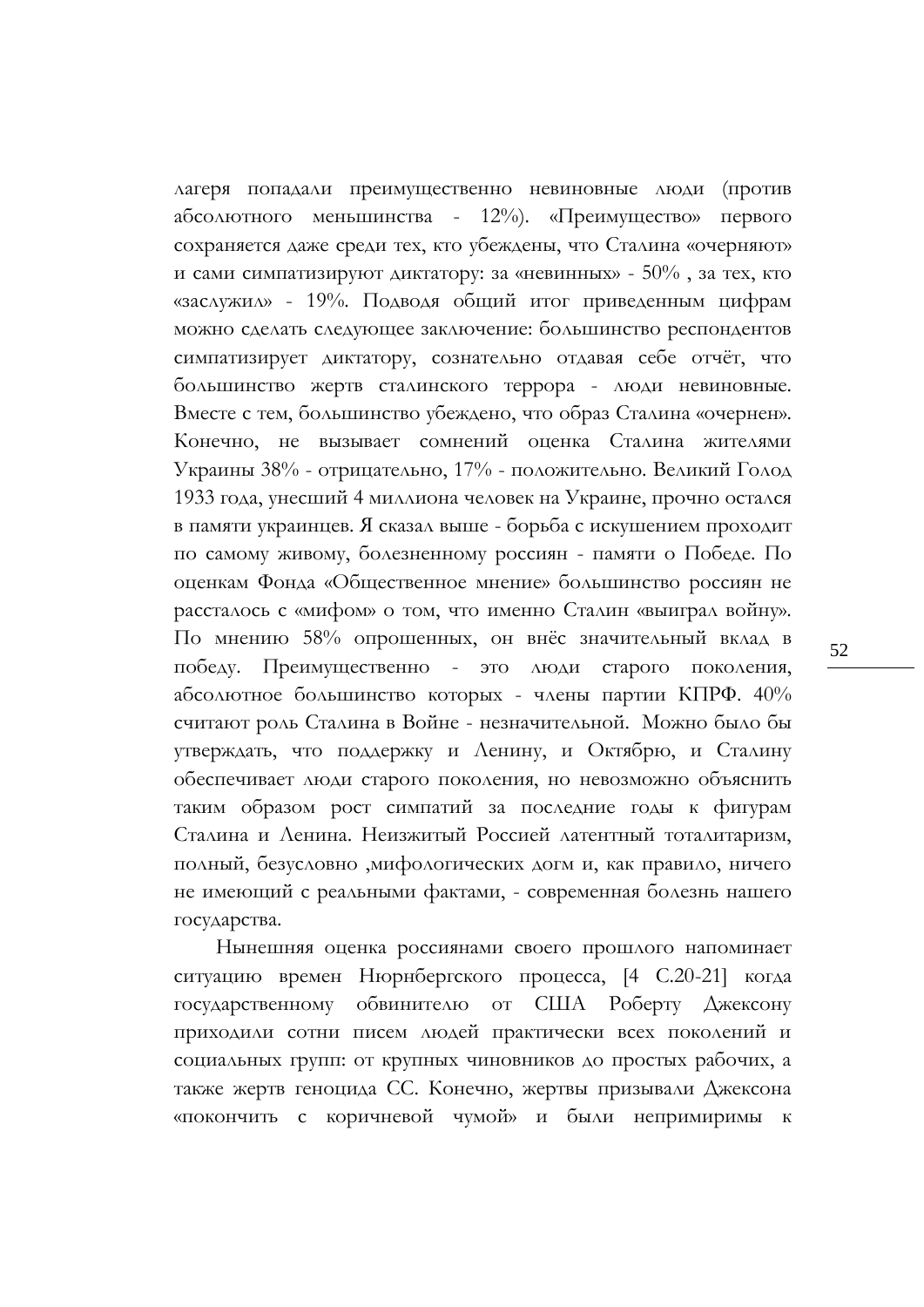лагеря попадали преимущественно невиновные люди (против абсолютного меньшинства - 12%). «Преимущество» первого сохраняется даже среди тех, кто убеждены, что Сталина «очерняют» и сами симпатизируют диктатору: за «невинных» - 50% , за тех, кто «заслужил» - 19%. Подводя общий итог приведенным цифрам можно сделать следующее заключение: большинство респондентов симпатизирует диктатору, сознательно отдавая себе отчёт, что большинство жертв сталинского террора - люди невиновные. Вместе с тем, большинство убеждено, что образ Сталина «очернен». Конечно, не вызывает сомнений оценка Сталина жителями Украины 38% - отрицательно, 17% - положительно. Великий Голод 1933 года, унесший 4 миллиона человек на Украине, прочно остался в памяти украинцев. Я сказал выше - борьба с искушением проходит по самому живому, болезненному россиян - памяти о Победе. По оценкам Фонда «Общественное мнение» большинство россиян не рассталось с «мифом» о том, что именно Сталин «выиграл войну». По мнению 58% опрошенных, он внёс значительный вклад в победу. Преимущественно - это люди старого поколения, абсолютное большинство которых - члены партии КПРФ. 40% считают роль Сталина в Войне - незначительной. Можно было бы утверждать, что поддержку и Ленину, и Октябрю, и Сталину обеспечивает люди старого поколения, но невозможно объяснить таким образом рост симпатий за последние годы к фигурам Сталина и Ленина. Неизжитый Россией латентный тоталитаризм, полный, безусловно ,мифологических догм и, как правило, ничего не имеющий с реальными фактами, - современная болезнь нашего государства.

Нынешняя оценка россиянами своего прошлого напоминает ситуацию времен Нюрнбергского процесса, [4 С.20-21] когда государственному обвинителю от США Роберту Джексону приходили сотни писем людей практически всех поколений и социальных групп: от крупных чиновников до простых рабочих, а также жертв геноцида СС. Конечно, жертвы призывали Джексона «покончить с коричневой чумой» и были непримиримы к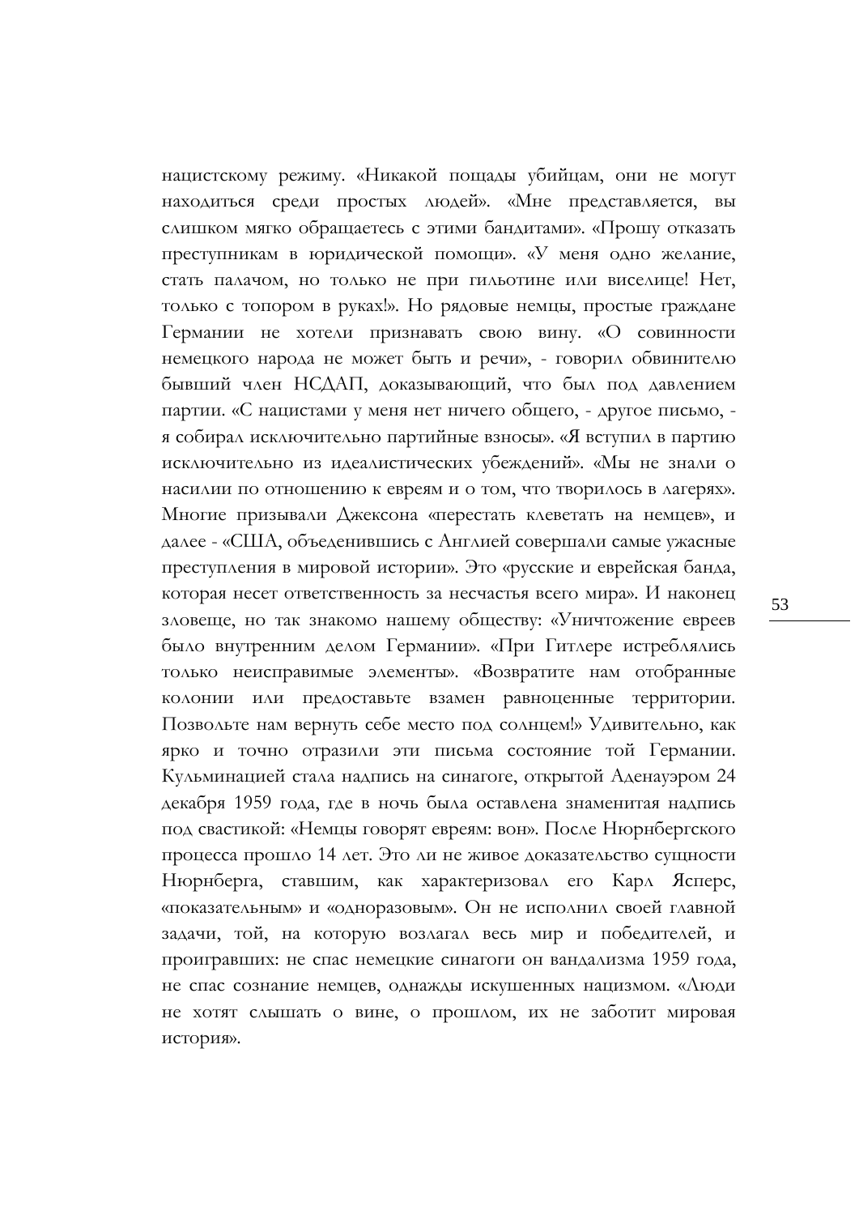нацистскому режиму. «Никакой пощады убийцам, они не могут находиться среди простых людей». «Мне представляется, вы слишком мягко обращаетесь с этими бандитами». «Прошу отказать преступникам в юридической помощи». «У меня одно желание, стать палачом, но только не при гильотине или виселице! Нет, только с топором в руках!». Но рядовые немцы, простые граждане Германии не хотели признавать свою вину. «О совинности немецкого народа не может быть и речи», - говорил обвинителю бывший член НСДАП, доказывающий, что был под давлением партии. «С нацистами у меня нет ничего общего, - другое письмо, - я собирал исключительно партийные взносы». «Я вступил в партию исключительно из идеалистических убеждений». «Мы не знали о насилии по отношению к евреям и о том, что творилось в лагерях». Многие призывали Джексона «перестать клеветать на немцев», и далее - «США, объеденившись с Англией совершали самые ужасные преступления в мировой истории». Это «русские и еврейская банда, которая несет ответственность за несчастья всего мира». И наконец зловеще, но так знакомо нашему обществу: «Уничтожение евреев было внутренним делом Германии». «При Гитлере истреблялись только неисправимые элементы». «Возвратите нам отобранные колонии или предоставьте взамен равноценные территории. Позвольте нам вернуть себе место под солнцем!» Удивительно, как ярко и точно отразили эти письма состояние той Германии. Кульминацией стала надпись на синагоге, открытой Аденауэром 24 декабря 1959 года, где в ночь была оставлена знаменитая надпись под свастикой: «Немцы говорят евреям: вон». После Нюрнбергского процесса прошло 14 лет. Это ли не живое доказательство сущности Нюрнберга, ставшим, как характеризовал его Карл Ясперс, «показательным» и «одноразовым». Он не исполнил своей главной задачи, той, на которую возлагал весь мир и победителей, и проигравших: не спас немецкие синагоги он вандализма 1959 года, не спас сознание немцев, однажды искушенных нацизмом. «Люди не хотят слышать о вине, о прошлом, их не заботит мировая история».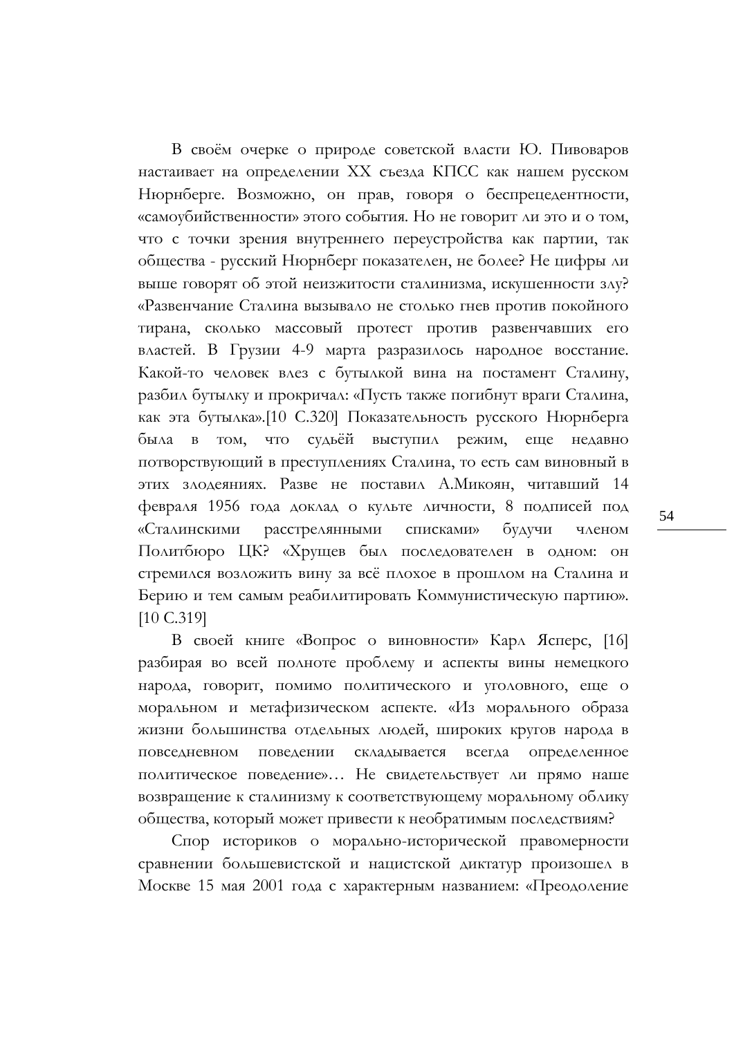В своём очерке о природе советской власти Ю. Пивоваров настаивает на определении XX съезда КПСС как нашем русском Нюрнберге. Возможно, он прав, говоря о беспрецедентности, «самоубийственности» этого события. Но не говорит ли это и о том, что с точки зрения внутреннего переустройства как партии, так общества - русский Нюрнберг показателен, не более? Не цифры ли выше говорят об этой неизжитости сталинизма, искушенности злу? «Развенчание Сталина вызывало не столько гнев против покойного тирана, сколько массовый протест против развенчавших его властей. В Грузии 4-9 марта разразилось народное восстание. Какой-то человек влез с бутылкой вина на постамент Сталину, разбил бутылку и прокричал: «Пусть также погибнут враги Сталина, как эта бутылка».[10 С.320] Показательность русского Нюрнберга была в том, что судьёй выступил режим, еще недавно потворствующий в преступлениях Сталина, то есть сам виновный в этих злодеяниях. Разве не поставил А.Микоян, читавший 14 февраля 1956 года доклад о культе личности, 8 подписей под «Сталинскими расстрелянными списками» будучи членом Политбюро ЦК? «Хрущев был последователен в одном: он стремился возложить вину за всё плохое в прошлом на Сталина и Берию и тем самым реабилитировать Коммунистическую партию». [10 С.319]

В своей книге «Вопрос о виновности» Карл Ясперс, [16] разбирая во всей полноте проблему и аспекты вины немецкого народа, говорит, помимо политического и уголовного, еще о моральном и метафизическом аспекте. «Из морального образа жизни большинства отдельных людей, широких кругов народа в повседневном поведении складывается всегда определенное политическое поведение»… Не свидетельствует ли прямо наше возвращение к сталинизму к соответствующему моральному облику общества, который может привести к необратимым последствиям?

Спор историков о морально-исторической правомерности сравнении большевистской и нацистской диктатур произошел в Москве 15 мая 2001 года с характерным названием: «Преодоление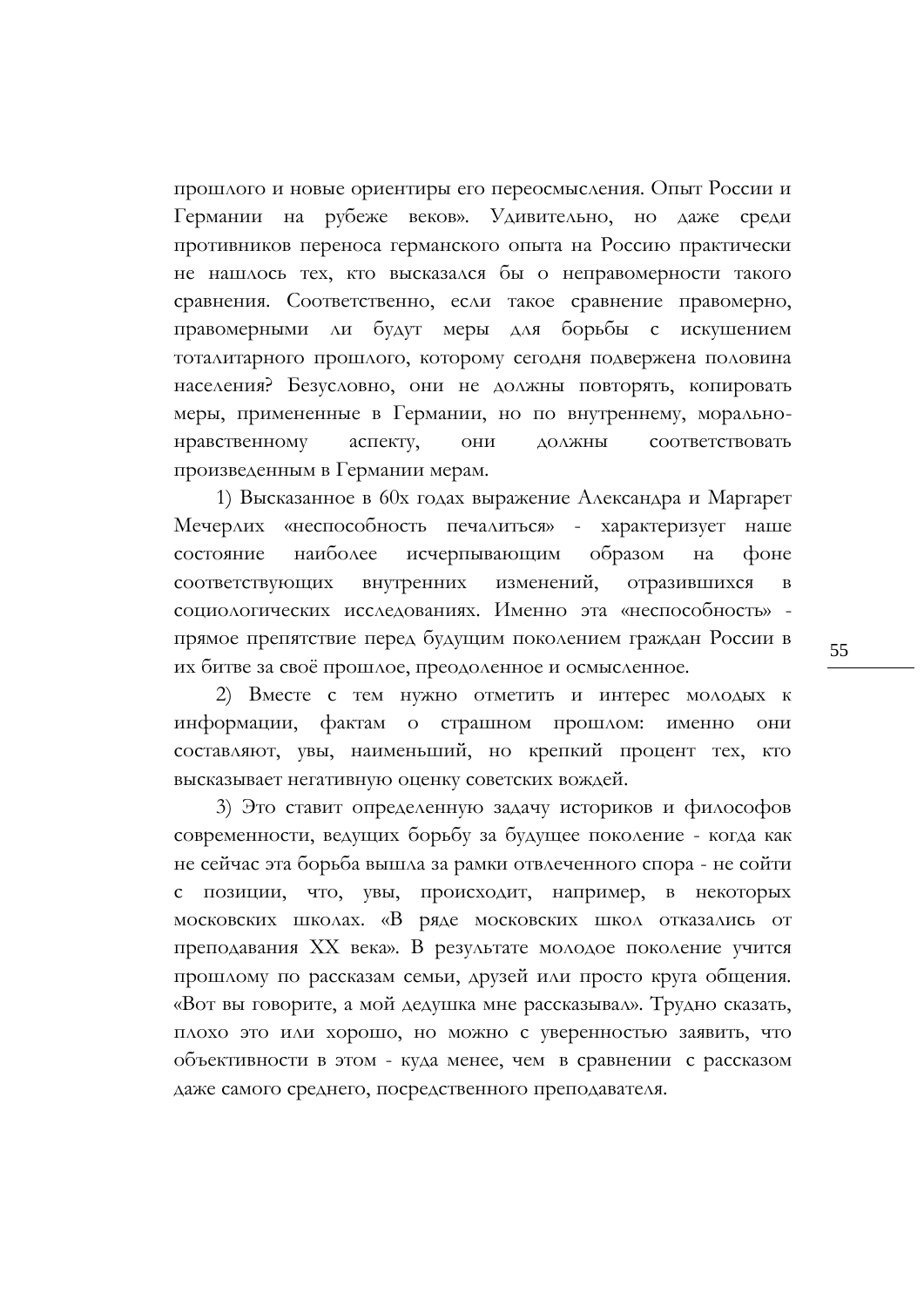прошлого и новые ориентиры его переосмысления. Опыт России и Германии на рубеже веков». Удивительно, но даже среди противников переноса германского опыта на Россию практически не нашлось тех, кто высказался бы о неправомерности такого сравнения. Соответственно, если такое сравнение правомерно, правомерными ли будут меры для борьбы с искушением тоталитарного прошлого, которому сегодня подвержена половина населения? Безусловно, они не должны повторять, копировать меры, примененные в Германии, но по внутреннему, морально-нравственному аспекту, они должны соответствовать произведенным в Германии мерам.

1) Высказанное в 60х годах выражение Александра и Маргарет Мечерлих «неспособность печалиться» - характеризует наше состояние наиболее исчерпывающим образом на фоне соответствующих внутренних изменений, отразившихся в социологических исследованиях. Именно эта «неспособность» - прямое препятствие перед будущим поколением граждан России в их битве за своё прошлое, преодоленное и осмысленное.

2) Вместе с тем нужно отметить и интерес молодых к информации, фактам о страшном прошлом: именно они составляют, увы, наименьший, но крепкий процент тех, кто высказывает негативную оценку советских вождей.

3) Это ставит определенную задачу историков и философов современности, ведущих борьбу за будущее поколение - когда как не сейчас эта борьба вышла за рамки отвлеченного спора - не сойти с позиции, что, увы, происходит, например, в некоторых московских школах. «В ряде московских школ отказались от преподавания XX века». В результате молодое поколение учится прошлому по рассказам семьи, друзей или просто круга общения. «Вот вы говорите, а мой дедушка мне рассказывал». Трудно сказать, плохо это или хорошо, но можно с уверенностью заявить, что объективности в этом - куда менее, чем в сравнении с рассказом даже самого среднего, посредственного преподавателя.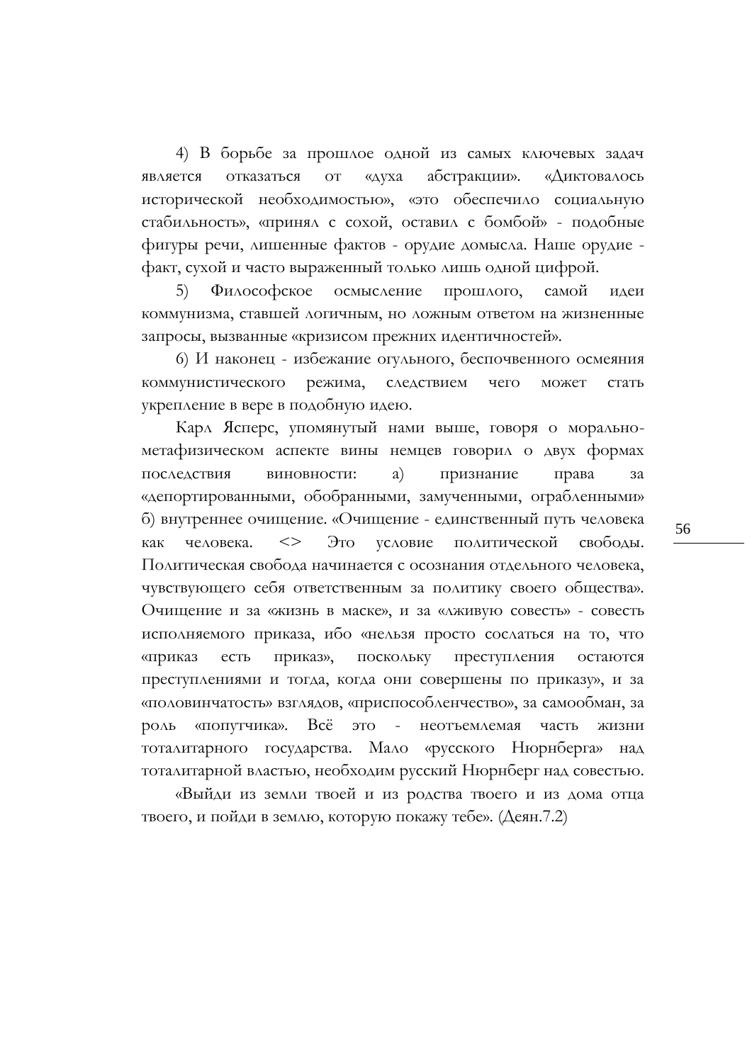4) В борьбе за прошлое одной из самых ключевых задач является отказаться от «духа абстракции». «Диктовалось исторической необходимостью», «это обеспечило социальную стабильность», «принял с сохой, оставил с бомбой» - подобные фигуры речи, лишенные фактов - орудие домысла. Наше орудие - факт, сухой и часто выраженный только лишь одной цифрой.

5) Философское осмысление прошлого, самой идеи коммунизма, ставшей логичным, но ложным ответом на жизненные запросы, вызванные «кризисом прежних идентичностей».

6) И наконец - избежание огульного, беспочвенного осмеяния коммунистического режима, следствием чего может стать укрепление в вере в подобную идею.

Карл Ясперс, упомянутый нами выше, говоря о морально-метафизическом аспекте вины немцев говорил о двух формах последствия виновности: а) признание права за «депортированными, обобранными, замученными, ограбленными» б) внутреннее очищение. «Очищение - единственный путь человека как человека. <> Это условие политической свободы. Политическая свобода начинается с осознания отдельного человека, чувствующего себя ответственным за политику своего общества». Очищение и за «жизнь в маске», и за «лживую совесть» - совесть исполняемого приказа, ибо «нельзя просто сослаться на то, что «приказ есть приказ», поскольку преступления остаются преступлениями и тогда, когда они совершены по приказу», и за «половинчатость» взглядов, «приспособленчество», за самообман, за роль «попутчика». Всё это - неотъемлемая часть жизни тоталитарного государства. Мало «русского Нюрнберга» над тоталитарной властью, необходим русский Нюрнберг над совестью.

«Выйди из земли твоей и из родства твоего и из дома отца твоего, и пойди в землю, которую покажу тебе». (Деян.7.2)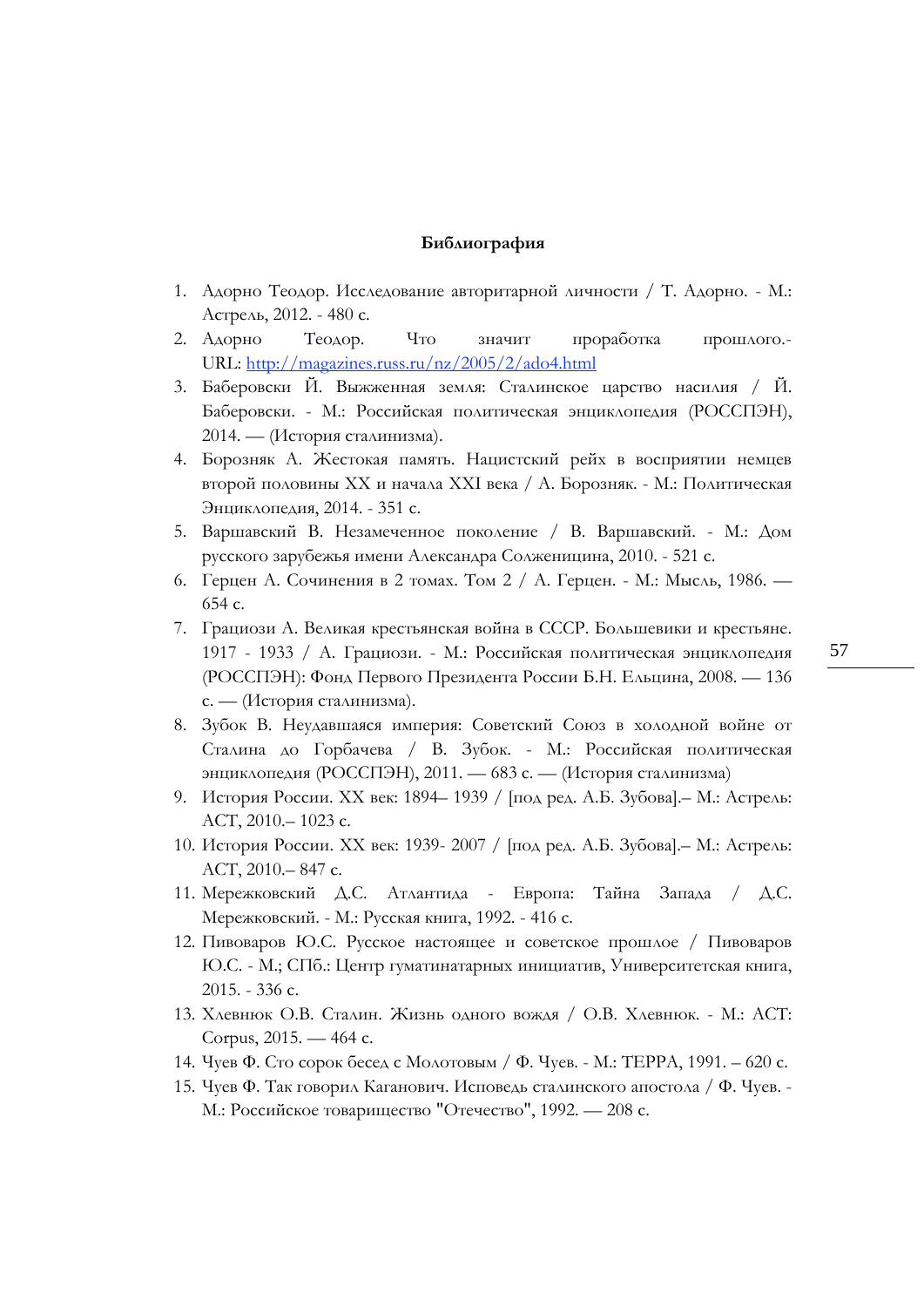**Библиография**

1. Адорно Теодор. Исследование авторитарной личности / Т. Адорно. - М.: Астрель, 2012. - 480 с.
2. Адорно Теодор. Что значит проработка прошлого.- URL: http://magazines.russ.ru/nz/2005/2/ado4.html
3. Баберовски Й. Выжженная земля: Сталинское царство насилия / Й. Баберовски. - М.: Российская политическая энциклопедия (РОССПЭН), 2014. — (История сталинизма).
4. Борозняк А. Жестокая память. Нацистский рейх в восприятии немцев второй половины XX и начала XXI века / А. Борозняк. - М.: Политическая Энциклопедия, 2014. - 351 с.
5. Варшавский В. Незамеченное поколение / В. Варшавский. - М.: Дом русского зарубежья имени Александра Солженицина, 2010. - 521 с.
6. Герцен А. Сочинения в 2 томах. Том 2 / А. Герцен. - М.: Мысль, 1986. — 654 с.
7. Грациози А. Великая крестьянская война в СССР. Большевики и крестьяне. 1917 - 1933 / А. Грациози. - М.: Российская политическая энциклопедия (РОССПЭН): Фонд Первого Президента России Б.Н. Ельцина, 2008. — 136 с. — (История сталинизма).
8. Зубок В. Неудавшаяся империя: Советский Союз в холодной войне от Сталина до Горбачева / В. Зубок. - М.: Российская политическая энциклопедия (РОССПЭН), 2011. — 683 с. — (История сталинизма)
9. История России. XX век: 1894– 1939 / [под ред. А.Б. Зубова].– М.: Астрель: АСТ, 2010.– 1023 с.
10. История России. XX век: 1939- 2007 / [под ред. А.Б. Зубова].– М.: Астрель: АСТ, 2010.– 847 с.
11. Мережковский Д.С. Атлантида - Европа: Тайна Запада / Д.С. Мережковский. - М.: Русская книга, 1992. - 416 с.
12. Пивоваров Ю.С. Русское настоящее и советское прошлое / Пивоваров Ю.С. - М.; СПб.: Центр гуматинатарных инициатив, Университетская книга, 2015. - 336 с.
13. Хлевнюк О.В. Сталин. Жизнь одного вождя / О.В. Хлевнюк. - М.: АСТ: Corpus, 2015. — 464 с.
14. Чуев Ф. Сто сорок бесед с Молотовым / Ф. Чуев. - М.: ТЕРРА, 1991. – 620 с.
15. Чуев Ф. Так говорил Каганович. Исповедь сталинского апостола / Ф. Чуев. - М.: Российское товарищество "Отечество", 1992. — 208 с.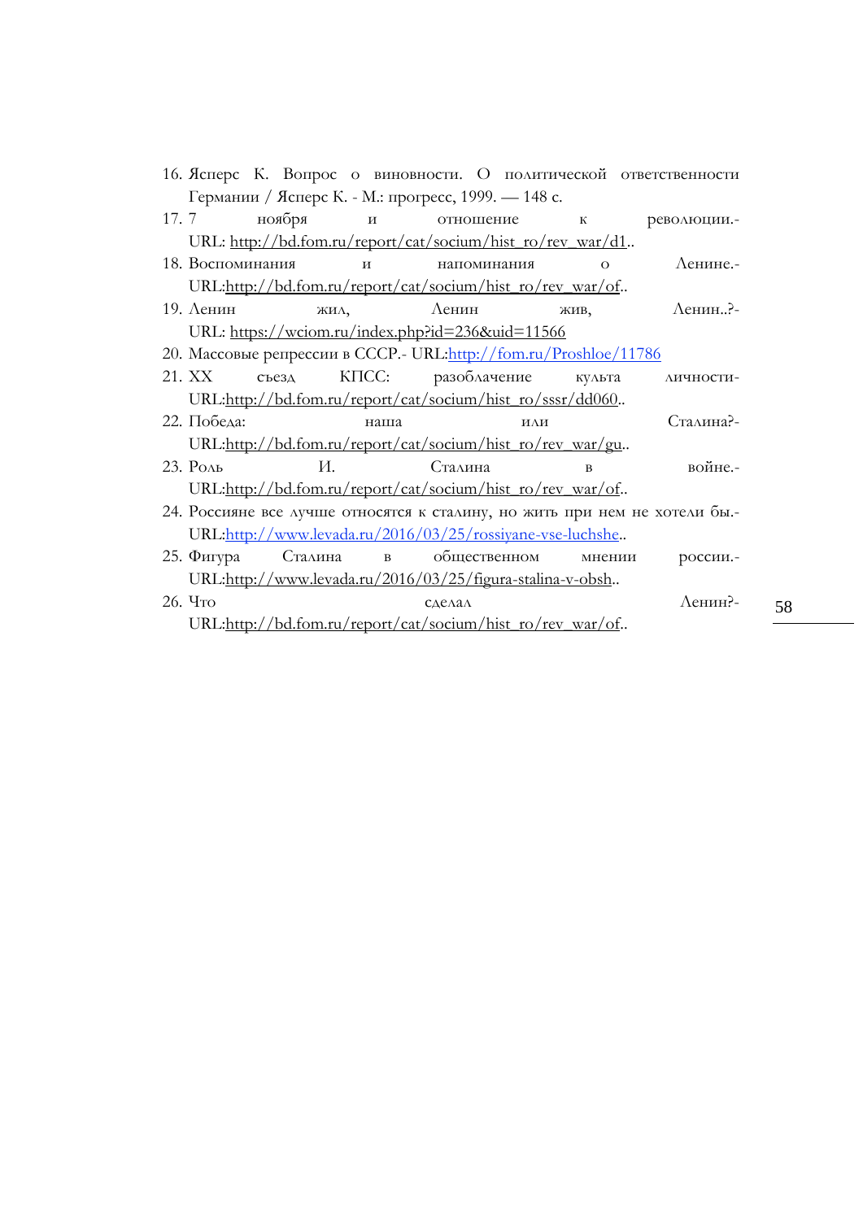16. Ясперс К. Вопрос о виновности. О политической ответственности Германии / Ясперс К. - М.: прогресс, 1999. — 148 с.
17. 7 ноября и отношение к революции.- URL: http://bd.fom.ru/report/cat/socium/hist_ro/rev_war/d1..
18. Воспоминания и напоминания о Ленине.- URL:http://bd.fom.ru/report/cat/socium/hist_ro/rev_war/of..
19. Ленин жил, Ленин жив, Ленин..?- URL: https://wciom.ru/index.php?id=236&uid=11566
20. Массовые репрессии в СССР.- URL:http://fom.ru/Proshloe/11786
21. XX съезд КПСС: разоблачение культа личности- URL:http://bd.fom.ru/report/cat/socium/hist_ro/sssr/dd060..
22. Победа: наша или Сталина?- URL:http://bd.fom.ru/report/cat/socium/hist_ro/rev_war/gu..
23. Роль И. Сталина в войне.- URL:http://bd.fom.ru/report/cat/socium/hist_ro/rev_war/of..
24. Россияне все лучше относятся к сталину, но жить при нем не хотели бы.- URL:http://www.levada.ru/2016/03/25/rossiyane-vse-luchshe..
25. Фигура Сталина в общественном мнении россии.- URL:http://www.levada.ru/2016/03/25/figura-stalina-v-obsh..
26. Что сделал Ленин?- URL:http://bd.fom.ru/report/cat/socium/hist_ro/rev_war/of..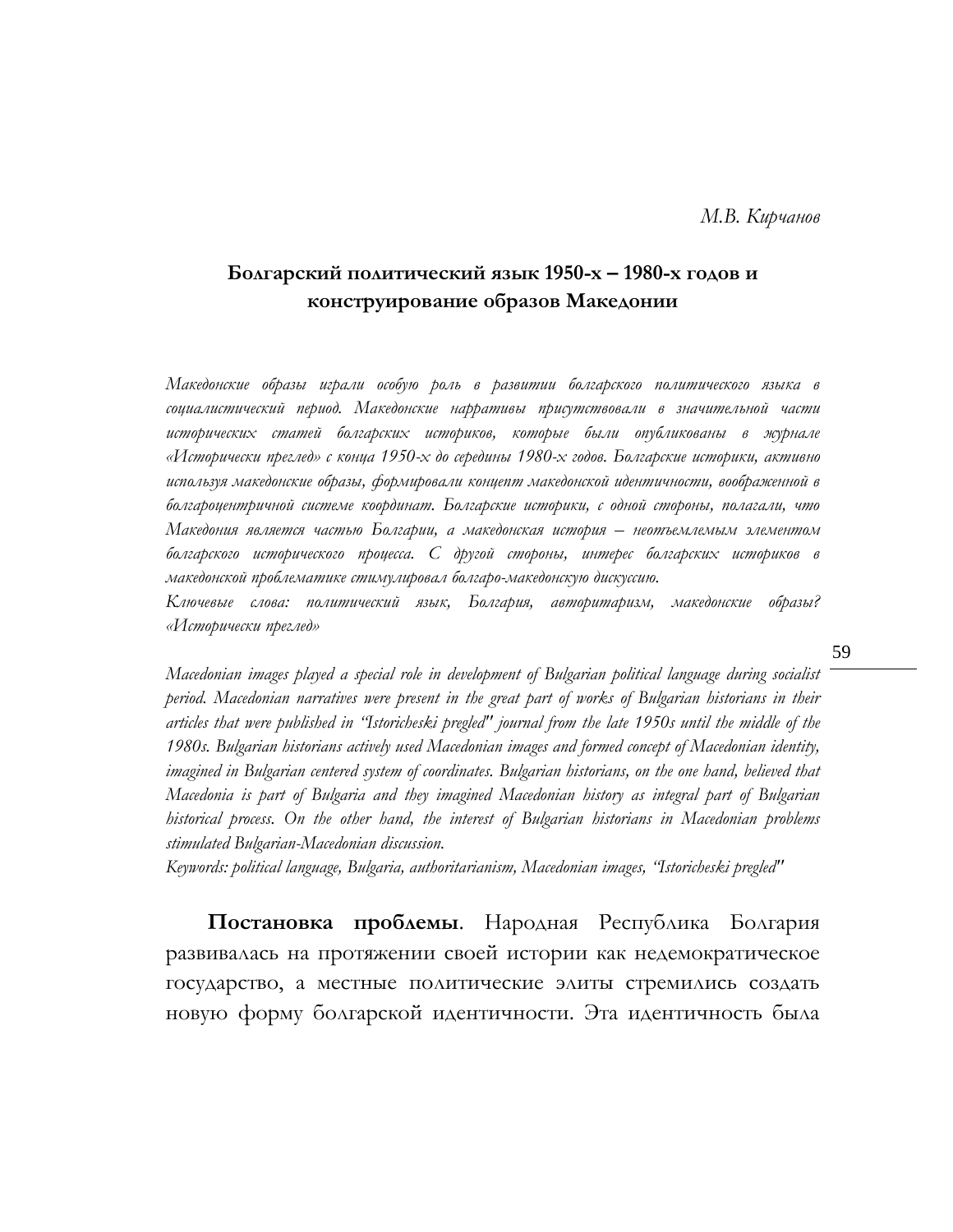*М.В. Кирчанов*

## Болгарский политический язык 1950-х – 1980-х годов и конструирование образов Македонии

*Македонские образы играли особую роль в развитии болгарского политического языка в социалистический период. Македонские нарративы присутствовали в значительной части исторических статей болгарских историков, которые были опубликованы в журнале «Исторически преглед» с конца 1950-х до середины 1980-х годов. Болгарские историки, активно используя македонские образы, формировали концепт македонской идентичности, воображенной в болгароцентричной системе координат. Болгарские историки, с одной стороны, полагали, что Македония является частью Болгарии, а македонская история – неотъемлемым элементом болгарского исторического процесса. С другой стороны, интерес болгарских историков в македонской проблематике стимулировал болгаро-македонскую дискуссию.*

*Ключевые слова: политический язык, Болгария, авторитаризм, македонские образы? «Исторически преглед»*

*Macedonian images played a special role in development of Bulgarian political language during socialist period. Macedonian narratives were present in the great part of works of Bulgarian historians in their articles that were published in "Istoricheski pregled" journal from the late 1950s until the middle of the 1980s. Bulgarian historians actively used Macedonian images and formed concept of Macedonian identity, imagined in Bulgarian centered system of coordinates. Bulgarian historians, on the one hand, believed that Macedonia is part of Bulgaria and they imagined Macedonian history as integral part of Bulgarian historical process. On the other hand, the interest of Bulgarian historians in Macedonian problems stimulated Bulgarian-Macedonian discussion.*

*Keywords: political language, Bulgaria, authoritarianism, Macedonian images, "Istoricheski pregled"*

**Постановка проблемы**. Народная Республика Болгария развивалась на протяжении своей истории как недемократическое государство, а местные политические элиты стремились создать новую форму болгарской идентичности. Эта идентичность была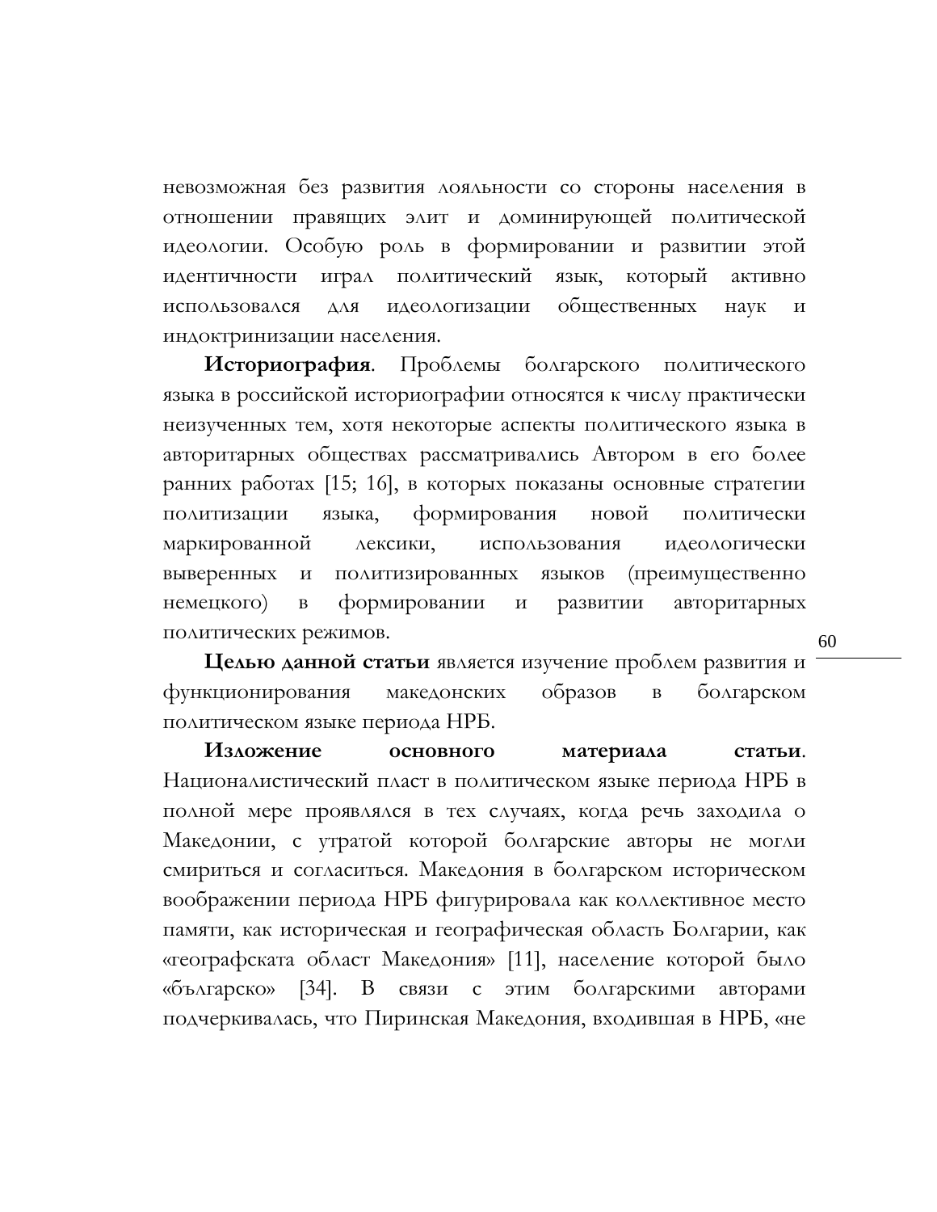невозможная без развития лояльности со стороны населения в отношении правящих элит и доминирующей политической идеологии. Особую роль в формировании и развитии этой идентичности играл политический язык, который активно использовался для идеологизации общественных наук и индоктринизации населения.

**Историография**. Проблемы болгарского политического языка в российской историографии относятся к числу практически неизученных тем, хотя некоторые аспекты политического языка в авторитарных обществах рассматривались Автором в его более ранних работах [15; 16], в которых показаны основные стратегии политизации языка, формирования новой политически маркированной лексики, использования идеологически выверенных и политизированных языков (преимущественно немецкого) в формировании и развитии авторитарных политических режимов.

**Целью данной статьи** является изучение проблем развития и функционирования македонских образов в болгарском политическом языке периода НРБ.

**Изложение основного материала статьи**. Националистический пласт в политическом языке периода НРБ в полной мере проявлялся в тех случаях, когда речь заходила о Македонии, с утратой которой болгарские авторы не могли смириться и согласиться. Македония в болгарском историческом воображении периода НРБ фигурировала как коллективное место памяти, как историческая и географическая область Болгарии, как «географската област Македония» [11], население которой было «българско» [34]. В связи с этим болгарскими авторами подчеркивалась, что Пиринская Македония, входившая в НРБ, «не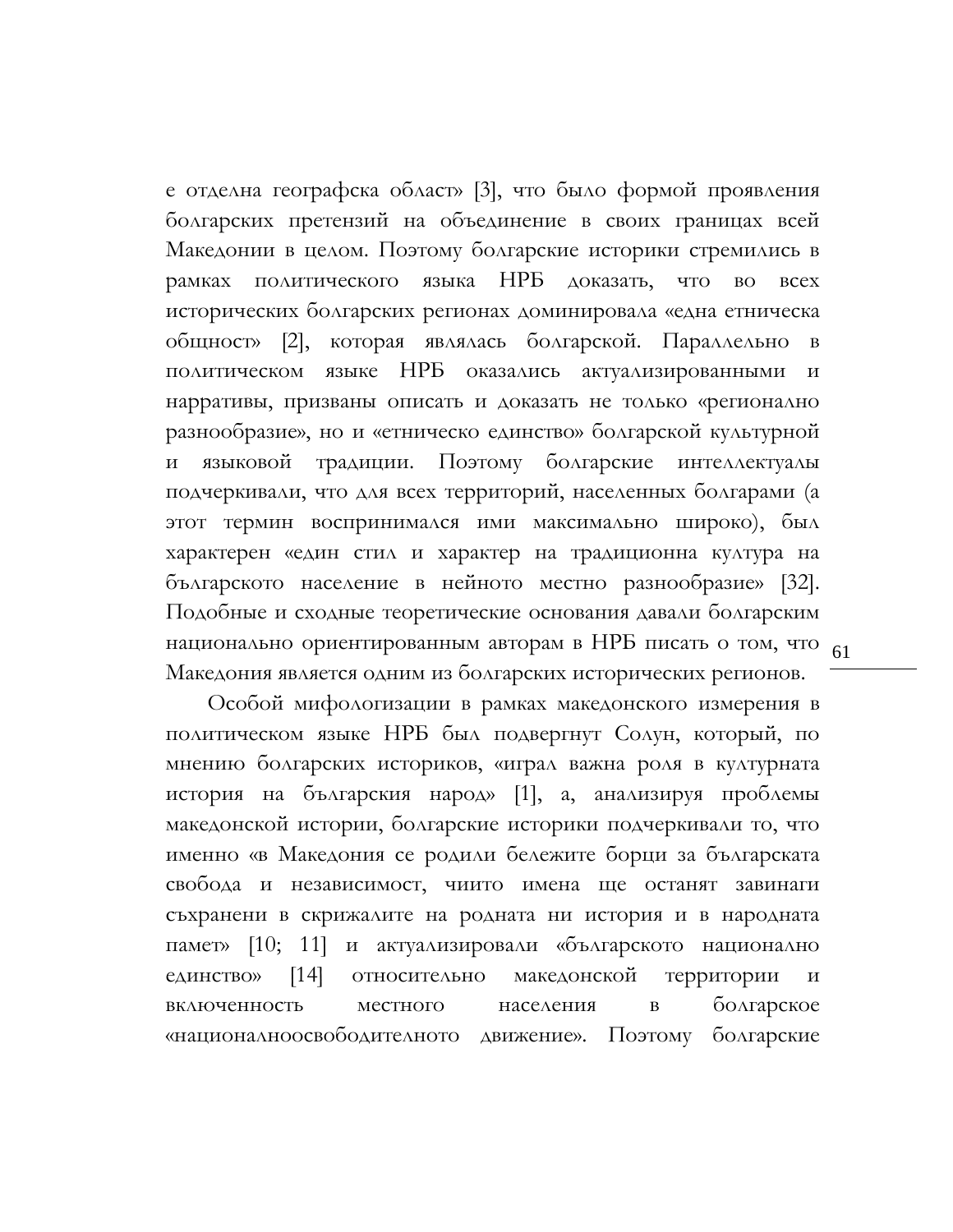е отделна географска област» [3], что было формой проявления болгарских претензий на объединение в своих границах всей Македонии в целом. Поэтому болгарские историки стремились в рамках политического языка НРБ доказать, что во всех исторических болгарских регионах доминировала «една етническа общност» [2], которая являлась болгарской. Параллельно в политическом языке НРБ оказались актуализированными и нарративы, призваны описать и доказать не только «регионално разнообразие», но и «етническо единство» болгарской культурной и языковой традиции. Поэтому болгарские интеллектуалы подчеркивали, что для всех территорий, населенных болгарами (а этот термин воспринимался ими максимально широко), был характерен «един стил и характер на традиционна култура на българското население в нейното местно разнообразие» [32]. Подобные и сходные теоретические основания давали болгарским национально ориентированным авторам в НРБ писать о том, что Македония является одним из болгарских исторических регионов.

Особой мифологизации в рамках македонского измерения в политическом языке НРБ был подвергнут Солун, который, по мнению болгарских историков, «играл важна роля в културната история на българския народ» [1], а, анализируя проблемы македонской истории, болгарские историки подчеркивали то, что именно «в Македония се родили бележите борци за българската свобода и независимост, чиито имена ще останят завинаги съхранени в скрижалите на родната ни история и в народната памет» [10; 11] и актуализировали «българското национално единство» [14] относительно македонской территории и включенность местного населения в болгарское «националноосвободителното движение». Поэтому болгарские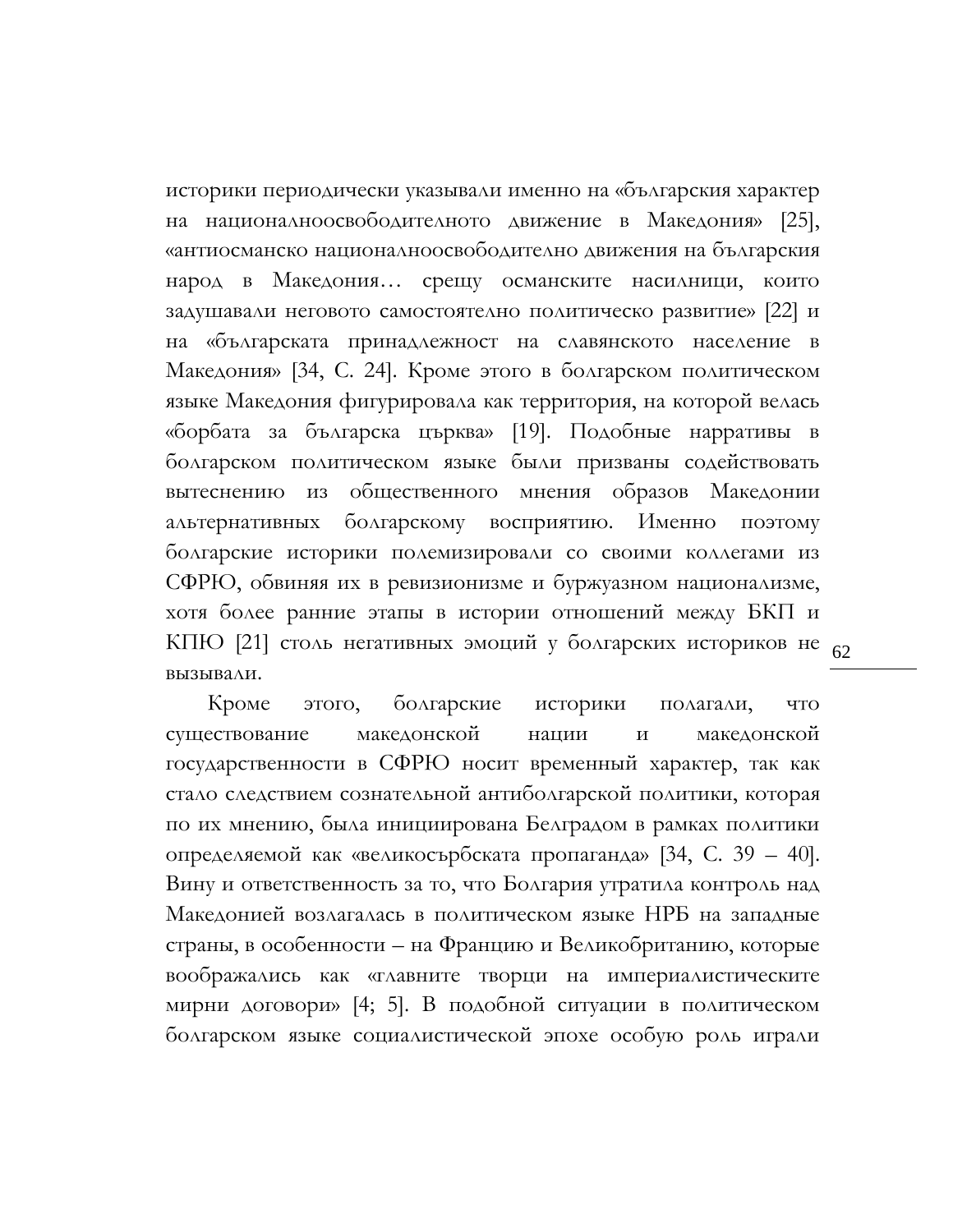историки периодически указывали именно на «българския характер на националноосвободителното движение в Македония» [25], «антиосманско националноосвободително движения на българския народ в Македония… срещу османските насилници, които задушавали неговото самостоятелно политическо развитие» [22] и на «българската принадлежност на славянското население в Македония» [34, С. 24]. Кроме этого в болгарском политическом языке Македония фигурировала как территория, на которой велась «борбата за българска църква» [19]. Подобные нарративы в болгарском политическом языке были призваны содействовать вытеснению из общественного мнения образов Македонии альтернативных болгарскому восприятию. Именно поэтому болгарские историки полемизировали со своими коллегами из СФРЮ, обвиняя их в ревизионизме и буржуазном национализме, хотя более ранние этапы в истории отношений между БКП и КПЮ [21] столь негативных эмоций у болгарских историков не вызывали.

Кроме этого, болгарские историки полагали, что существование македонской нации и македонской государственности в СФРЮ носит временный характер, так как стало следствием сознательной антиболгарской политики, которая по их мнению, была инициирована Белградом в рамках политики определяемой как «великосръбската пропаганда» [34, С. 39 – 40]. Вину и ответственность за то, что Болгария утратила контроль над Македонией возлагалась в политическом языке НРБ на западные страны, в особенности – на Францию и Великобританию, которые воображались как «главните творци на империалистическите мирни договори» [4; 5]. В подобной ситуации в политическом болгарском языке социалистической эпохе особую роль играли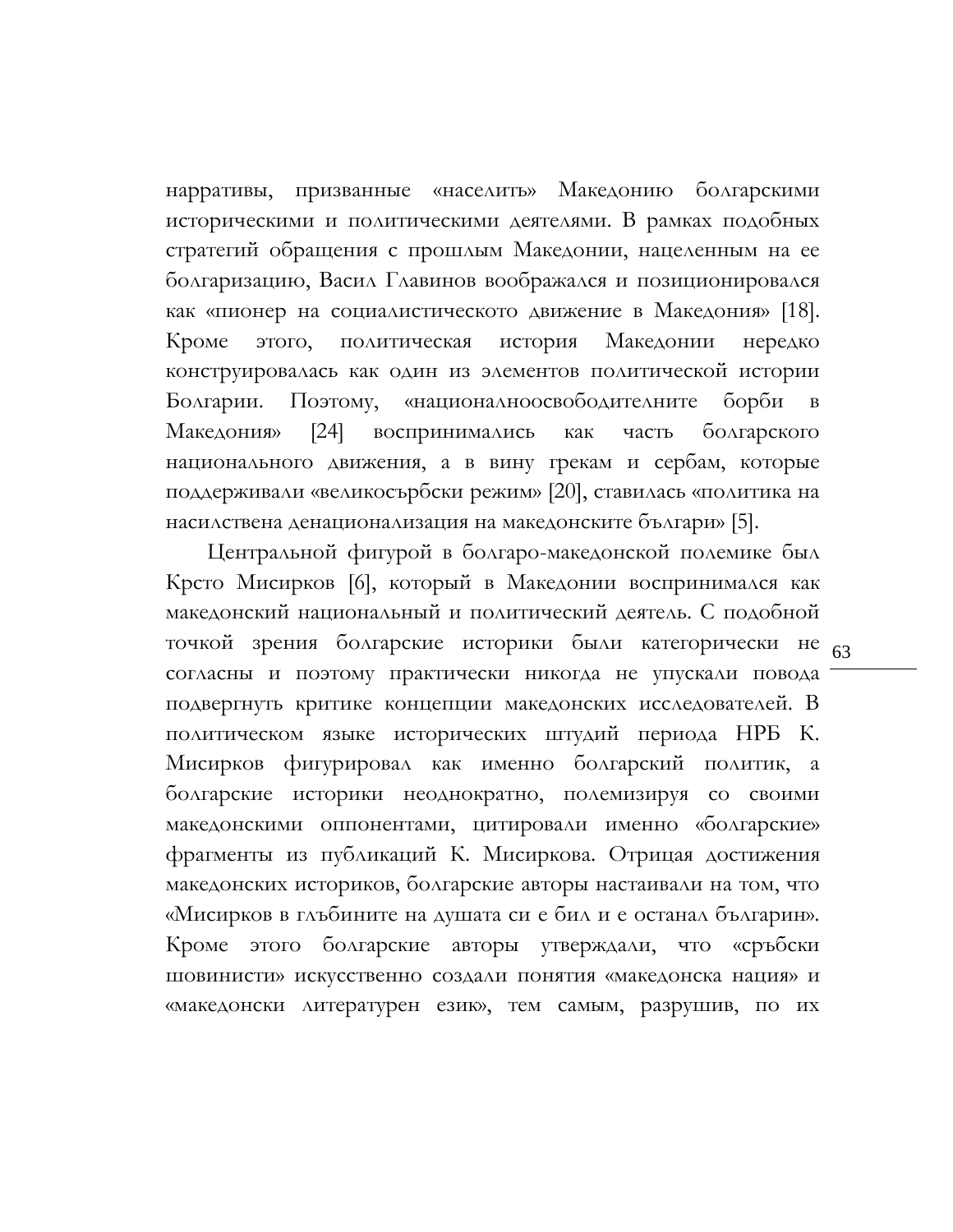нарративы, призванные «населить» Македонию болгарскими историческими и политическими деятелями. В рамках подобных стратегий обращения с прошлым Македонии, нацеленным на ее болгаризацию, Васил Главинов воображался и позиционировался как «пионер на социалистическото движение в Македония» [18]. Кроме этого, политическая история Македонии нередко конструировалась как один из элементов политической истории Болгарии. Поэтому, «националноосвободителните борби в Македония» [24] воспринимались как часть болгарского национального движения, а в вину грекам и сербам, которые поддерживали «великосърбски режим» [20], ставилась «политика на насилствена денационализация на македонските българи» [5].

Центральной фигурой в болгаро-македонской полемике был Крсто Мисирков [6], который в Македонии воспринимался как македонский национальный и политический деятель. С подобной точкой зрения болгарские историки были категорически не согласны и поэтому практически никогда не упускали повода подвергнуть критике концепции македонских исследователей. В политическом языке исторических штудий периода НРБ К. Мисирков фигурировал как именно болгарский политик, а болгарские историки неоднократно, полемизируя со своими македонскими оппонентами, цитировали именно «болгарские» фрагменты из публикаций К. Мисиркова. Отрицая достижения македонских историков, болгарские авторы настаивали на том, что «Мисирков в глъбините на душата си е бил и е останал българин». Кроме этого болгарские авторы утверждали, что «сръбски шовинисти» искусственно создали понятия «македонска нация» и «македонски литературен език», тем самым, разрушив, по их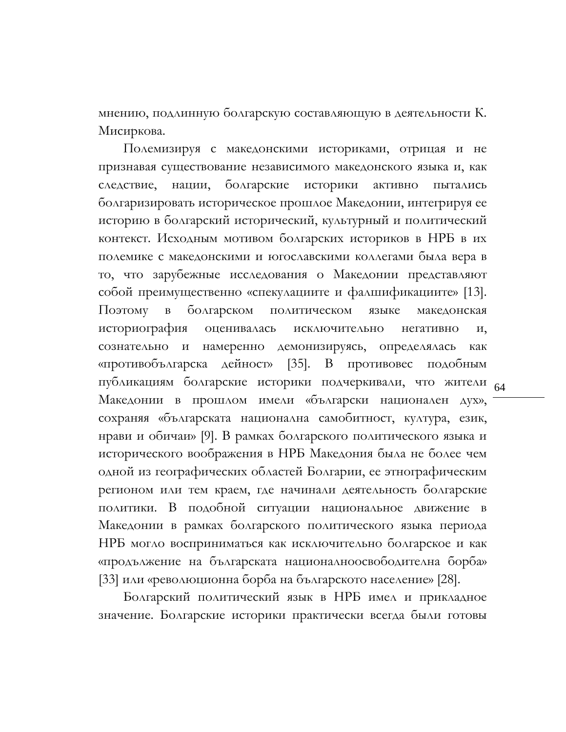мнению, подлинную болгарскую составляющую в деятельности К. Мисиркова.

Полемизируя с македонскими историками, отрицая и не признавая существование независимого македонского языка и, как следствие, нации, болгарские историки активно пытались болгаризировать историческое прошлое Македонии, интегрируя ее историю в болгарский исторический, культурный и политический контекст. Исходным мотивом болгарских историков в НРБ в их полемике с македонскими и югославскими коллегами была вера в то, что зарубежные исследования о Македонии представляют собой преимущественно «спекулациите и фалшификациите» [13]. Поэтому в болгарском политическом языке македонская историография оценивалась исключительно негативно и, сознательно и намеренно демонизируясь, определялась как «противобългарска дейност» [35]. В противовес подобным публикациям болгарские историки подчеркивали, что жители Македонии в прошлом имели «български национален дух», сохраняя «българската национална самобитност, култура, език, нрави и обичаи» [9]. В рамках болгарского политического языка и исторического воображения в НРБ Македония была не более чем одной из географических областей Болгарии, ее этнографическим регионом или тем краем, где начинали деятельность болгарские политики. В подобной ситуации национальное движение в Македонии в рамках болгарского политического языка периода НРБ могло восприниматься как исключительно болгарское и как «продължение на българската националноосвободителна борба» [33] или «революционна борба на българското население» [28].

Болгарский политический язык в НРБ имел и прикладное значение. Болгарские историки практически всегда были готовы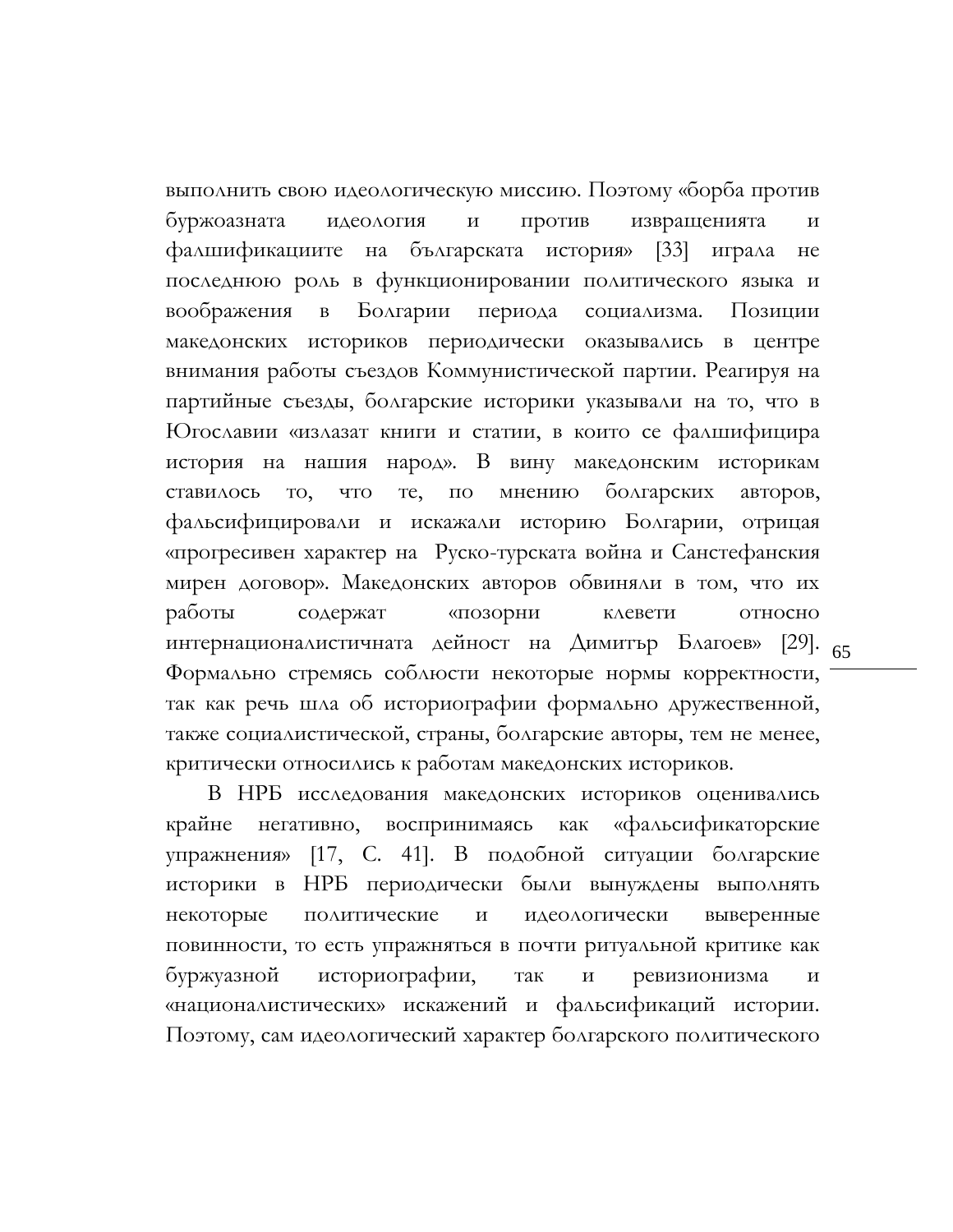выполнить свою идеологическую миссию. Поэтому «борба против буржоазната идеология и против извращенията и фалшификациите на българската история» [33] играла не последнюю роль в функционировании политического языка и воображения в Болгарии периода социализма. Позиции македонских историков периодически оказывались в центре внимания работы съездов Коммунистической партии. Реагируя на партийные съезды, болгарские историки указывали на то, что в Югославии «излазат книги и статии, в които се фалшифицира история на нашия народ». В вину македонским историкам ставилось то, что те, по мнению болгарских авторов, фальсифицировали и искажали историю Болгарии, отрицая «прогресивен характер на  Руско-турската война и Санстефанския мирен договор». Македонских авторов обвиняли в том, что их работы содержат «позорни клевети относно интернационалистичната дейност на Димитър Благоев» [29]. Формально стремясь соблюсти некоторые нормы корректности, так как речь шла об историографии формально дружественной, также социалистической, страны, болгарские авторы, тем не менее, критически относились к работам македонских историков.

В НРБ исследования македонских историков оценивались крайне негативно, воспринимаясь как «фальсификаторские упражнения» [17, С. 41]. В подобной ситуации болгарские историки в НРБ периодически были вынуждены выполнять некоторые политические и идеологически выверенные повинности, то есть упражняться в почти ритуальной критике как буржуазной историографии, так и ревизионизма и «националистических» искажений и фальсификаций истории. Поэтому, сам идеологический характер болгарского политического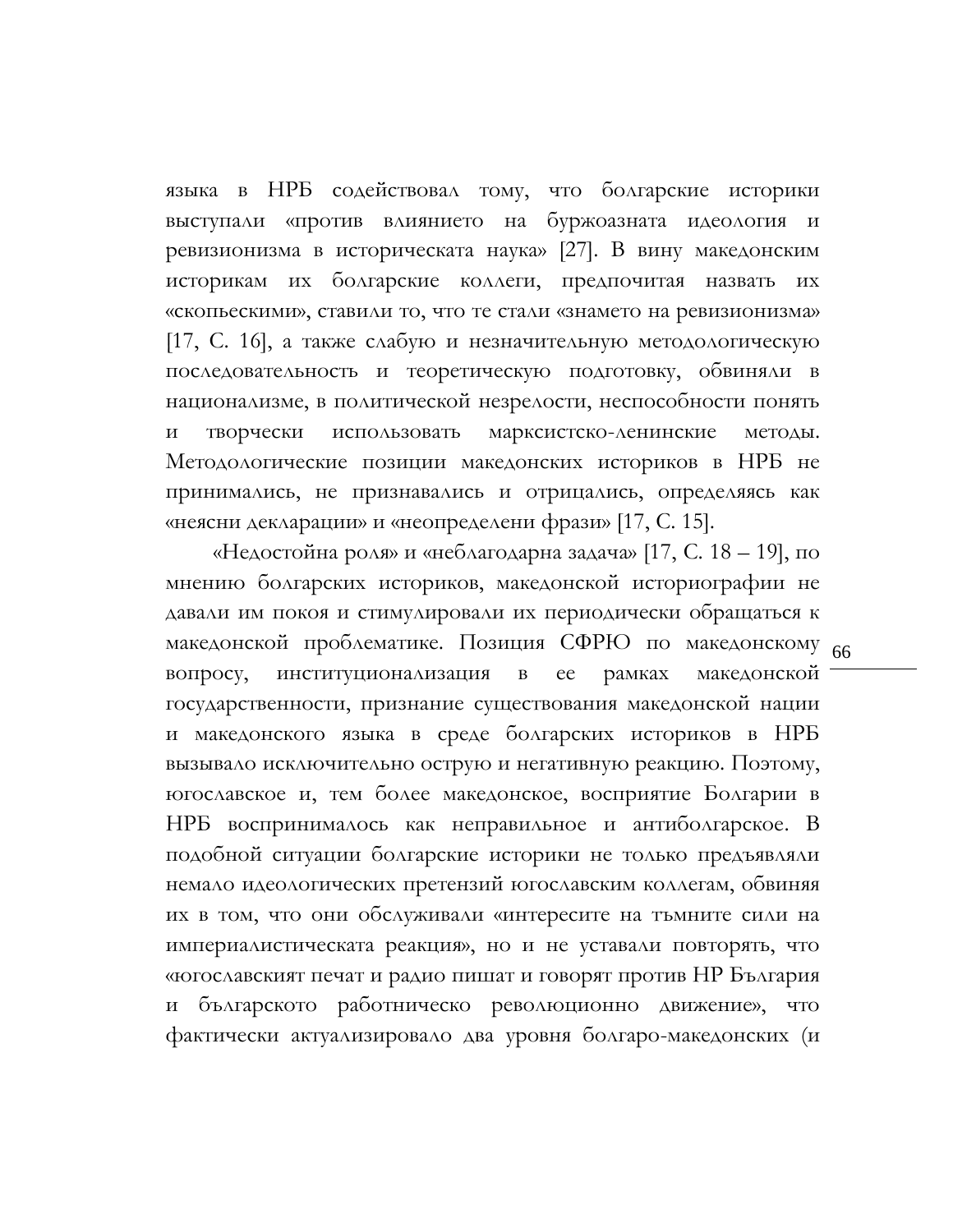языка в НРБ содействовал тому, что болгарские историки выступали «против влиянието на буржоазната идеология и ревизионизма в историческата наука» [27]. В вину македонским историкам их болгарские коллеги, предпочитая назвать их «скопьескими», ставили то, что те стали «знамето на ревизионизма» [17, С. 16], а также слабую и незначительную методологическую последовательность и теоретическую подготовку, обвиняли в национализме, в политической незрелости, неспособности понять и творчески использовать марксистско-ленинские методы. Методологические позиции македонских историков в НРБ не принимались, не признавались и отрицались, определяясь как «неясни декларации» и «неопределени фрази» [17, С. 15].

«Недостойна роля» и «неблагодарна задача» [17, С. 18 – 19], по мнению болгарских историков, македонской историографии не давали им покоя и стимулировали их периодически обращаться к македонской проблематике. Позиция СФРЮ по македонскому вопросу, институционализация в ее рамках македонской государственности, признание существования македонской нации и македонского языка в среде болгарских историков в НРБ вызывало исключительно острую и негативную реакцию. Поэтому, югославское и, тем более македонское, восприятие Болгарии в НРБ воспринималось как неправильное и антиболгарское. В подобной ситуации болгарские историки не только предъявляли немало идеологических претензий югославским коллегам, обвиняя их в том, что они обслуживали «интересите на тъмните сили на империалистическата реакция», но и не уставали повторять, что «югославският печат и радио пишат и говорят против НР България и българското работническо революционно движение», что фактически актуализировало два уровня болгаро-македонских (и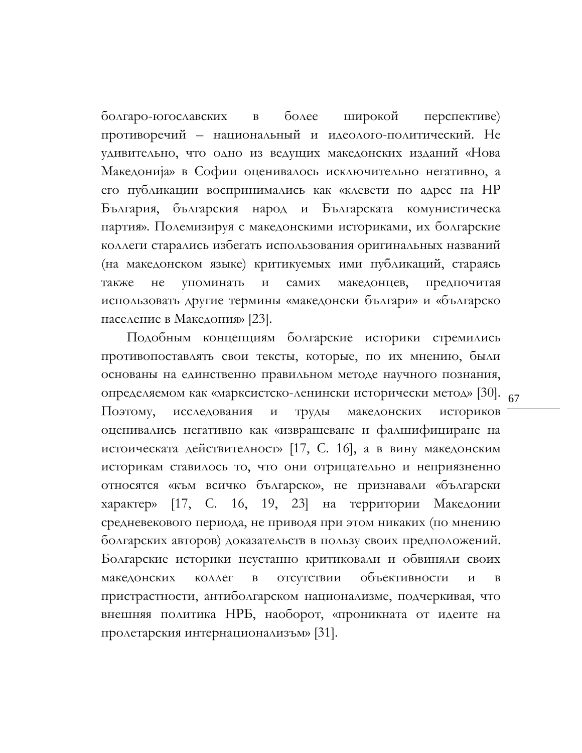болгаро-югославских в более широкой перспективе) противоречий – национальный и идеолого-политический. Не удивительно, что одно из ведущих македонских изданий «Нова Македонија» в Софии оценивалось исключительно негативно, а его публикации воспринимались как «клевети по адрес на НР България, българския народ и Българската комунистическа партия». Полемизируя с македонскими историками, их болгарские коллеги старались избегать использования оригинальных названий (на македонском языке) критикуемых ими публикаций, стараясь также не упоминать и самих македонцев, предпочитая использовать другие термины «македонски българи» и «българско население в Македония» [23].

Подобным концепциям болгарские историки стремились противопоставлять свои тексты, которые, по их мнению, были основаны на единственно правильном методе научного познания, определяемом как «марксистско-ленински исторически метод» [30]. Поэтому, исследования и труды македонских историков оценивались негативно как «извращеване и фалшифициране на истоическата действителност» [17, С. 16], а в вину македонским историкам ставилось то, что они отрицательно и неприязненно относятся «към всичко българско», не признавали «български характер» [17, С. 16, 19, 23] на территории Македонии средневекового периода, не приводя при этом никаких (по мнению болгарских авторов) доказательств в пользу своих предположений. Болгарские историки неустанно критиковали и обвиняли своих македонских коллег в отсутствии объективности и в пристрастности, антиболгарском национализме, подчеркивая, что внешняя политика НРБ, наоборот, «проникната от идеите на пролетарския интернационализъм» [31].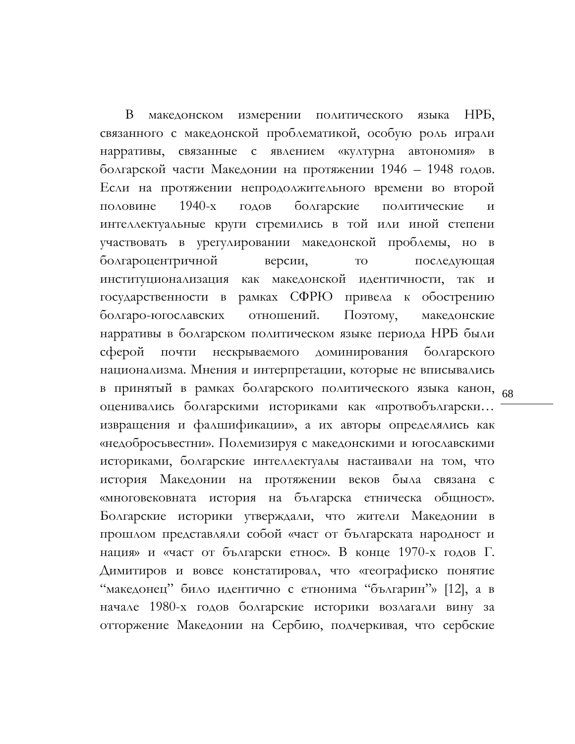В македонском измерении политического языка НРБ, связанного с македонской проблематикой, особую роль играли нарративы, связанные с явлением «културна автономия» в болгарской части Македонии на протяжении 1946 – 1948 годов. Если на протяжении непродолжительного времени во второй половине 1940-х годов болгарские политические и интеллектуальные круги стремились в той или иной степени участвовать в урегулировании македонской проблемы, но в болгароцентричной версии, то последующая институционализация как македонской идентичности, так и государственности в рамках СФРЮ привела к обострению болгаро-югославских отношений. Поэтому, македонские нарративы в болгарском политическом языке периода НРБ были сферой почти нескрываемого доминирования болгарского национализма. Мнения и интерпретации, которые не вписывались в принятый в рамках болгарского политического языка канон, оценивались болгарскими историками как «противобългарски… извращения и фалшификации», а их авторы определялись как «недобросъвестни». Полемизируя с македонскими и югославскими историками, болгарские интеллектуалы настаивали на том, что история Македонии на протяжении веков была связана с «многовековната история на българска етническа общност». Болгарские историки утверждали, что жители Македонии в прошлом представляли собой «част от българската народност и нация» и «част от български етнос». В конце 1970-х годов Г. Димитиров и вовсе констатировал, что «географиско понятие "македонец" било идентично с етнонима "българин"» [12], а в начале 1980-х годов болгарские историки возлагали вину за отторжение Македонии на Сербию, подчеркивая, что сербские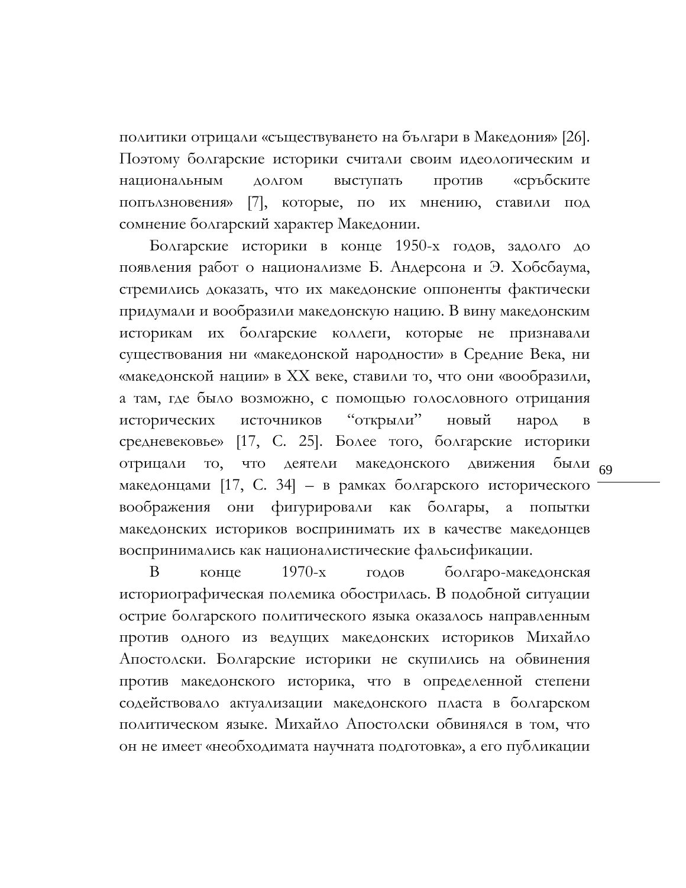политики отрицали «съществуването на българи в Македония» [26]. Поэтому болгарские историки считали своим идеологическим и национальным долгом выступать против «сръбските попълзновения» [7], которые, по их мнению, ставили под сомнение болгарский характер Македонии.

Болгарские историки в конце 1950-х годов, задолго до появления работ о национализме Б. Андерсона и Э. Хобсбаума, стремились доказать, что их македонские оппоненты фактически придумали и вообразили македонскую нацию. В вину македонским историкам их болгарские коллеги, которые не признавали существования ни «македонской народности» в Средние Века, ни «македонской нации» в XX веке, ставили то, что они «вообразили, а там, где было возможно, с помощью голословного отрицания исторических источников "открыли" новый народ в средневековье» [17, С. 25]. Более того, болгарские историки отрицали то, что деятели македонского движения были македонцами [17, С. 34] – в рамках болгарского исторического воображения они фигурировали как болгары, а попытки македонских историков воспринимать их в качестве македонцев воспринимались как националистические фальсификации.

В конце 1970-х годов болгаро-македонская историографическая полемика обострилась. В подобной ситуации острие болгарского политического языка оказалось направленным против одного из ведущих македонских историков Михайло Апостолски. Болгарские историки не скупились на обвинения против македонского историка, что в определенной степени содействовало актуализации македонского пласта в болгарском политическом языке. Михайло Апостолски обвинялся в том, что он не имеет «необходимата научната подготовка», а его публикации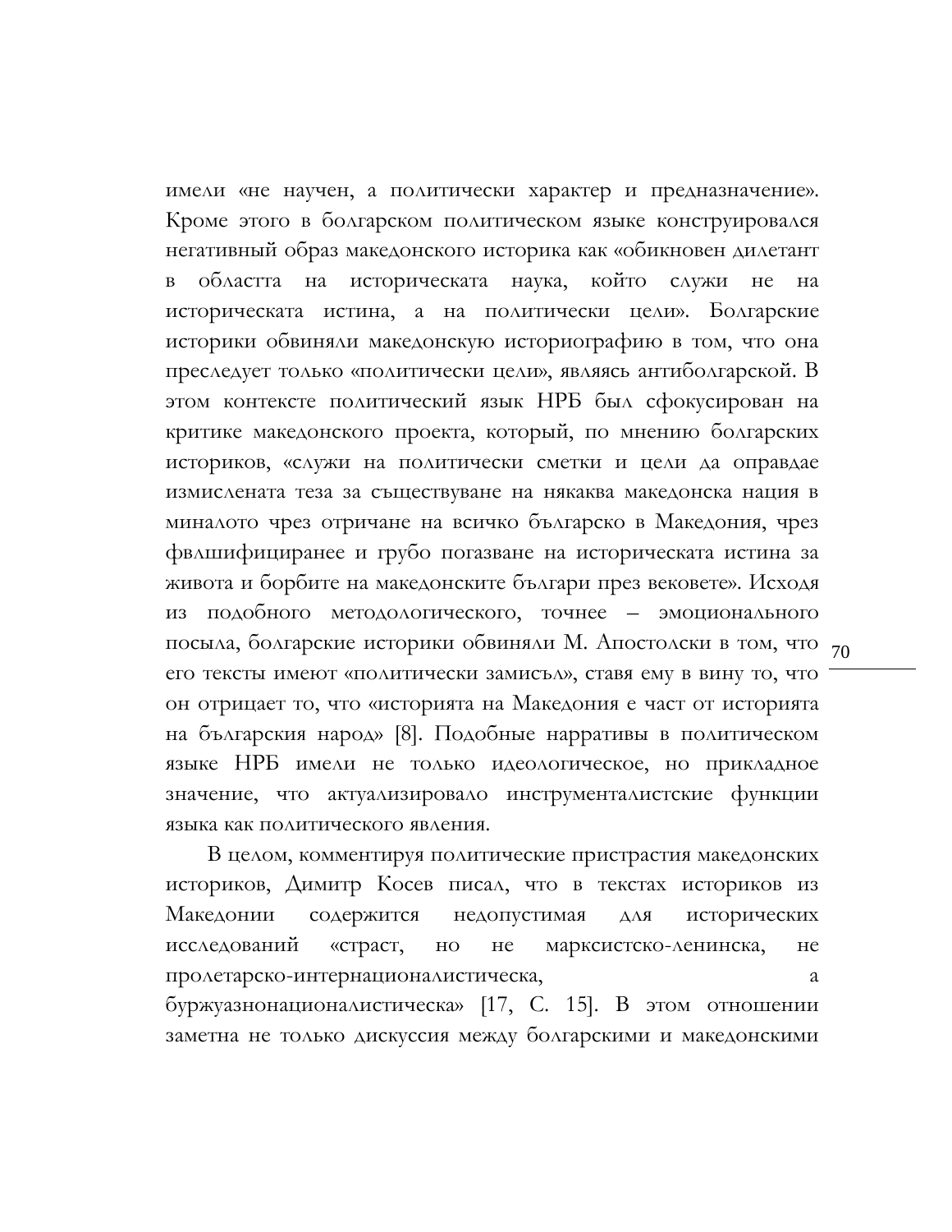имели «не научен, а политически характер и предназначение». Кроме этого в болгарском политическом языке конструировался негативный образ македонского историка как «обикновен дилетант в областта на историческата наука, който служи не на историческата истина, а на политически цели». Болгарские историки обвиняли македонскую историографию в том, что она преследует только «политически цели», являясь антиболгарской. В этом контексте политический язык НРБ был сфокусирован на критике македонского проекта, который, по мнению болгарских историков, «служи на политически сметки и цели да оправдае измислената теза за съществуване на някаква македонска нация в миналото чрез отричане на всичко българско в Македония, чрез фвлшифициранее и грубо погазване на историческата истина за живота и борбите на македонските българи през вековете». Исходя из подобного методологического, точнее – эмоционального посыла, болгарские историки обвиняли М. Апостолски в том, что его тексты имеют «политически замисъл», ставя ему в вину то, что он отрицает то, что «историята на Македония е част от историята на българския народ» [8]. Подобные нарративы в политическом языке НРБ имели не только идеологическое, но прикладное значение, что актуализировало инструменталистские функции языка как политического явления.

В целом, комментируя политические пристрастия македонских историков, Димитр Косев писал, что в текстах историков из Македонии содержится недопустимая для исторических исследований «страст, но не марксистско-ленинска, не пролетарско-интернационалистическа, а буржуазнонационалистическа» [17, С. 15]. В этом отношении заметна не только дискуссия между болгарскими и македонскими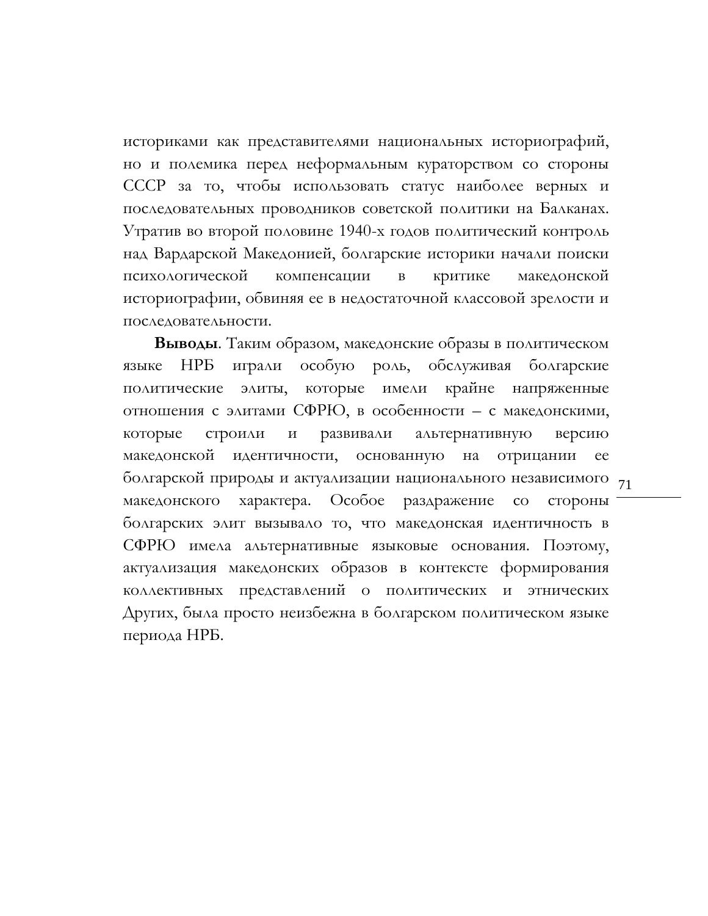историками как представителями национальных историографий, но и полемика перед неформальным кураторством со стороны СССР за то, чтобы использовать статус наиболее верных и последовательных проводников советской политики на Балканах. Утратив во второй половине 1940-х годов политический контроль над Вардарской Македонией, болгарские историки начали поиски психологической компенсации в критике македонской историографии, обвиняя ее в недостаточной классовой зрелости и последовательности.

**Выводы**. Таким образом, македонские образы в политическом языке НРБ играли особую роль, обслуживая болгарские политические элиты, которые имели крайне напряженные отношения с элитами СФРЮ, в особенности – с македонскими, которые строили и развивали альтернативную версию македонской идентичности, основанную на отрицании ее болгарской природы и актуализации национального независимого македонского характера. Особое раздражение со стороны болгарских элит вызывало то, что македонская идентичность в СФРЮ имела альтернативные языковые основания. Поэтому, актуализация македонских образов в контексте формирования коллективных представлений о политических и этнических Других, была просто неизбежна в болгарском политическом языке периода НРБ.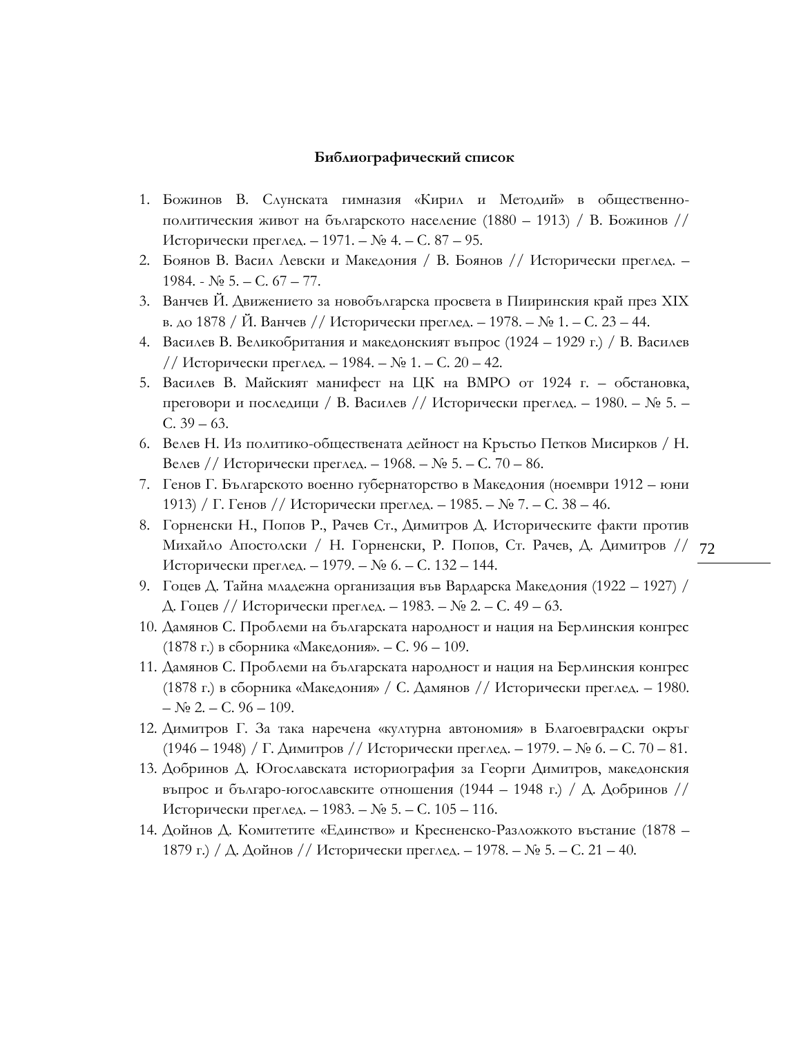**Библиографический список**

1. Божинов В. Слунската гимназия «Кирил и Методий» в обществено-политическия живот на българското население (1880 – 1913) / В. Божинов // Исторически преглед. – 1971. – № 4. – С. 87 – 95.
2. Боянов В. Васил Левски и Македония / В. Боянов // Исторически преглед. – 1984. - № 5. – С. 67 – 77.
3. Ванчев Й. Движението за новобългарска просвета в Пииринския край през XIX в. до 1878 / Й. Ванчев // Исторически преглед. – 1978. – № 1. – С. 23 – 44.
4. Василев В. Великобритания и македонският въпрос (1924 – 1929 г.) / В. Василев // Исторически преглед. – 1984. – № 1. – С. 20 – 42.
5. Василев В. Майският манифест на ЦК на ВМРО от 1924 г. – обстановка, преговори и последици / В. Василев // Исторически преглед. – 1980. – № 5. – С. 39 – 63.
6. Велев Н. Из политико-обществената дейност на Кръстьо Петков Мисирков / Н. Велев // Исторически преглед. – 1968. – № 5. – С. 70 – 86.
7. Генов Г. Българското военно губернаторство в Македония (ноември 1912 – юни 1913) / Г. Генов // Исторически преглед. – 1985. – № 7. – С. 38 – 46.
8. Горненски Н., Попов Р., Рачев Ст., Димитров Д. Историческите факти против Михайло Апостолски / Н. Горненски, Р. Попов, Ст. Рачев, Д. Димитров // Исторически преглед. – 1979. – № 6. – С. 132 – 144.
9. Гоцев Д. Тайна младежна организация във Вардарска Македония (1922 – 1927) / Д. Гоцев // Исторически преглед. – 1983. – № 2. – С. 49 – 63.
10. Дамянов С. Проблеми на българската народност и нация на Берлинския конгрес (1878 г.) в сборника «Македония». – С. 96 – 109.
11. Дамянов С. Проблеми на българската народност и нация на Берлинския конгрес (1878 г.) в сборника «Македония» / С. Дамянов // Исторически преглед. – 1980. – № 2. – С. 96 – 109.
12. Димитров Г. За така наречена «културна автономия» в Благоевградски окръг (1946 – 1948) / Г. Димитров // Исторически преглед. – 1979. – № 6. – С. 70 – 81.
13. Добринов Д. Югославската историография за Георги Димитров, македонския въпрос и българо-югославските отношения (1944 – 1948 г.) / Д. Добринов // Исторически преглед. – 1983. – № 5. – С. 105 – 116.
14. Дойнов Д. Комитетите «Единство» и Кресненско-Разложкото въстание (1878 – 1879 г.) / Д. Дойнов // Исторически преглед. – 1978. – № 5. – С. 21 – 40.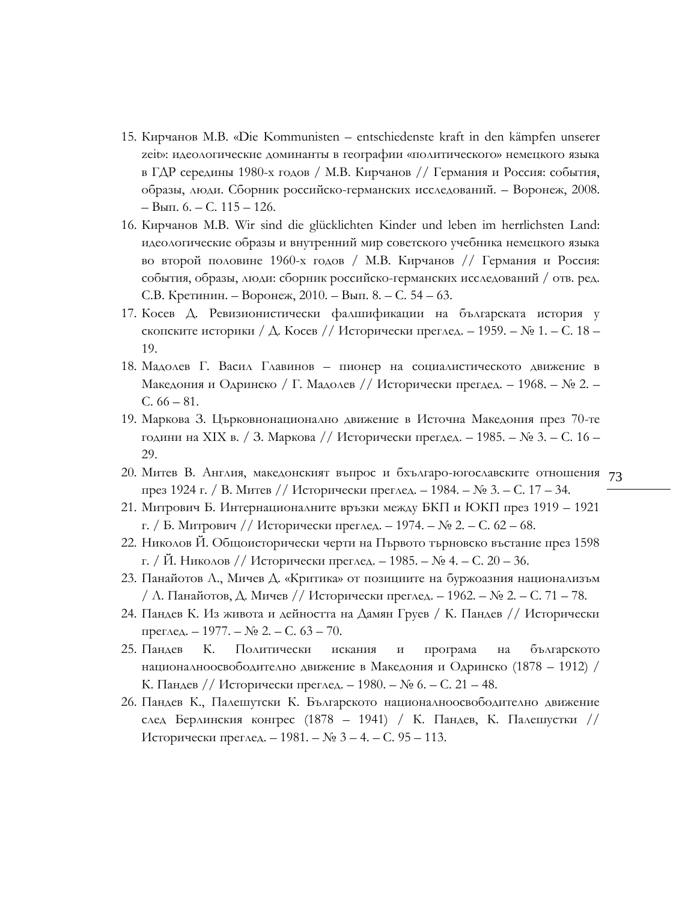15. Кирчанов М.В. «Die Kommunisten – entschiedenste kraft in den kämpfen unserer zeit»: идеологические доминанты в географии «политического» немецкого языка в ГДР середины 1980-х годов / М.В. Кирчанов // Германия и Россия: события, образы, люди. Сборник российско-германских исследований. – Воронеж, 2008. – Вып. 6. – С. 115 – 126.
16. Кирчанов М.В. Wir sind die glücklichten Kinder und leben im herrlichsten Land: идеологические образы и внутренний мир советского учебника немецкого языка во второй половине 1960-х годов / М.В. Кирчанов // Германия и Россия: события, образы, люди: сборник российско-германских исследований / отв. ред. С.В. Кретинин. – Воронеж, 2010. – Вып. 8. – С. 54 – 63.
17. Косев Д. Ревизионистически фалшификации на българската история у скопските историки / Д. Косев // Исторически преглед. – 1959. – № 1. – С. 18 – 19.
18. Мадолев Г. Васил Главинов – пионер на социалистическото движение в Македония и Одринско / Г. Мадолев // Исторически прегдед. – 1968. – № 2. – С. 66 – 81.
19. Маркова З. Църковнонационално движение в Източна Македония през 70-те години на XIX в. / З. Маркова // Исторически прегдед. – 1985. – № 3. – С. 16 – 29.
20. Митев В. Англия, македонският въпрос и бхългаро-югославските отношения през 1924 г. / В. Митев // Исторически преглед. – 1984. – № 3. – С. 17 – 34.
21. Митрович Б. Интернационалните връзки между БКП и ЮКП през 1919 – 1921 г. / Б. Митрович // Исторически преглед. – 1974. – № 2. – С. 62 – 68.
22. Николов Й. Общоисторически черти на Първото търновско въстание през 1598 г. / Й. Николов // Исторически преглед. – 1985. – № 4. – С. 20 – 36.
23. Панайотов Л., Мичев Д. «Критика» от позициите на буржоазния национализъм / Л. Панайотов, Д. Мичев // Исторически преглед. – 1962. – № 2. – С. 71 – 78.
24. Пандев К. Из живота и дейността на Дамян Груев / К. Пандев // Исторически преглед. – 1977. – № 2. – С. 63 – 70.
25. Пандев К. Политически искания и програма на българското националноосвободително движение в Македония и Одринско (1878 – 1912) / К. Пандев // Исторически преглед. – 1980. – № 6. – С. 21 – 48.
26. Пандев К., Палешутски К. Българското националноосвободително движение след Берлинския конгрес (1878 – 1941) / К. Пандев, К. Палешустки // Исторически преглед. – 1981. – № 3 – 4. – С. 95 – 113.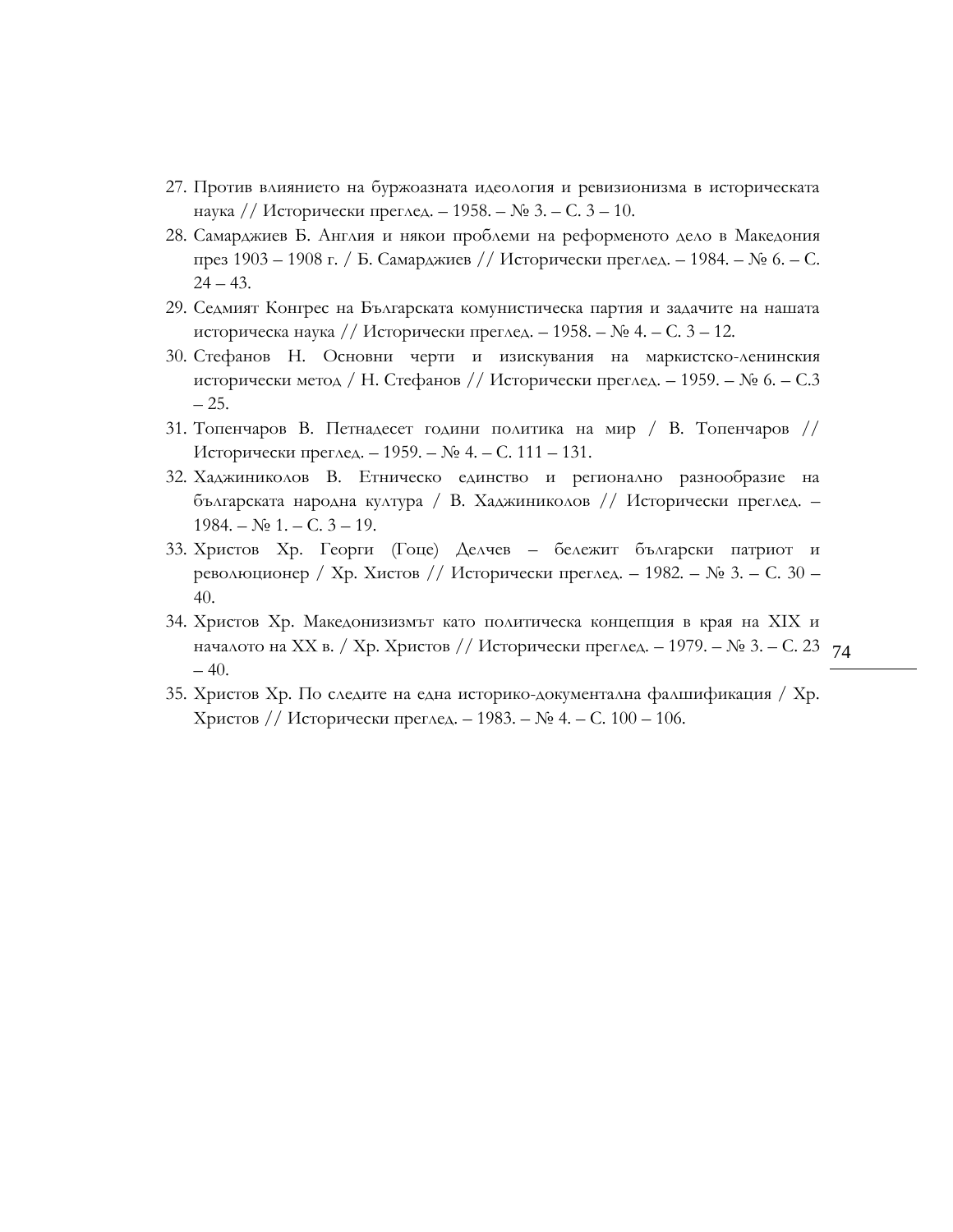27. Против влиянието на буржоазната идеология и ревизионизма в историческата наука // Исторически преглед. – 1958. – № 3. – С. 3 – 10.
28. Самарджиев Б. Англия и някои проблеми на реформеното дело в Македония през 1903 – 1908 г. / Б. Самарджиев // Исторически преглед. – 1984. – № 6. – С. 24 – 43.
29. Седмият Конгрес на Българската комунистическа партия и задачите на нашата историческа наука // Исторически преглед. – 1958. – № 4. – С. 3 – 12.
30. Стефанов Н. Основни черти и изисквания на маркистско-ленинския исторически метод / Н. Стефанов // Исторически преглед. – 1959. – № 6. – С.3 – 25.
31. Топенчаров В. Петнадесет години политика на мир / В. Топенчаров // Исторически преглед. – 1959. – № 4. – С. 111 – 131.
32. Хаджиниколов В. Етническо единство и регионално разнообразие на българската народна култура / В. Хаджиниколов // Исторически преглед. – 1984. – № 1. – С. 3 – 19.
33. Христов Хр. Георги (Гоце) Делчев – бележит български патриот и революционер / Хр. Хистов // Исторически преглед. – 1982. – № 3. – С. 30 – 40.
34. Христов Хр. Македонизизмът като политическа концепция в края на XIX и началото на XX в. / Хр. Христов // Исторически преглед. – 1979. – № 3. – С. 23 – 40.
35. Христов Хр. По следите на една историко-документална фалшификация / Хр. Христов // Исторически преглед. – 1983. – № 4. – С. 100 – 106.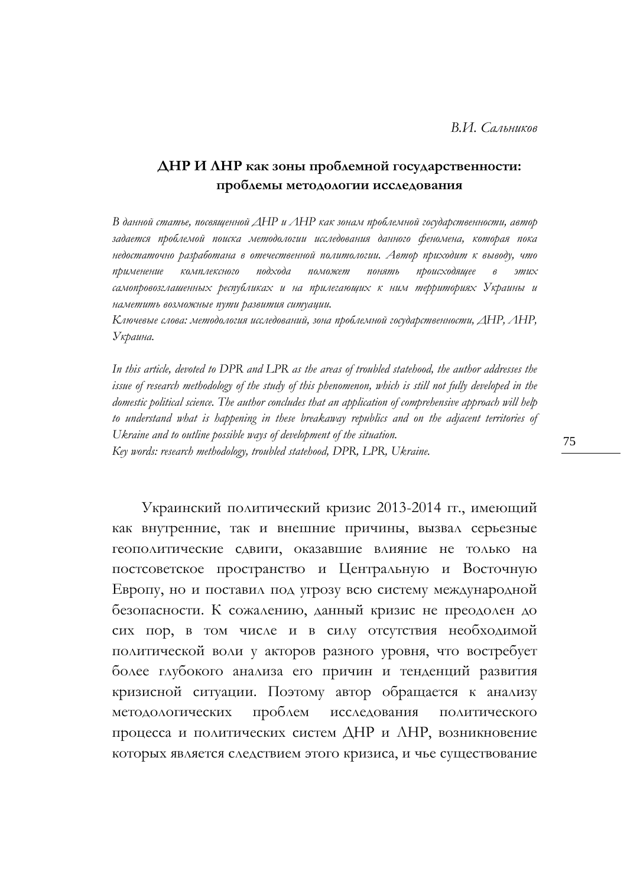*В.И. Сальников*

## ДНР И ЛНР как зоны проблемной государственности: проблемы методологии исследования

*В данной статье, посвященной ДНР и ЛНР как зонам проблемной государственности, автор задается проблемой поиска методологии исследования данного феномена, которая пока недостаточно разработана в отечественной политологии. Автор приходит к выводу, что применение комплексного подхода поможет понять происходящее в этих самопровозглашенных республиках и на прилегающих к ним территориях Украины и наметить возможные пути развития ситуации.*

*Ключевые слова: методология исследований, зона проблемной государственности, ДНР, ЛНР, Украина.*

*In this article, devoted to DPR and LPR as the areas of troubled statehood, the author addresses the issue of research methodology of the study of this phenomenon, which is still not fully developed in the domestic political science. The author concludes that an application of comprehensive approach will help to understand what is happening in these breakaway republics and on the adjacent territories of Ukraine and to outline possible ways of development of the situation.*

*Key words: research methodology, troubled statehood, DPR, LPR, Ukraine.*

Украинский политический кризис 2013-2014 гг., имеющий как внутренние, так и внешние причины, вызвал серьезные геополитические сдвиги, оказавшие влияние не только на постсоветское пространство и Центральную и Восточную Европу, но и поставил под угрозу всю систему международной безопасности. К сожалению, данный кризис не преодолен до сих пор, в том числе и в силу отсутствия необходимой политической воли у акторов разного уровня, что востребует более глубокого анализа его причин и тенденций развития кризисной ситуации. Поэтому автор обращается к анализу методологических проблем исследования политического процесса и политических систем ДНР и ЛНР, возникновение которых является следствием этого кризиса, и чье существование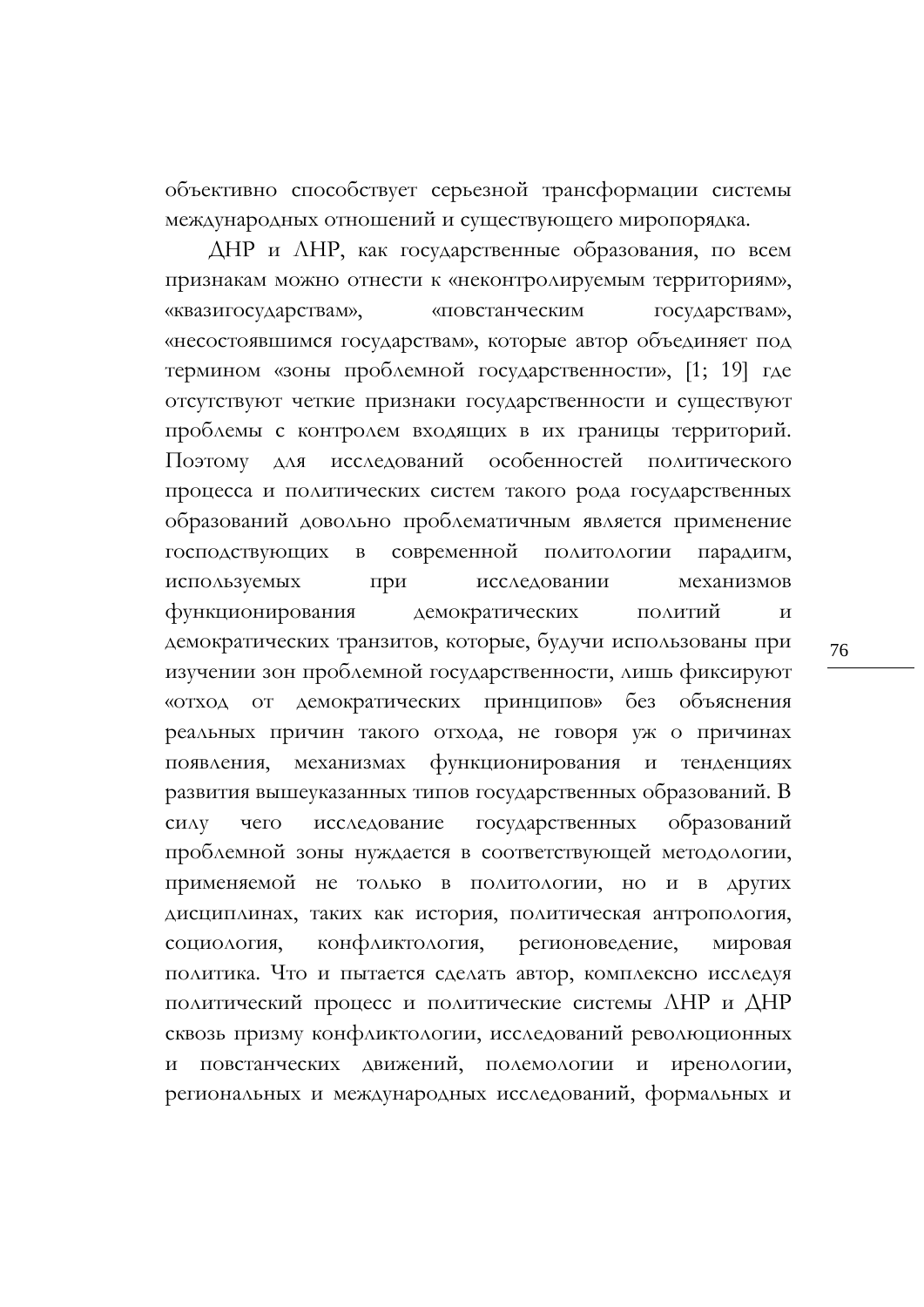объективно способствует серьезной трансформации системы международных отношений и существующего миропорядка.

ДНР и ЛНР, как государственные образования, по всем признакам можно отнести к «неконтролируемым территориям», «квазигосударствам», «повстанческим государствам», «несостоявшимся государствам», которые автор объединяет под термином «зоны проблемной государственности», [1; 19] где отсутствуют четкие признаки государственности и существуют проблемы с контролем входящих в их границы территорий. Поэтому для исследований особенностей политического процесса и политических систем такого рода государственных образований довольно проблематичным является применение господствующих в современной политологии парадигм, используемых при исследовании механизмов функционирования демократических политий и демократических транзитов, которые, будучи использованы при изучении зон проблемной государственности, лишь фиксируют «отход от демократических принципов» без объяснения реальных причин такого отхода, не говоря уж о причинах появления, механизмах функционирования и тенденциях развития вышеуказанных типов государственных образований. В силу чего исследование государственных образований проблемной зоны нуждается в соответствующей методологии, применяемой не только в политологии, но и в других дисциплинах, таких как история, политическая антропология, социология, конфликтология, регионоведение, мировая политика. Что и пытается сделать автор, комплексно исследуя политический процесс и политические системы ЛНР и ДНР сквозь призму конфликтологии, исследований революционных и повстанческих движений, полемологии и иренологии, региональных и международных исследований, формальных и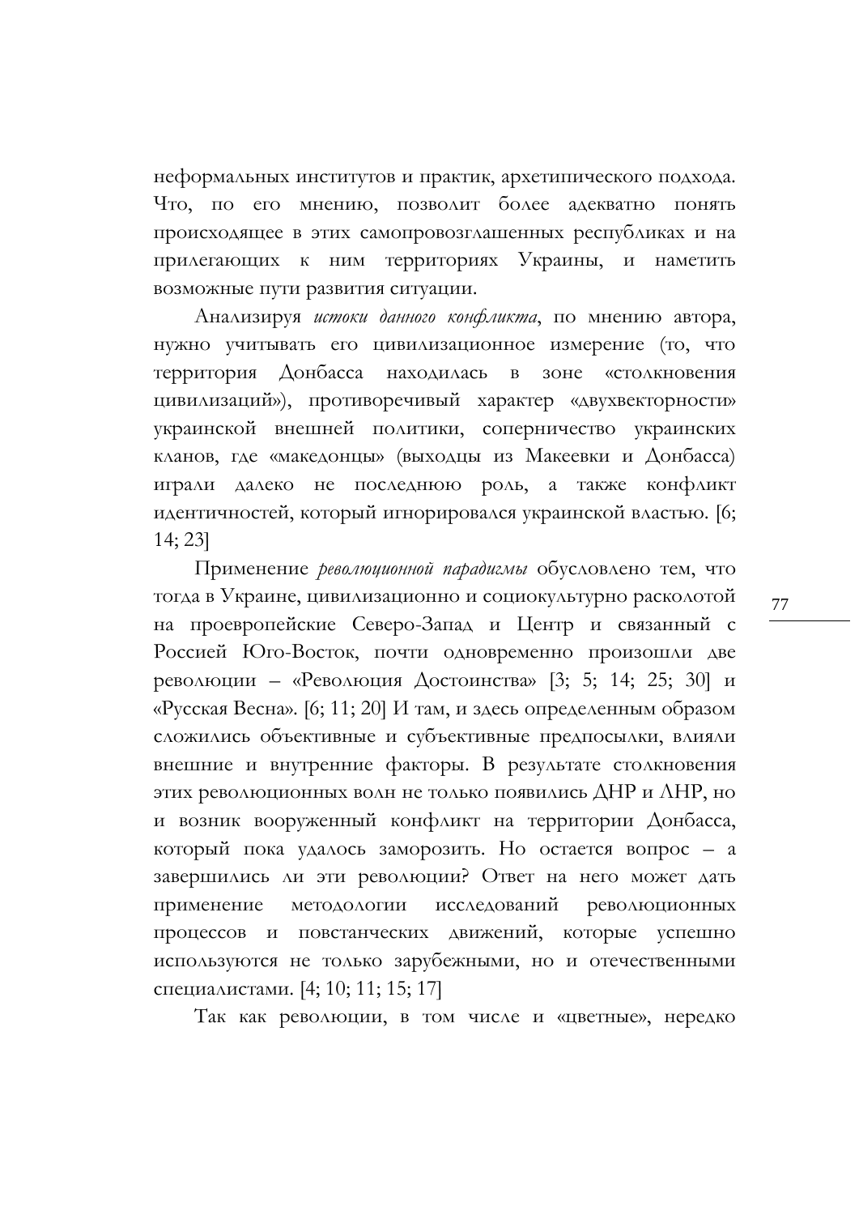неформальных институтов и практик, архетипического подхода. Что, по его мнению, позволит более адекватно понять происходящее в этих самопровозглашенных республиках и на прилегающих к ним территориях Украины, и наметить возможные пути развития ситуации.

Анализируя *истоки данного конфликта*, по мнению автора, нужно учитывать его цивилизационное измерение (то, что территория Донбасса находилась в зоне «столкновения цивилизаций»), противоречивый характер «двухвекторности» украинской внешней политики, соперничество украинских кланов, где «македонцы» (выходцы из Макеевки и Донбасса) играли далеко не последнюю роль, а также конфликт идентичностей, который игнорировался украинской властью. [6; 14; 23]

Применение *революционной парадигмы* обусловлено тем, что тогда в Украине, цивилизационно и социокультурно расколотой на проевропейские Северо-Запад и Центр и связанный с Россией Юго-Восток, почти одновременно произошли две революции – «Революция Достоинства» [3; 5; 14; 25; 30] и «Русская Весна». [6; 11; 20] И там, и здесь определенным образом сложились объективные и субъективные предпосылки, влияли внешние и внутренние факторы. В результате столкновения этих революционных волн не только появились ДНР и ЛНР, но и возник вооруженный конфликт на территории Донбасса, который пока удалось заморозить. Но остается вопрос – а завершились ли эти революции? Ответ на него может дать применение методологии исследований революционных процессов и повстанческих движений, которые успешно используются не только зарубежными, но и отечественными специалистами. [4; 10; 11; 15; 17]

Так как революции, в том числе и «цветные», нередко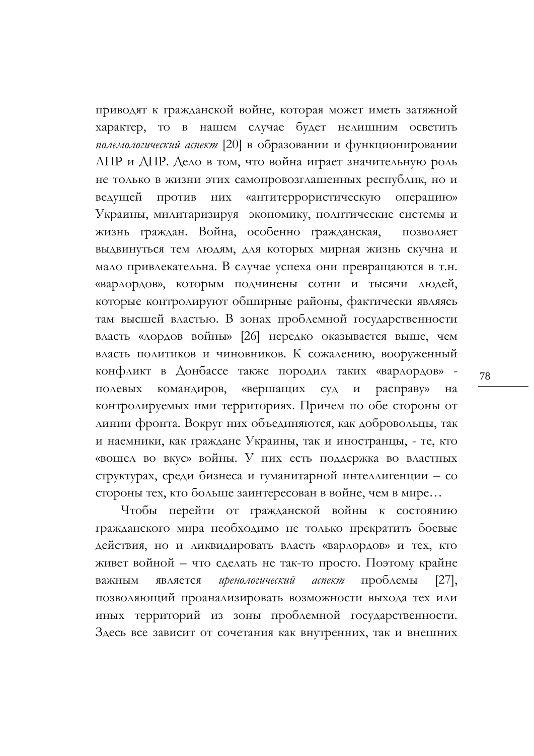приводят к гражданской войне, которая может иметь затяжной характер, то в нашем случае будет нелишним осветить *полемологический аспект* [20] в образовании и функционировании ЛНР и ДНР. Дело в том, что война играет значительную роль не только в жизни этих самопровозглашенных республик, но и ведущей против них «антитеррористическую операцию» Украины, милитаризируя экономику, политические системы и жизнь граждан. Война, особенно гражданская, позволяет выдвинуться тем людям, для которых мирная жизнь скучна и мало привлекательна. В случае успеха они превращаются в т.н. «варлордов», которым подчинены сотни и тысячи людей, которые контролируют обширные районы, фактически являясь там высшей властью. В зонах проблемной государственности власть «лордов войны» [26] нередко оказывается выше, чем власть политиков и чиновников. К сожалению, вооруженный конфликт в Донбассе также породил таких «варлордов» - полевых командиров, «вершащих суд и расправу» на контролируемых ими территориях. Причем по обе стороны от линии фронта. Вокруг них объединяются, как добровольцы, так и наемники, как граждане Украины, так и иностранцы, - те, кто «вошел во вкус» войны. У них есть поддержка во властных структурах, среди бизнеса и гуманитарной интеллигенции – со стороны тех, кто больше заинтересован в войне, чем в мире…

Чтобы перейти от гражданской войны к состоянию гражданского мира необходимо не только прекратить боевые действия, но и ликвидировать власть «варлордов» и тех, кто живет войной – что сделать не так-то просто. Поэтому крайне важным является *иренологический аспект* проблемы [27], позволяющий проанализировать возможности выхода тех или иных территорий из зоны проблемной государственности. Здесь все зависит от сочетания как внутренних, так и внешних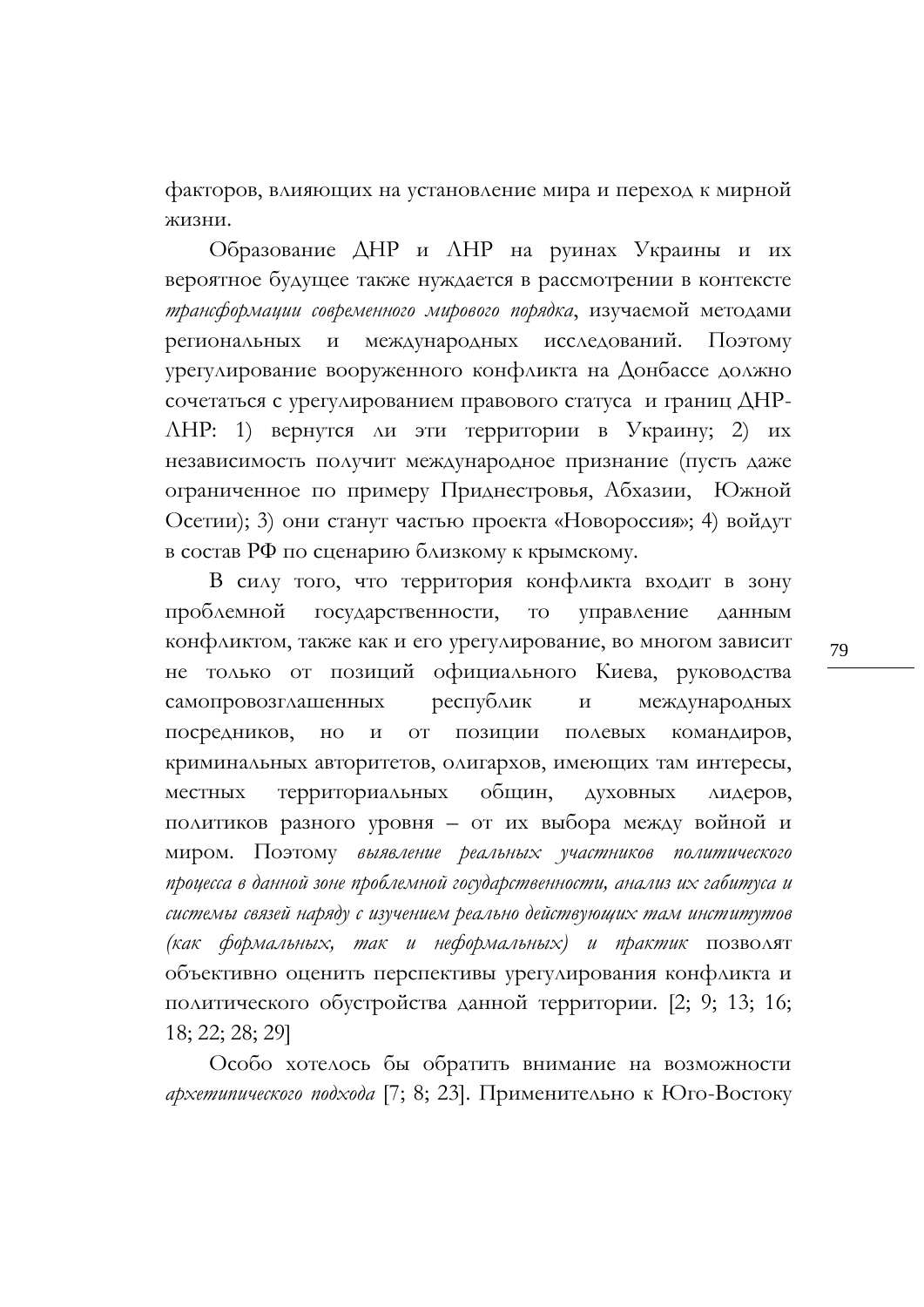факторов, влияющих на установление мира и переход к мирной жизни.

Образование ДНР и ЛНР на руинах Украины и их вероятное будущее также нуждается в рассмотрении в контексте *трансформации современного мирового порядка*, изучаемой методами региональных и международных исследований. Поэтому урегулирование вооруженного конфликта на Донбассе должно сочетаться с урегулированием правового статуса и границ ДНР-ЛНР: 1) вернутся ли эти территории в Украину; 2) их независимость получит международное признание (пусть даже ограниченное по примеру Приднестровья, Абхазии, Южной Осетии); 3) они станут частью проекта «Новороссия»; 4) войдут в состав РФ по сценарию близкому к крымскому.

В силу того, что территория конфликта входит в зону проблемной государственности, то управление данным конфликтом, также как и его урегулирование, во многом зависит не только от позиций официального Киева, руководства самопровозглашенных республик и международных посредников, но и от позиции полевых командиров, криминальных авторитетов, олигархов, имеющих там интересы, местных территориальных общин, духовных лидеров, политиков разного уровня – от их выбора между войной и миром. Поэтому *выявление реальных участников политического процесса в данной зоне проблемной государственности, анализ их габитуса и системы связей наряду с изучением реально действующих там институтов (как формальных, так и неформальных) и практик* позволят объективно оценить перспективы урегулирования конфликта и политического обустройства данной территории. [2; 9; 13; 16; 18; 22; 28; 29]

Особо хотелось бы обратить внимание на возможности *архетипического подхода* [7; 8; 23]. Применительно к Юго-Востоку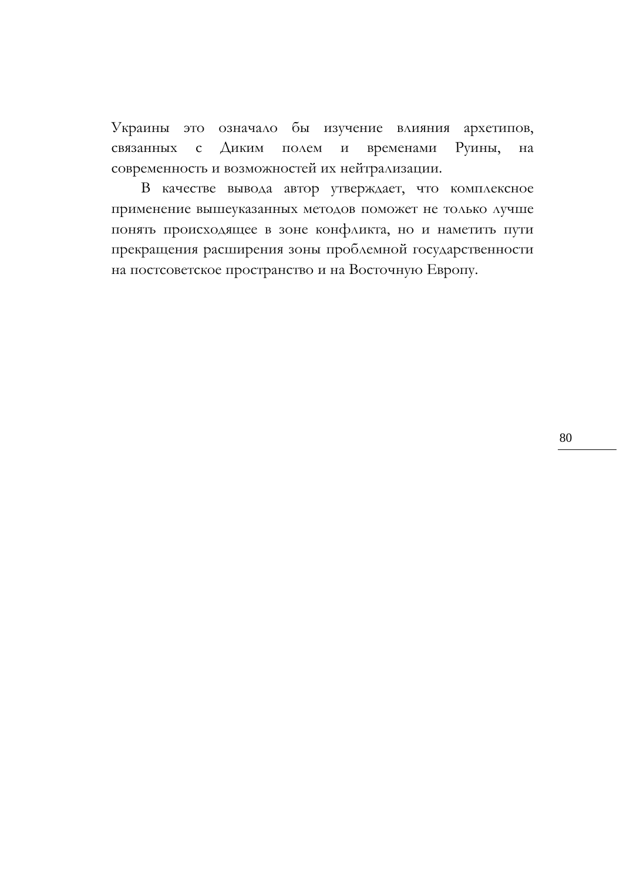Украины это означало бы изучение влияния архетипов, связанных с Диким полем и временами Руины, на современность и возможностей их нейтрализации.

В качестве вывода автор утверждает, что комплексное применение вышеуказанных методов поможет не только лучше понять происходящее в зоне конфликта, но и наметить пути прекращения расширения зоны проблемной государственности на постсоветское пространство и на Восточную Европу.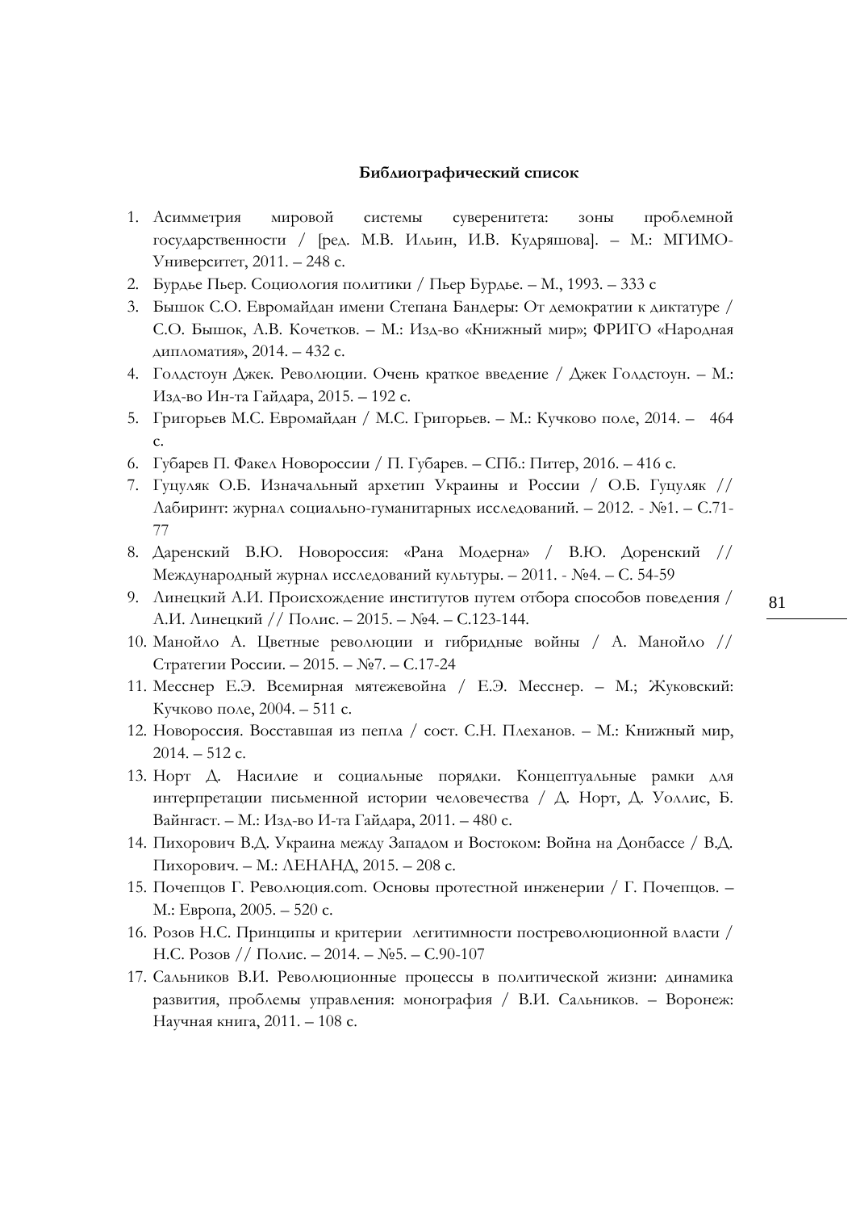**Библиографический список**

1. Асимметрия мировой системы суверенитета: зоны проблемной государственности / [ред. М.В. Ильин, И.В. Кудряшова]. – М.: МГИМО-Университет, 2011. – 248 с.
2. Бурдье Пьер. Социология политики / Пьер Бурдье. – М., 1993. – 333 с
3. Бышок С.О. Евромайдан имени Степана Бандеры: От демократии к диктатуре / С.О. Бышок, А.В. Кочетков. – М.: Изд-во «Книжный мир»; ФРИГО «Народная дипломатия», 2014. – 432 с.
4. Голдстоун Джек. Революции. Очень краткое введение / Джек Голдстоун. – М.: Изд-во Ин-та Гайдара, 2015. – 192 с.
5. Григорьев М.С. Евромайдан / М.С. Григорьев. – М.: Кучково поле, 2014. – 464 с.
6. Губарев П. Факел Новороссии / П. Губарев. – СПб.: Питер, 2016. – 416 с.
7. Гуцуляк О.Б. Изначальный архетип Украины и России / О.Б. Гуцуляк // Лабиринт: журнал социально-гуманитарных исследований. – 2012. - №1. – С.71-77
8. Даренский В.Ю. Новороссия: «Рана Модерна» / В.Ю. Доренский // Международный журнал исследований культуры. – 2011. - №4. – С. 54-59
9. Линецкий А.И. Происхождение институтов путем отбора способов поведения / А.И. Линецкий // Полис. – 2015. – №4. – С.123-144.
10. Манойло А. Цветные революции и гибридные войны / А. Манойло // Стратегии России. – 2015. – №7. – С.17-24
11. Месснер Е.Э. Всемирная мятежевойна / Е.Э. Месснер. – М.; Жуковский: Кучково поле, 2004. – 511 с.
12. Новороссия. Восставшая из пепла / сост. С.Н. Плеханов. – М.: Книжный мир, 2014. – 512 с.
13. Норт Д. Насилие и социальные порядки. Концептуальные рамки для интерпретации письменной истории человечества / Д. Норт, Д. Уоллис, Б. Вайнгаст. – М.: Изд-во И-та Гайдара, 2011. – 480 с.
14. Пихорович В.Д. Украина между Западом и Востоком: Война на Донбассе / В.Д. Пихорович. – М.: ЛЕНАНД, 2015. – 208 с.
15. Почепцов Г. Революция.com. Основы протестной инженерии / Г. Почепцов. – М.: Европа, 2005. – 520 с.
16. Розов Н.С. Принципы и критерии легитимности постреволюционной власти / Н.С. Розов // Полис. – 2014. – №5. – С.90-107
17. Сальников В.И. Революционные процессы в политической жизни: динамика развития, проблемы управления: монография / В.И. Сальников. – Воронеж: Научная книга, 2011. – 108 с.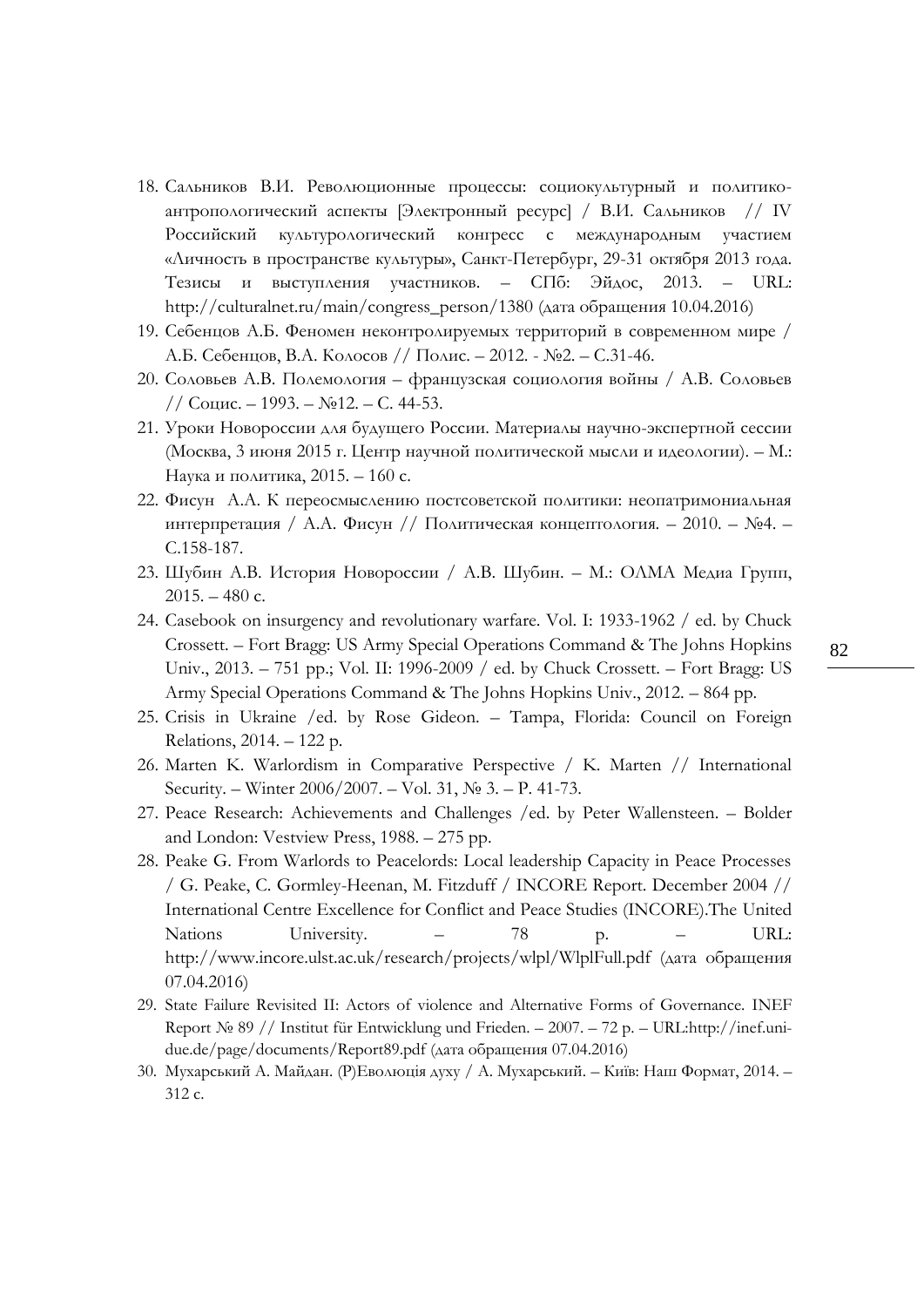18. Сальников В.И. Революционные процессы: социокультурный и политико-антропологический аспекты [Электронный ресурс] / В.И. Сальников // IV Российский культурологический конгресс с международным участием «Личность в пространстве культуры», Санкт-Петербург, 29-31 октября 2013 года. Тезисы и выступления участников. – СПб: Эйдос, 2013. – URL: http://culturalnet.ru/main/congress_person/1380 (дата обращения 10.04.2016)
19. Себенцов А.Б. Феномен неконтролируемых территорий в современном мире / А.Б. Себенцов, В.А. Колосов // Полис. – 2012. - №2. – С.31-46.
20. Соловьев А.В. Полемология – французская социология войны / А.В. Соловьев // Социс. – 1993. – №12. – С. 44-53.
21. Уроки Новороссии для будущего России. Материалы научно-экспертной сессии (Москва, 3 июня 2015 г. Центр научной политической мысли и идеологии). – М.: Наука и политика, 2015. – 160 с.
22. Фисун А.А. К переосмыслению постсоветской политики: неопатримониальная интерпретация / А.А. Фисун // Политическая концептология. – 2010. – №4. – С.158-187.
23. Шубин А.В. История Новороссии / А.В. Шубин. – М.: ОЛМА Медиа Групп, 2015. – 480 с.
24. Casebook on insurgency and revolutionary warfare. Vol. I: 1933-1962 / ed. by Chuck Crossett. – Fort Bragg: US Army Special Operations Command & The Johns Hopkins Univ., 2013. – 751 pp.; Vol. II: 1996-2009 / ed. by Chuck Crossett. – Fort Bragg: US Army Special Operations Command & The Johns Hopkins Univ., 2012. – 864 pp.
25. Crisis in Ukraine /ed. by Rose Gideon. – Tampa, Florida: Council on Foreign Relations, 2014. – 122 p.
26. Marten K. Warlordism in Comparative Perspective / K. Marten // International Security. – Winter 2006/2007. – Vol. 31, № 3. – P. 41-73.
27. Peace Research: Achievements and Challenges /ed. by Peter Wallensteen. – Bolder and London: Vestview Press, 1988. – 275 pp.
28. Peake G. From Warlords to Peacelords: Local leadership Capacity in Peace Processes / G. Peake, C. Gormley-Heenan, M. Fitzduff / INCORE Report. December 2004 // International Centre Excellence for Conflict and Peace Studies (INCORE).The United Nations University. – 78 p. – URL: http://www.incore.ulst.ac.uk/research/projects/wlpl/WlplFull.pdf (дата обращения 07.04.2016)
29. State Failure Revisited II: Actors of violence and Alternative Forms of Governance. INEF Report № 89 // Institut für Entwicklung und Frieden. – 2007. – 72 p. – URL:http://inef.uni-due.de/page/documents/Report89.pdf (дата обращения 07.04.2016)
30. Мухарський А. Майдан. (Р)Еволюція духу / А. Мухарський. – Київ: Наш Формат, 2014. – 312 с.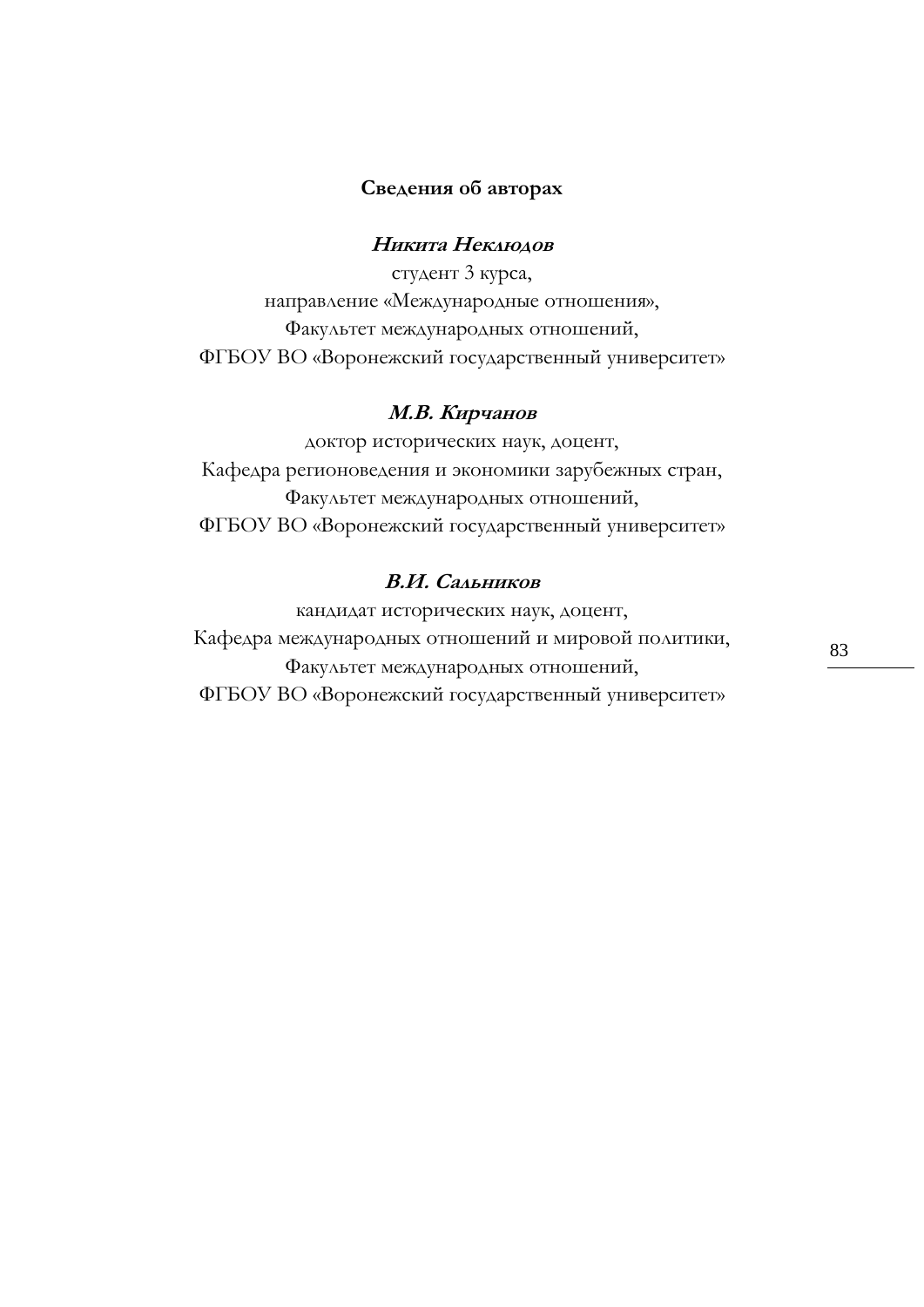## Сведения об авторах

***Никита Неклюдов***

студент 3 курса,
направление «Международные отношения»,
Факультет международных отношений,
ФГБОУ ВО «Воронежский государственный университет»

***М.В. Кирчанов***

доктор исторических наук, доцент,
Кафедра регионоведения и экономики зарубежных стран,
Факультет международных отношений,
ФГБОУ ВО «Воронежский государственный университет»

***В.И. Сальников***

кандидат исторических наук, доцент,
Кафедра международных отношений и мировой политики,
Факультет международных отношений,
ФГБОУ ВО «Воронежский государственный университет»